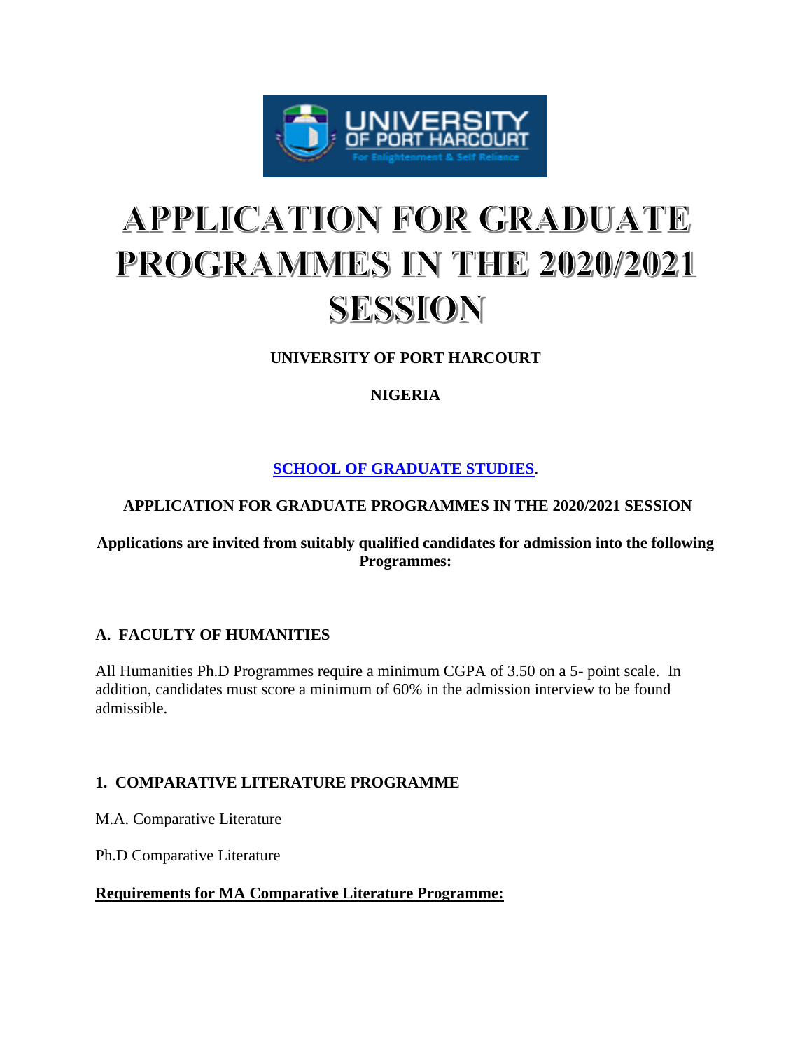# APPLICATION FOR GRADUATE PROGRAMMES IN THE 2020/2021 SESSION

**UNIVERSITY OF PORT HARCOURT**

**NIGERIA**

**SCHOOL OF GRADUATE STUDIES**.

**APPLICATION FOR GRADUATE PROGRAMMES IN THE 2020/2021 SESSION**

**Applications are invited from suitably qualified candidates for admission into the following Programmes:**

## A. FACULTY OF HUMANITIES

All Humanities Ph.D Programmes require a minimum CGPA of 3.50 on a 5- point scale. In addition, candidates must score a minimum of 60% in the admission interview to be found admissible.

### 1. COMPARATIVE LITERATURE PROGRAMME

M.A. Comparative Literature

Ph.D Comparative Literature

**Requirements for MA Comparative Literature Programme:**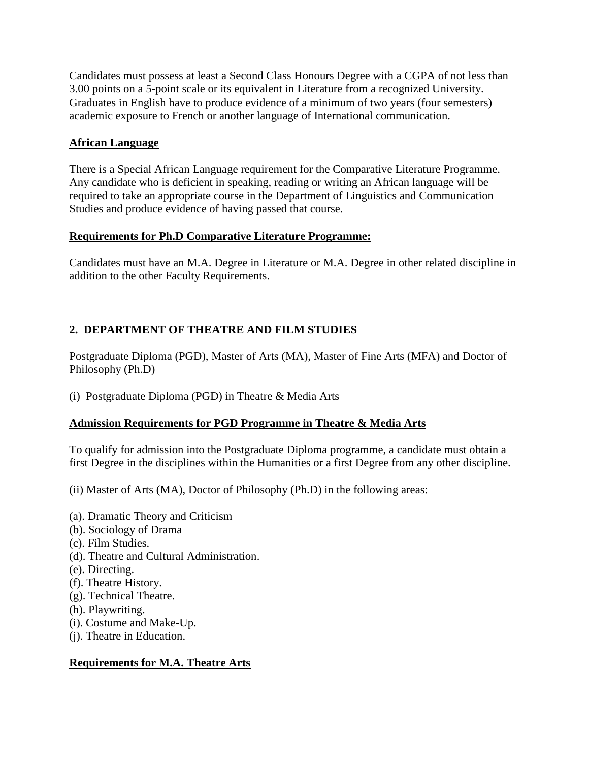Candidates must possess at least a Second Class Honours Degree with a CGPA of not less than 3.00 points on a 5-point scale or its equivalent in Literature from a recognized University. Graduates in English have to produce evidence of a minimum of two years (four semesters) academic exposure to French or another language of International communication.

**African Language**

There is a Special African Language requirement for the Comparative Literature Programme. Any candidate who is deficient in speaking, reading or writing an African language will be required to take an appropriate course in the Department of Linguistics and Communication Studies and produce evidence of having passed that course.

**Requirements for Ph.D Comparative Literature Programme:**

Candidates must have an M.A. Degree in Literature or M.A. Degree in other related discipline in addition to the other Faculty Requirements.

## 2. DEPARTMENT OF THEATRE AND FILM STUDIES

Postgraduate Diploma (PGD), Master of Arts (MA), Master of Fine Arts (MFA) and Doctor of Philosophy (Ph.D)

(i) Postgraduate Diploma (PGD) in Theatre & Media Arts

**Admission Requirements for PGD Programme in Theatre & Media Arts**

To qualify for admission into the Postgraduate Diploma programme, a candidate must obtain a first Degree in the disciplines within the Humanities or a first Degree from any other discipline.

(ii) Master of Arts (MA), Doctor of Philosophy (Ph.D) in the following areas:

(a). Dramatic Theory and Criticism
(b). Sociology of Drama
(c). Film Studies.
(d). Theatre and Cultural Administration.
(e). Directing.
(f). Theatre History.
(g). Technical Theatre.
(h). Playwriting.
(i). Costume and Make-Up.
(j). Theatre in Education.

**Requirements for M.A. Theatre Arts**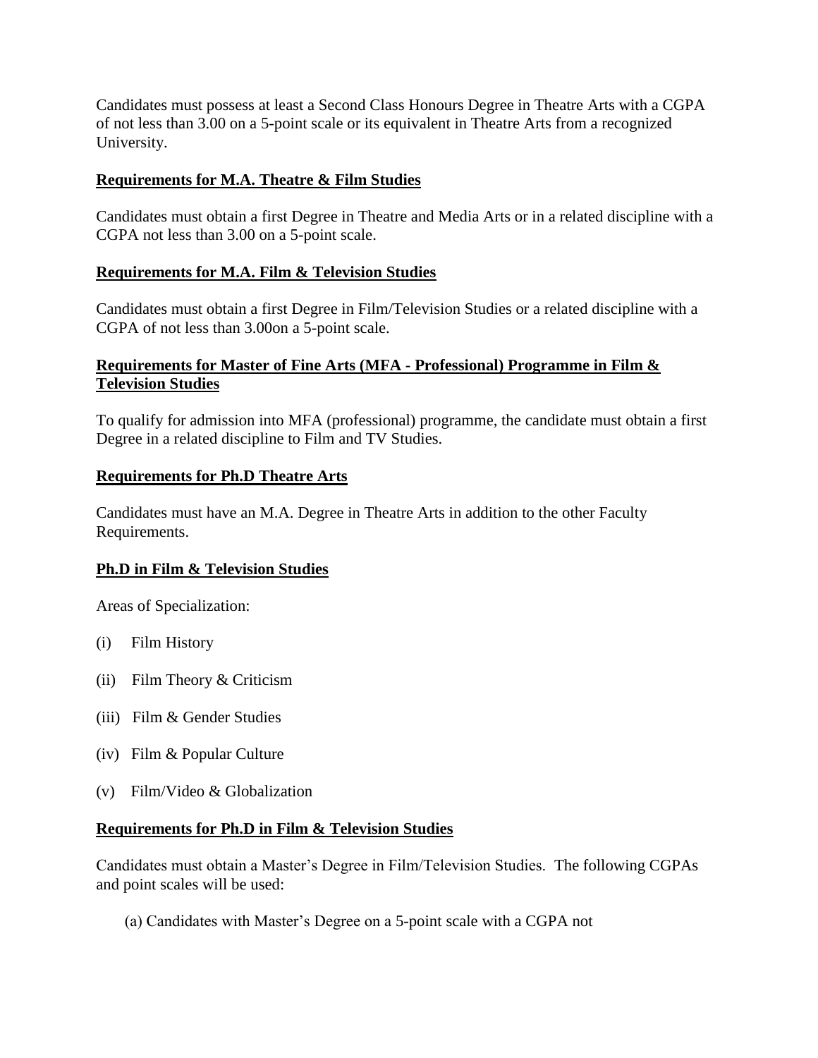Candidates must possess at least a Second Class Honours Degree in Theatre Arts with a CGPA of not less than 3.00 on a 5-point scale or its equivalent in Theatre Arts from a recognized University.

**Requirements for M.A. Theatre & Film Studies**

Candidates must obtain a first Degree in Theatre and Media Arts or in a related discipline with a CGPA not less than 3.00 on a 5-point scale.

**Requirements for M.A. Film & Television Studies**

Candidates must obtain a first Degree in Film/Television Studies or a related discipline with a CGPA of not less than 3.00on a 5-point scale.

**Requirements for Master of Fine Arts (MFA - Professional) Programme in Film & Television Studies**

To qualify for admission into MFA (professional) programme, the candidate must obtain a first Degree in a related discipline to Film and TV Studies.

**Requirements for Ph.D Theatre Arts**

Candidates must have an M.A. Degree in Theatre Arts in addition to the other Faculty Requirements.

**Ph.D in Film & Television Studies**

Areas of Specialization:

(i) Film History

(ii) Film Theory & Criticism

(iii) Film & Gender Studies

(iv) Film & Popular Culture

(v) Film/Video & Globalization

**Requirements for Ph.D in Film & Television Studies**

Candidates must obtain a Master's Degree in Film/Television Studies. The following CGPAs and point scales will be used:

(a) Candidates with Master's Degree on a 5-point scale with a CGPA not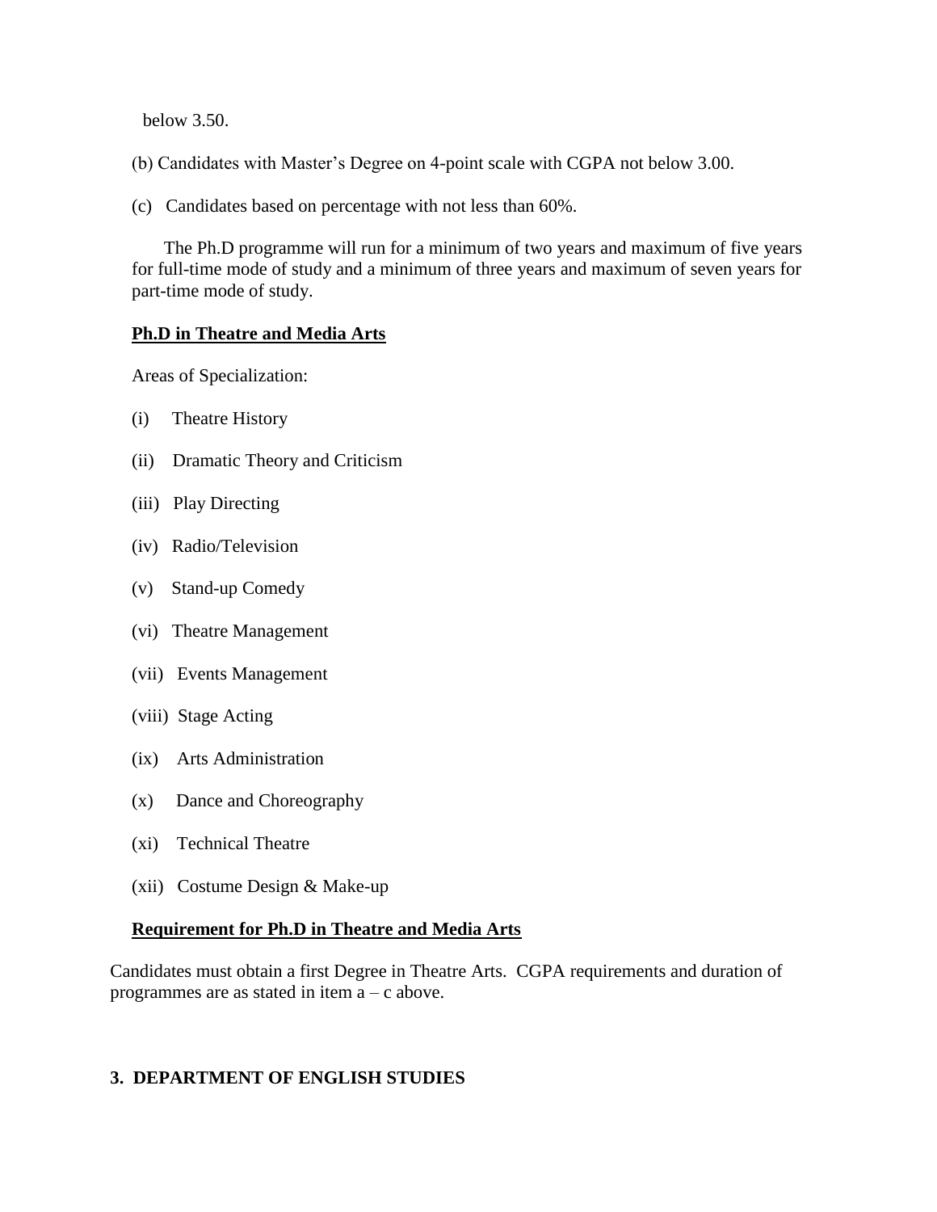below 3.50.

(b) Candidates with Master's Degree on 4-point scale with CGPA not below 3.00.

(c) Candidates based on percentage with not less than 60%.

The Ph.D programme will run for a minimum of two years and maximum of five years for full-time mode of study and a minimum of three years and maximum of seven years for part-time mode of study.

**Ph.D in Theatre and Media Arts**

Areas of Specialization:

(i) Theatre History

(ii) Dramatic Theory and Criticism

(iii) Play Directing

(iv) Radio/Television

(v) Stand-up Comedy

(vi) Theatre Management

(vii) Events Management

(viii) Stage Acting

(ix) Arts Administration

(x) Dance and Choreography

(xi) Technical Theatre

(xii) Costume Design & Make-up

**Requirement for Ph.D in Theatre and Media Arts**

Candidates must obtain a first Degree in Theatre Arts. CGPA requirements and duration of programmes are as stated in item a – c above.

## 3. DEPARTMENT OF ENGLISH STUDIES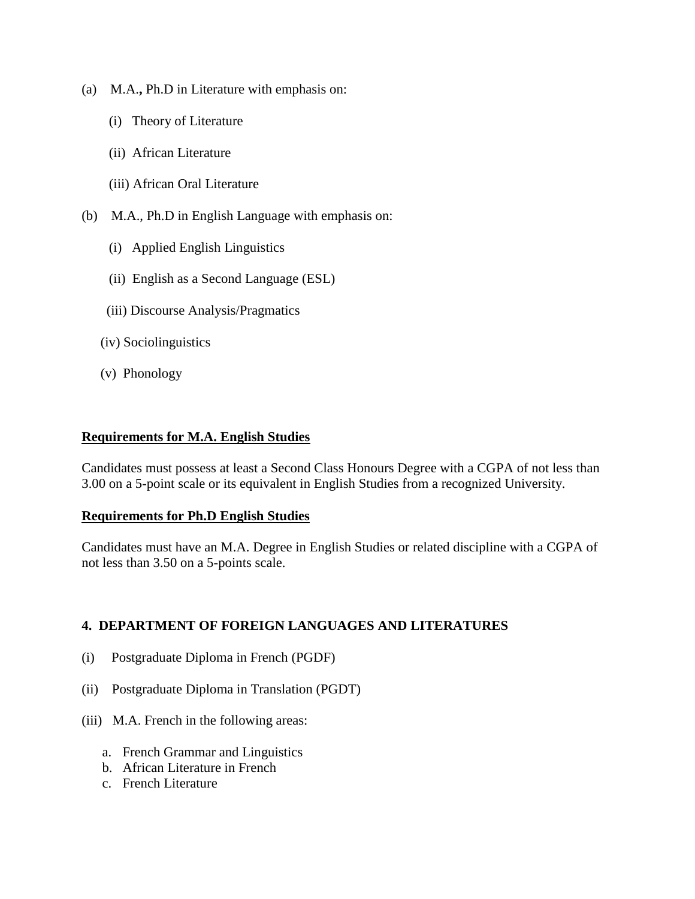(a) M.A.**,** Ph.D in Literature with emphasis on:

- (i) Theory of Literature
- (ii) African Literature
- (iii) African Oral Literature

(b) M.A., Ph.D in English Language with emphasis on:

- (i) Applied English Linguistics
- (ii) English as a Second Language (ESL)
- (iii) Discourse Analysis/Pragmatics
- (iv) Sociolinguistics
- (v) Phonology

**<u>Requirements for M.A. English Studies</u>**

Candidates must possess at least a Second Class Honours Degree with a CGPA of not less than 3.00 on a 5-point scale or its equivalent in English Studies from a recognized University.

**<u>Requirements for Ph.D English Studies</u>**

Candidates must have an M.A. Degree in English Studies or related discipline with a CGPA of not less than 3.50 on a 5-points scale.

**4. DEPARTMENT OF FOREIGN LANGUAGES AND LITERATURES**

(i) Postgraduate Diploma in French (PGDF)

(ii) Postgraduate Diploma in Translation (PGDT)

(iii) M.A. French in the following areas:

a. French Grammar and Linguistics
b. African Literature in French
c. French Literature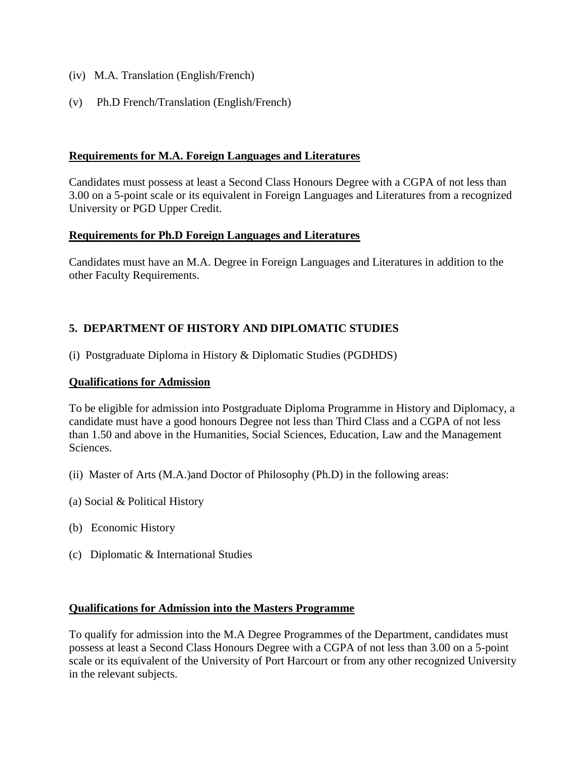(iv) M.A. Translation (English/French)

(v) Ph.D French/Translation (English/French)

**Requirements for M.A. Foreign Languages and Literatures**

Candidates must possess at least a Second Class Honours Degree with a CGPA of not less than 3.00 on a 5-point scale or its equivalent in Foreign Languages and Literatures from a recognized University or PGD Upper Credit.

**Requirements for Ph.D Foreign Languages and Literatures**

Candidates must have an M.A. Degree in Foreign Languages and Literatures in addition to the other Faculty Requirements.

## 5. DEPARTMENT OF HISTORY AND DIPLOMATIC STUDIES

(i) Postgraduate Diploma in History & Diplomatic Studies (PGDHDS)

**Qualifications for Admission**

To be eligible for admission into Postgraduate Diploma Programme in History and Diplomacy, a candidate must have a good honours Degree not less than Third Class and a CGPA of not less than 1.50 and above in the Humanities, Social Sciences, Education, Law and the Management Sciences.

(ii) Master of Arts (M.A.)and Doctor of Philosophy (Ph.D) in the following areas:

(a) Social & Political History

(b) Economic History

(c) Diplomatic & International Studies

**Qualifications for Admission into the Masters Programme**

To qualify for admission into the M.A Degree Programmes of the Department, candidates must possess at least a Second Class Honours Degree with a CGPA of not less than 3.00 on a 5-point scale or its equivalent of the University of Port Harcourt or from any other recognized University in the relevant subjects.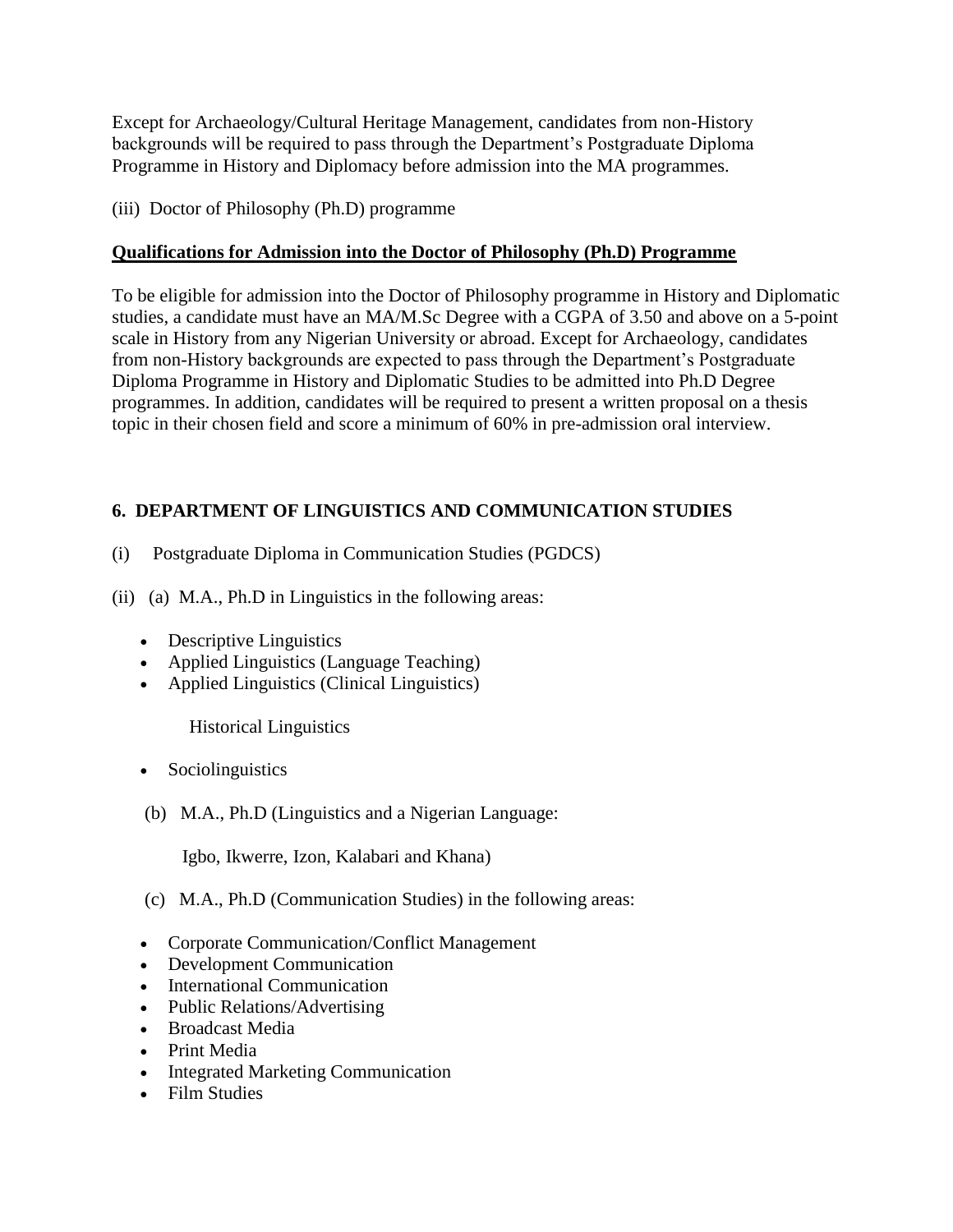Except for Archaeology/Cultural Heritage Management, candidates from non-History backgrounds will be required to pass through the Department's Postgraduate Diploma Programme in History and Diplomacy before admission into the MA programmes.

(iii) Doctor of Philosophy (Ph.D) programme

**Qualifications for Admission into the Doctor of Philosophy (Ph.D) Programme**

To be eligible for admission into the Doctor of Philosophy programme in History and Diplomatic studies, a candidate must have an MA/M.Sc Degree with a CGPA of 3.50 and above on a 5-point scale in History from any Nigerian University or abroad. Except for Archaeology, candidates from non-History backgrounds are expected to pass through the Department's Postgraduate Diploma Programme in History and Diplomatic Studies to be admitted into Ph.D Degree programmes. In addition, candidates will be required to present a written proposal on a thesis topic in their chosen field and score a minimum of 60% in pre-admission oral interview.

## 6. DEPARTMENT OF LINGUISTICS AND COMMUNICATION STUDIES

(i) Postgraduate Diploma in Communication Studies (PGDCS)

(ii) (a) M.A., Ph.D in Linguistics in the following areas:

- Descriptive Linguistics
- Applied Linguistics (Language Teaching)
- Applied Linguistics (Clinical Linguistics)

  Historical Linguistics

- Sociolinguistics

(b) M.A., Ph.D (Linguistics and a Nigerian Language:

Igbo, Ikwerre, Izon, Kalabari and Khana)

(c) M.A., Ph.D (Communication Studies) in the following areas:

- Corporate Communication/Conflict Management
- Development Communication
- International Communication
- Public Relations/Advertising
- Broadcast Media
- Print Media
- Integrated Marketing Communication
- Film Studies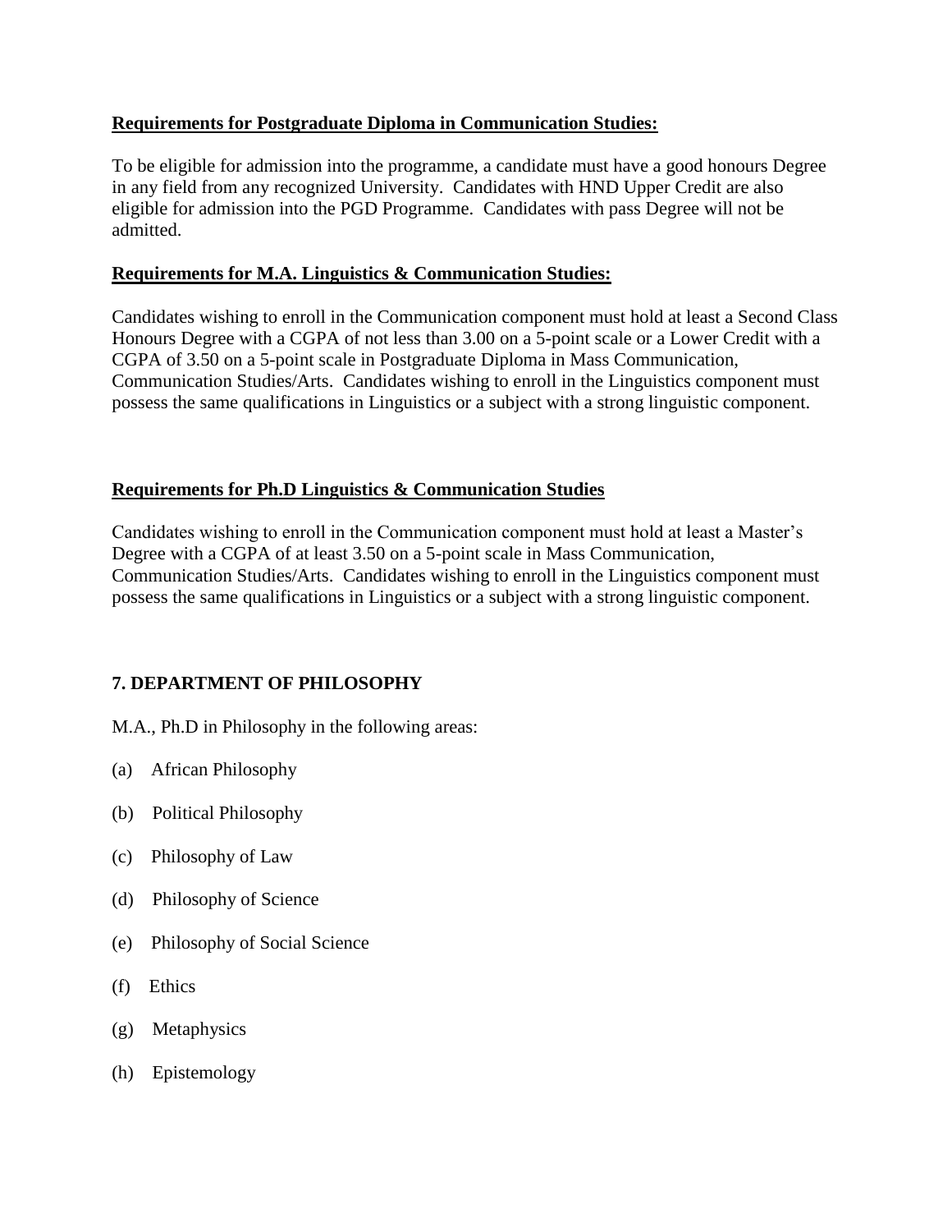**Requirements for Postgraduate Diploma in Communication Studies:**

To be eligible for admission into the programme, a candidate must have a good honours Degree in any field from any recognized University. Candidates with HND Upper Credit are also eligible for admission into the PGD Programme. Candidates with pass Degree will not be admitted.

**Requirements for M.A. Linguistics & Communication Studies:**

Candidates wishing to enroll in the Communication component must hold at least a Second Class Honours Degree with a CGPA of not less than 3.00 on a 5-point scale or a Lower Credit with a CGPA of 3.50 on a 5-point scale in Postgraduate Diploma in Mass Communication, Communication Studies/Arts. Candidates wishing to enroll in the Linguistics component must possess the same qualifications in Linguistics or a subject with a strong linguistic component.

**Requirements for Ph.D Linguistics & Communication Studies**

Candidates wishing to enroll in the Communication component must hold at least a Master's Degree with a CGPA of at least 3.50 on a 5-point scale in Mass Communication, Communication Studies/Arts. Candidates wishing to enroll in the Linguistics component must possess the same qualifications in Linguistics or a subject with a strong linguistic component.

## 7. DEPARTMENT OF PHILOSOPHY

M.A., Ph.D in Philosophy in the following areas:

(a) African Philosophy

(b) Political Philosophy

(c) Philosophy of Law

(d) Philosophy of Science

(e) Philosophy of Social Science

(f) Ethics

(g) Metaphysics

(h) Epistemology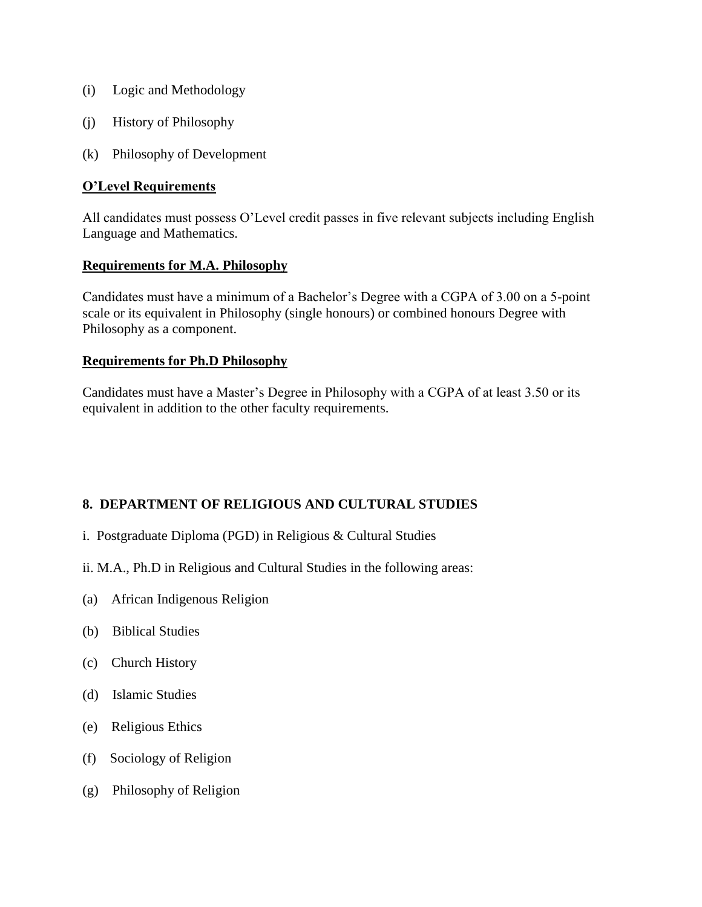(i) Logic and Methodology

(j) History of Philosophy

(k) Philosophy of Development

**O'Level Requirements**

All candidates must possess O'Level credit passes in five relevant subjects including English Language and Mathematics.

**Requirements for M.A. Philosophy**

Candidates must have a minimum of a Bachelor's Degree with a CGPA of 3.00 on a 5-point scale or its equivalent in Philosophy (single honours) or combined honours Degree with Philosophy as a component.

**Requirements for Ph.D Philosophy**

Candidates must have a Master's Degree in Philosophy with a CGPA of at least 3.50 or its equivalent in addition to the other faculty requirements.

## 8. DEPARTMENT OF RELIGIOUS AND CULTURAL STUDIES

i. Postgraduate Diploma (PGD) in Religious & Cultural Studies

ii. M.A., Ph.D in Religious and Cultural Studies in the following areas:

(a) African Indigenous Religion

(b) Biblical Studies

(c) Church History

(d) Islamic Studies

(e) Religious Ethics

(f) Sociology of Religion

(g) Philosophy of Religion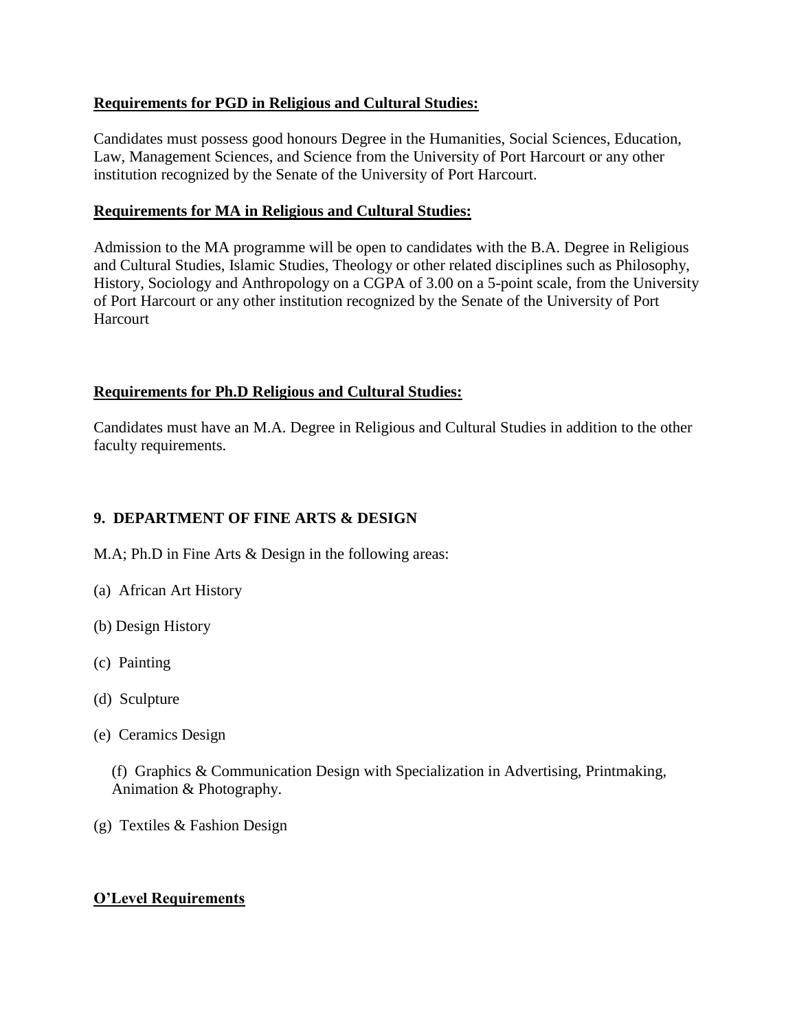**Requirements for PGD in Religious and Cultural Studies:**

Candidates must possess good honours Degree in the Humanities, Social Sciences, Education, Law, Management Sciences, and Science from the University of Port Harcourt or any other institution recognized by the Senate of the University of Port Harcourt.

**Requirements for MA in Religious and Cultural Studies:**

Admission to the MA programme will be open to candidates with the B.A. Degree in Religious and Cultural Studies, Islamic Studies, Theology or other related disciplines such as Philosophy, History, Sociology and Anthropology on a CGPA of 3.00 on a 5-point scale, from the University of Port Harcourt or any other institution recognized by the Senate of the University of Port Harcourt

**Requirements for Ph.D Religious and Cultural Studies:**

Candidates must have an M.A. Degree in Religious and Cultural Studies in addition to the other faculty requirements.

## 9. DEPARTMENT OF FINE ARTS & DESIGN

M.A; Ph.D in Fine Arts & Design in the following areas:

(a) African Art History

(b) Design History

(c) Painting

(d) Sculpture

(e) Ceramics Design

(f) Graphics & Communication Design with Specialization in Advertising, Printmaking, Animation & Photography.

(g) Textiles & Fashion Design

**O'Level Requirements**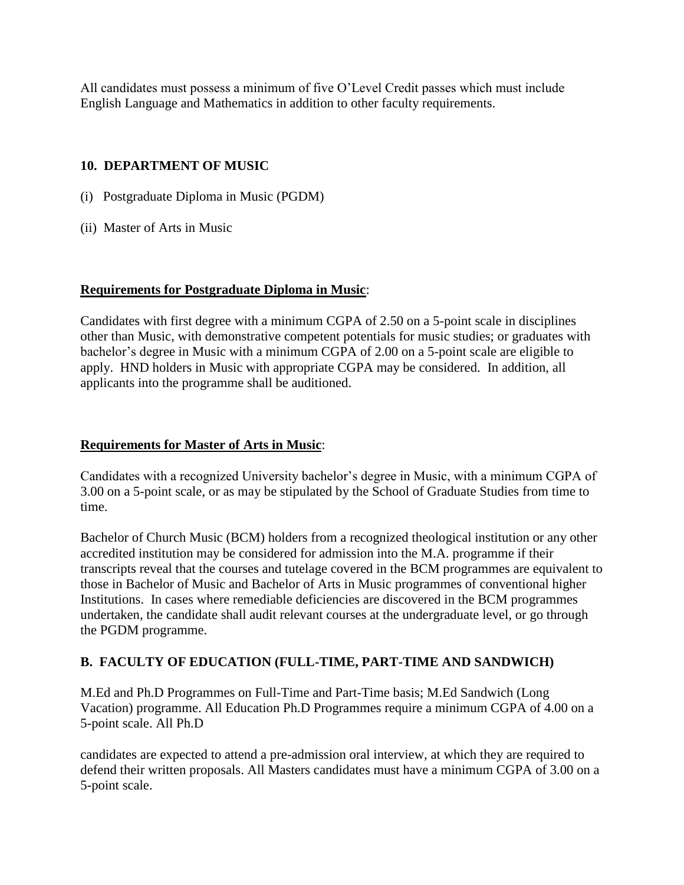All candidates must possess a minimum of five O'Level Credit passes which must include English Language and Mathematics in addition to other faculty requirements.

### 10. DEPARTMENT OF MUSIC

(i) Postgraduate Diploma in Music (PGDM)

(ii) Master of Arts in Music

**Requirements for Postgraduate Diploma in Music**:

Candidates with first degree with a minimum CGPA of 2.50 on a 5-point scale in disciplines other than Music, with demonstrative competent potentials for music studies; or graduates with bachelor's degree in Music with a minimum CGPA of 2.00 on a 5-point scale are eligible to apply. HND holders in Music with appropriate CGPA may be considered. In addition, all applicants into the programme shall be auditioned.

**Requirements for Master of Arts in Music**:

Candidates with a recognized University bachelor's degree in Music, with a minimum CGPA of 3.00 on a 5-point scale, or as may be stipulated by the School of Graduate Studies from time to time.

Bachelor of Church Music (BCM) holders from a recognized theological institution or any other accredited institution may be considered for admission into the M.A. programme if their transcripts reveal that the courses and tutelage covered in the BCM programmes are equivalent to those in Bachelor of Music and Bachelor of Arts in Music programmes of conventional higher Institutions. In cases where remediable deficiencies are discovered in the BCM programmes undertaken, the candidate shall audit relevant courses at the undergraduate level, or go through the PGDM programme.

## B. FACULTY OF EDUCATION (FULL-TIME, PART-TIME AND SANDWICH)

M.Ed and Ph.D Programmes on Full-Time and Part-Time basis; M.Ed Sandwich (Long Vacation) programme. All Education Ph.D Programmes require a minimum CGPA of 4.00 on a 5-point scale. All Ph.D candidates are expected to attend a pre-admission oral interview, at which they are required to defend their written proposals. All Masters candidates must have a minimum CGPA of 3.00 on a 5-point scale.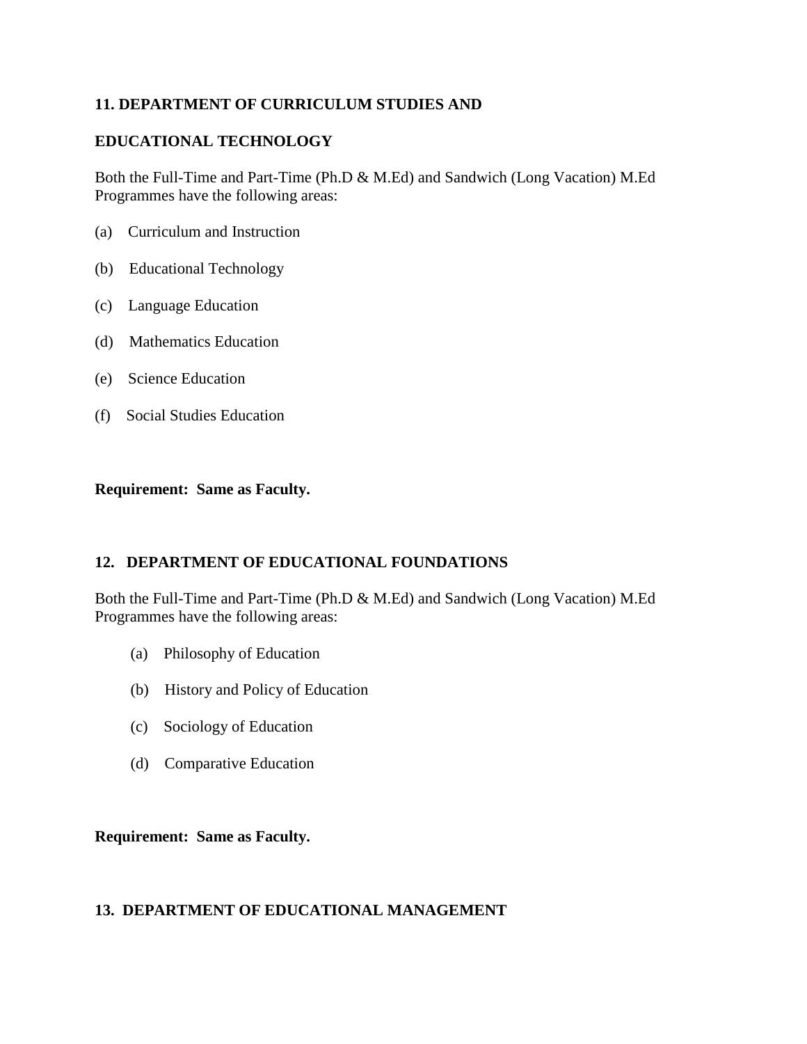## 11. DEPARTMENT OF CURRICULUM STUDIES AND EDUCATIONAL TECHNOLOGY

Both the Full-Time and Part-Time (Ph.D & M.Ed) and Sandwich (Long Vacation) M.Ed Programmes have the following areas:

(a) Curriculum and Instruction

(b) Educational Technology

(c) Language Education

(d) Mathematics Education

(e) Science Education

(f) Social Studies Education

**Requirement: Same as Faculty.**

## 12. DEPARTMENT OF EDUCATIONAL FOUNDATIONS

Both the Full-Time and Part-Time (Ph.D & M.Ed) and Sandwich (Long Vacation) M.Ed Programmes have the following areas:

(a) Philosophy of Education

(b) History and Policy of Education

(c) Sociology of Education

(d) Comparative Education

**Requirement: Same as Faculty.**

## 13. DEPARTMENT OF EDUCATIONAL MANAGEMENT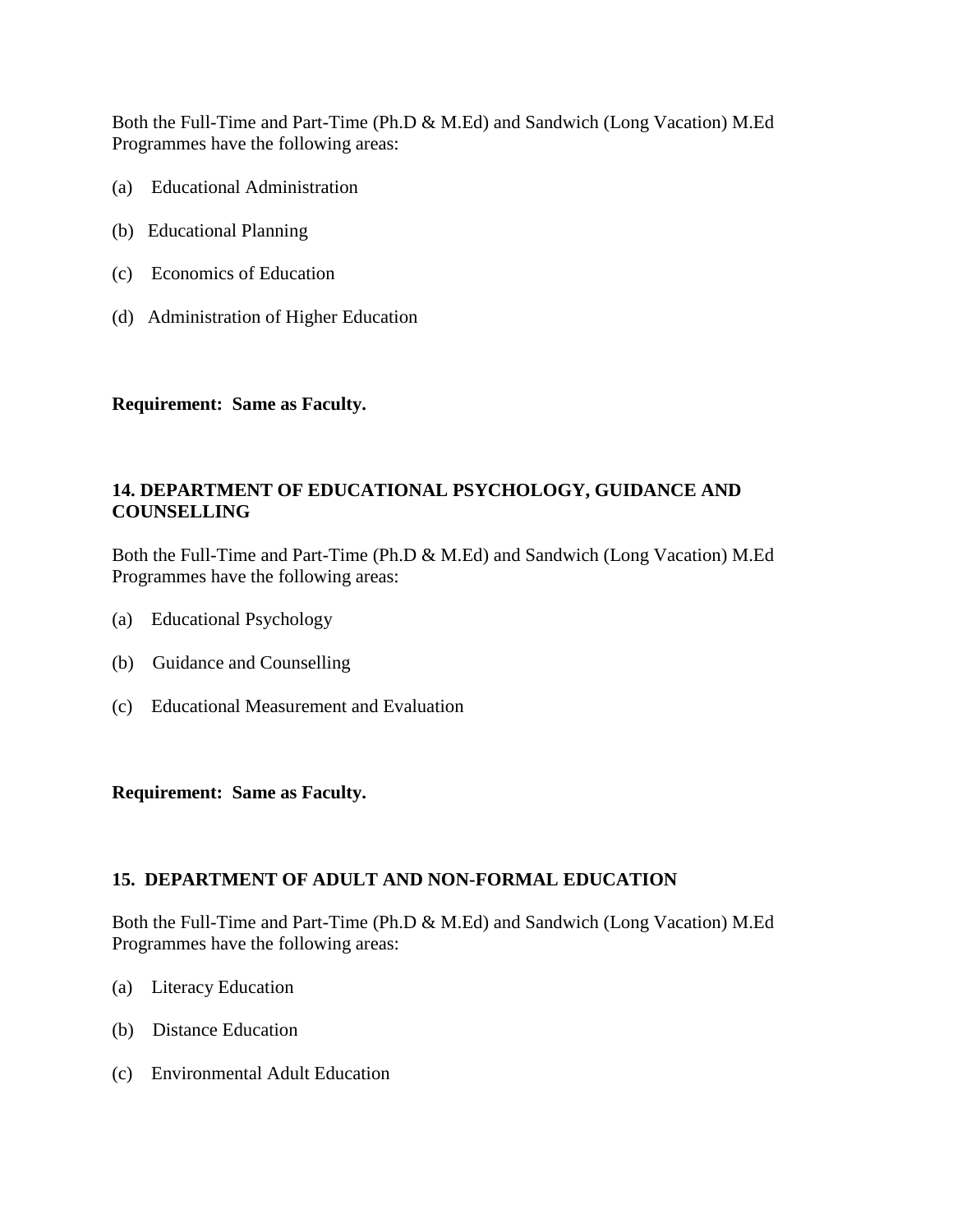Both the Full-Time and Part-Time (Ph.D & M.Ed) and Sandwich (Long Vacation) M.Ed Programmes have the following areas:

(a) Educational Administration

(b) Educational Planning

(c) Economics of Education

(d) Administration of Higher Education

**Requirement: Same as Faculty.**

## 14. DEPARTMENT OF EDUCATIONAL PSYCHOLOGY, GUIDANCE AND COUNSELLING

Both the Full-Time and Part-Time (Ph.D & M.Ed) and Sandwich (Long Vacation) M.Ed Programmes have the following areas:

(a) Educational Psychology

(b) Guidance and Counselling

(c) Educational Measurement and Evaluation

**Requirement: Same as Faculty.**

## 15. DEPARTMENT OF ADULT AND NON-FORMAL EDUCATION

Both the Full-Time and Part-Time (Ph.D & M.Ed) and Sandwich (Long Vacation) M.Ed Programmes have the following areas:

(a) Literacy Education

(b) Distance Education

(c) Environmental Adult Education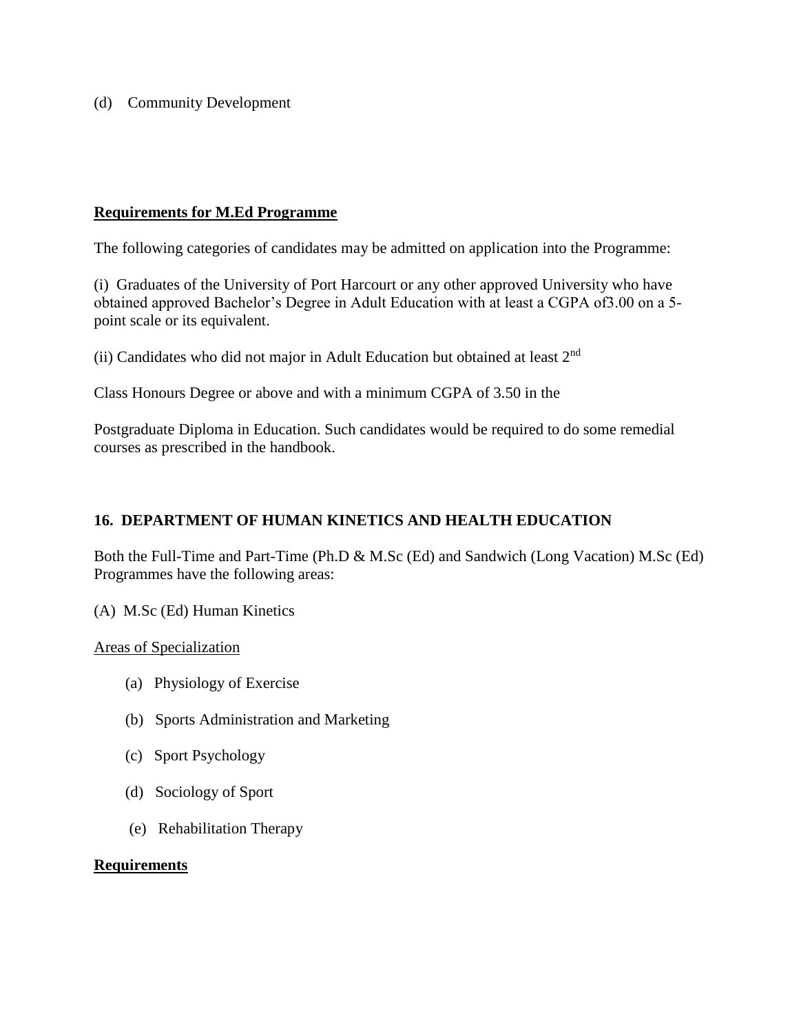(d) Community Development

**Requirements for M.Ed Programme**

The following categories of candidates may be admitted on application into the Programme:

(i) Graduates of the University of Port Harcourt or any other approved University who have obtained approved Bachelor's Degree in Adult Education with at least a CGPA of3.00 on a 5-point scale or its equivalent.

(ii) Candidates who did not major in Adult Education but obtained at least 2nd

Class Honours Degree or above and with a minimum CGPA of 3.50 in the

Postgraduate Diploma in Education. Such candidates would be required to do some remedial courses as prescribed in the handbook.

## 16. DEPARTMENT OF HUMAN KINETICS AND HEALTH EDUCATION

Both the Full-Time and Part-Time (Ph.D & M.Sc (Ed) and Sandwich (Long Vacation) M.Sc (Ed) Programmes have the following areas:

(A) M.Sc (Ed) Human Kinetics

Areas of Specialization

- (a) Physiology of Exercise
- (b) Sports Administration and Marketing
- (c) Sport Psychology
- (d) Sociology of Sport
- (e) Rehabilitation Therapy

**Requirements**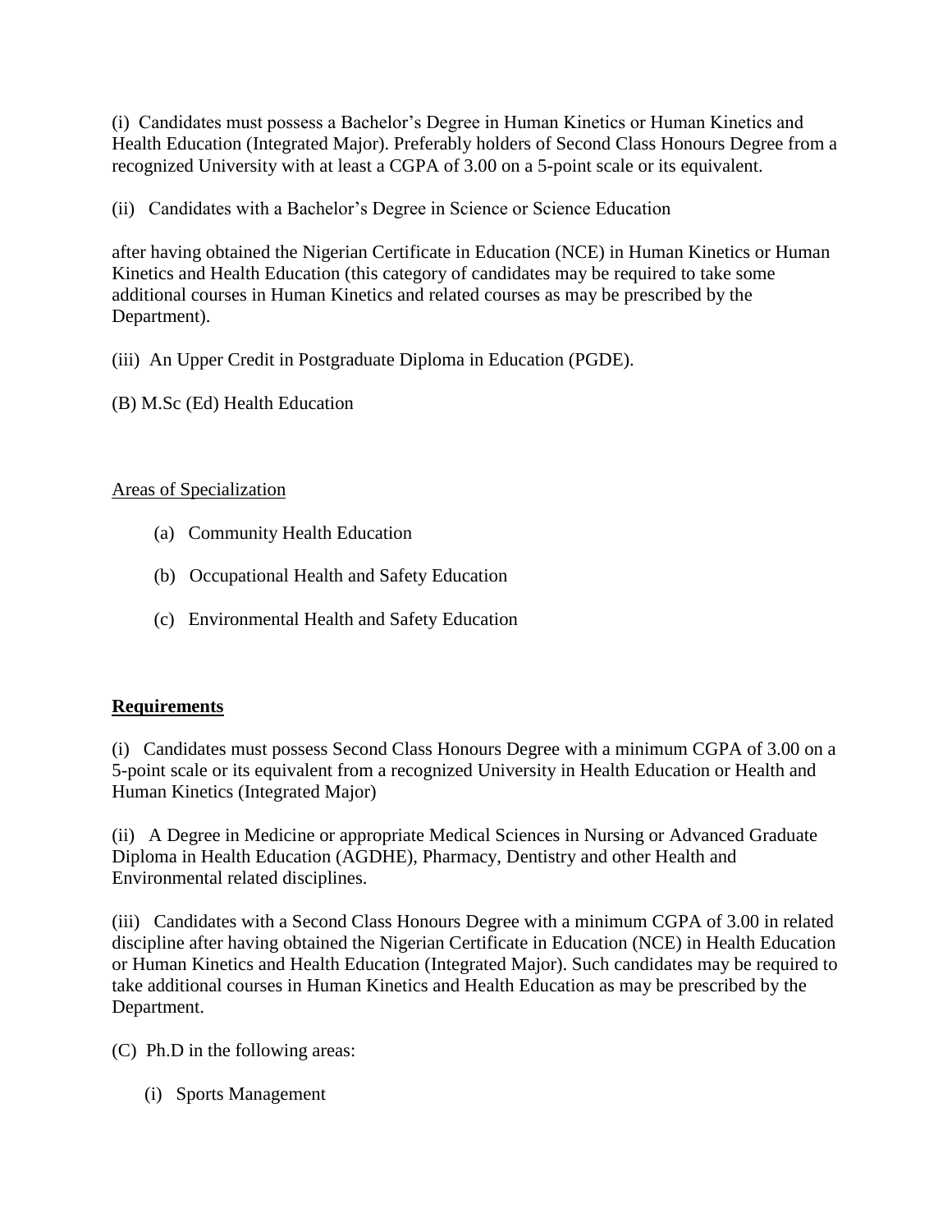(i) Candidates must possess a Bachelor's Degree in Human Kinetics or Human Kinetics and Health Education (Integrated Major). Preferably holders of Second Class Honours Degree from a recognized University with at least a CGPA of 3.00 on a 5-point scale or its equivalent.

(ii) Candidates with a Bachelor's Degree in Science or Science Education

after having obtained the Nigerian Certificate in Education (NCE) in Human Kinetics or Human Kinetics and Health Education (this category of candidates may be required to take some additional courses in Human Kinetics and related courses as may be prescribed by the Department).

(iii) An Upper Credit in Postgraduate Diploma in Education (PGDE).

(B) M.Sc (Ed) Health Education

Areas of Specialization

(a) Community Health Education

(b) Occupational Health and Safety Education

(c) Environmental Health and Safety Education

**Requirements**

(i) Candidates must possess Second Class Honours Degree with a minimum CGPA of 3.00 on a 5-point scale or its equivalent from a recognized University in Health Education or Health and Human Kinetics (Integrated Major)

(ii) A Degree in Medicine or appropriate Medical Sciences in Nursing or Advanced Graduate Diploma in Health Education (AGDHE), Pharmacy, Dentistry and other Health and Environmental related disciplines.

(iii) Candidates with a Second Class Honours Degree with a minimum CGPA of 3.00 in related discipline after having obtained the Nigerian Certificate in Education (NCE) in Health Education or Human Kinetics and Health Education (Integrated Major). Such candidates may be required to take additional courses in Human Kinetics and Health Education as may be prescribed by the Department.

(C) Ph.D in the following areas:

(i) Sports Management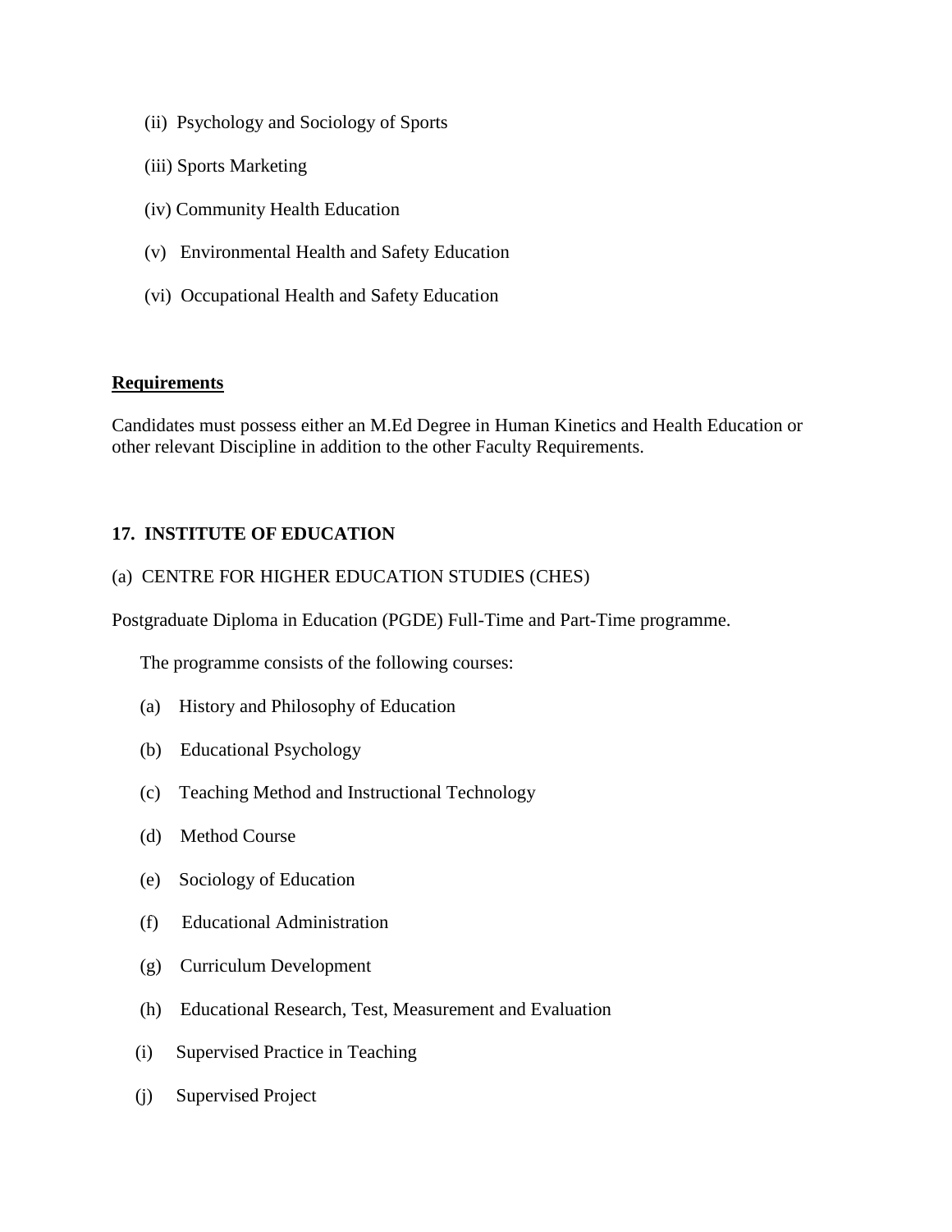(ii) Psychology and Sociology of Sports

(iii) Sports Marketing

(iv) Community Health Education

(v) Environmental Health and Safety Education

(vi) Occupational Health and Safety Education

**Requirements**

Candidates must possess either an M.Ed Degree in Human Kinetics and Health Education or other relevant Discipline in addition to the other Faculty Requirements.

**17. INSTITUTE OF EDUCATION**

(a) CENTRE FOR HIGHER EDUCATION STUDIES (CHES)

Postgraduate Diploma in Education (PGDE) Full-Time and Part-Time programme.

The programme consists of the following courses:

(a) History and Philosophy of Education

(b) Educational Psychology

(c) Teaching Method and Instructional Technology

(d) Method Course

(e) Sociology of Education

(f) Educational Administration

(g) Curriculum Development

(h) Educational Research, Test, Measurement and Evaluation

(i) Supervised Practice in Teaching

(j) Supervised Project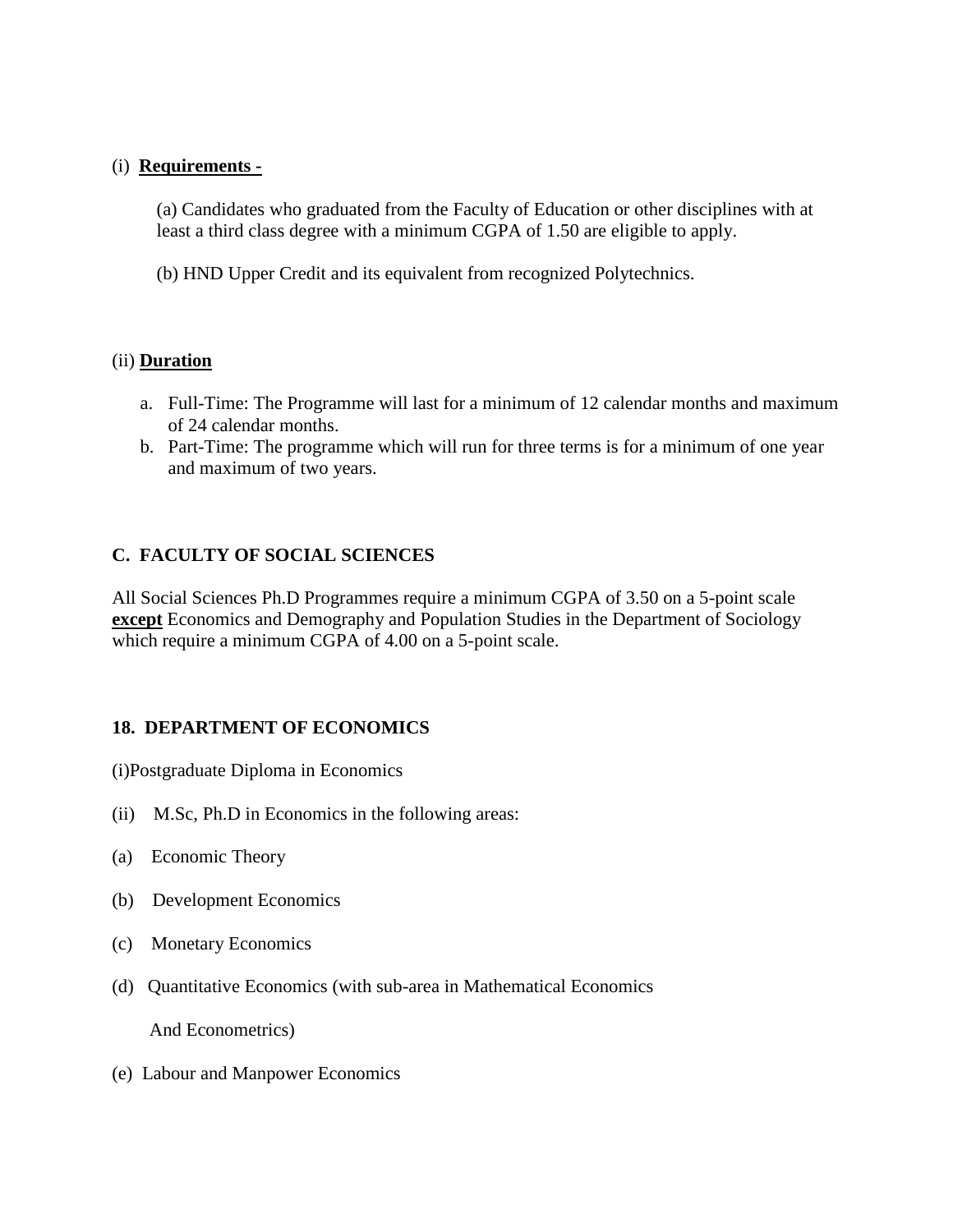(i) **<u>Requirements -</u>**

(a) Candidates who graduated from the Faculty of Education or other disciplines with at least a third class degree with a minimum CGPA of 1.50 are eligible to apply.

(b) HND Upper Credit and its equivalent from recognized Polytechnics.

(ii) **<u>Duration</u>**

a. Full-Time: The Programme will last for a minimum of 12 calendar months and maximum of 24 calendar months.
b. Part-Time: The programme which will run for three terms is for a minimum of one year and maximum of two years.

## C. FACULTY OF SOCIAL SCIENCES

All Social Sciences Ph.D Programmes require a minimum CGPA of 3.50 on a 5-point scale **<u>except</u>** Economics and Demography and Population Studies in the Department of Sociology which require a minimum CGPA of 4.00 on a 5-point scale.

## 18. DEPARTMENT OF ECONOMICS

(i)Postgraduate Diploma in Economics

(ii) M.Sc, Ph.D in Economics in the following areas:

(a) Economic Theory

(b) Development Economics

(c) Monetary Economics

(d) Quantitative Economics (with sub-area in Mathematical Economics And Econometrics)

(e) Labour and Manpower Economics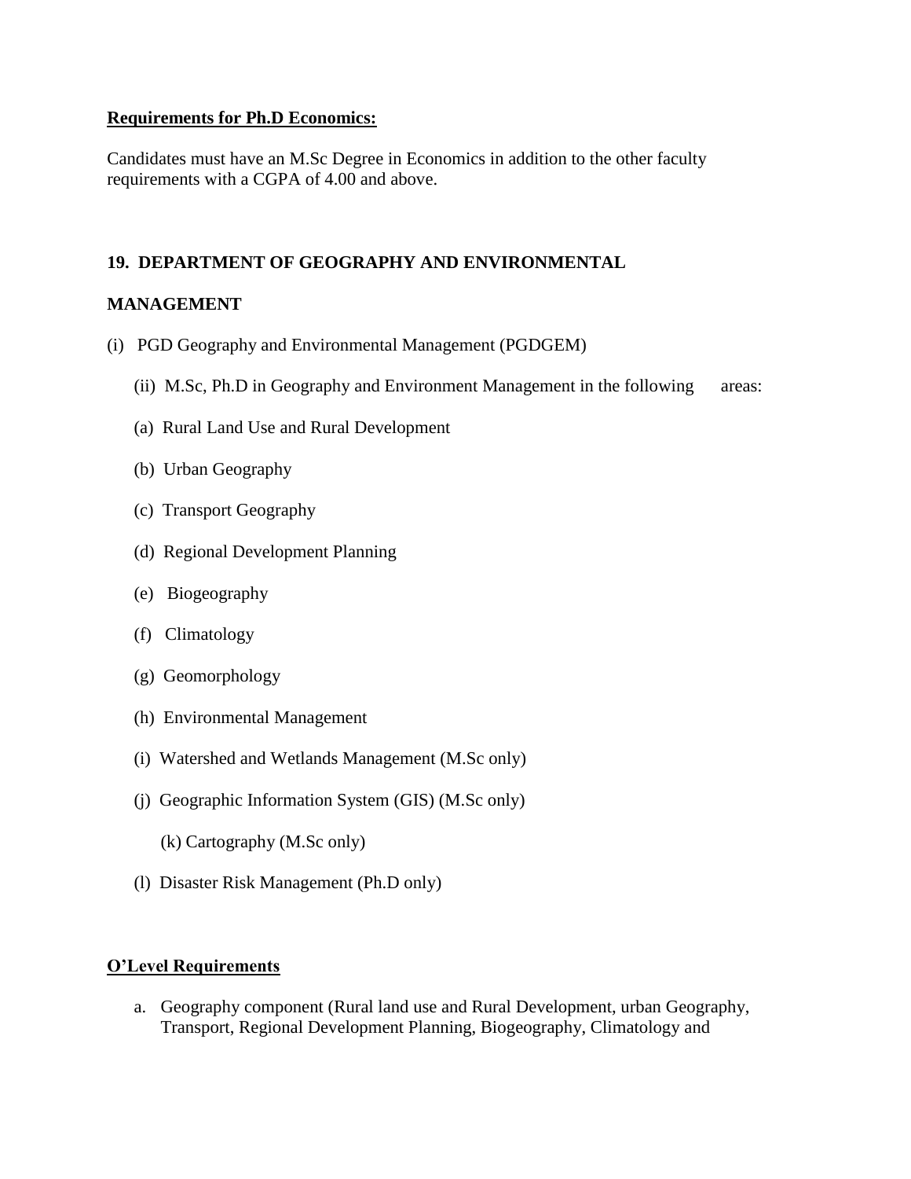**Requirements for Ph.D Economics:**

Candidates must have an M.Sc Degree in Economics in addition to the other faculty requirements with a CGPA of 4.00 and above.

## 19. DEPARTMENT OF GEOGRAPHY AND ENVIRONMENTAL MANAGEMENT

(i) PGD Geography and Environmental Management (PGDGEM)

(ii) M.Sc, Ph.D in Geography and Environment Management in the following areas:

(a) Rural Land Use and Rural Development

(b) Urban Geography

(c) Transport Geography

(d) Regional Development Planning

(e) Biogeography

(f) Climatology

(g) Geomorphology

(h) Environmental Management

(i) Watershed and Wetlands Management (M.Sc only)

(j) Geographic Information System (GIS) (M.Sc only)

(k) Cartography (M.Sc only)

(l) Disaster Risk Management (Ph.D only)

**O'Level Requirements**

a. Geography component (Rural land use and Rural Development, urban Geography, Transport, Regional Development Planning, Biogeography, Climatology and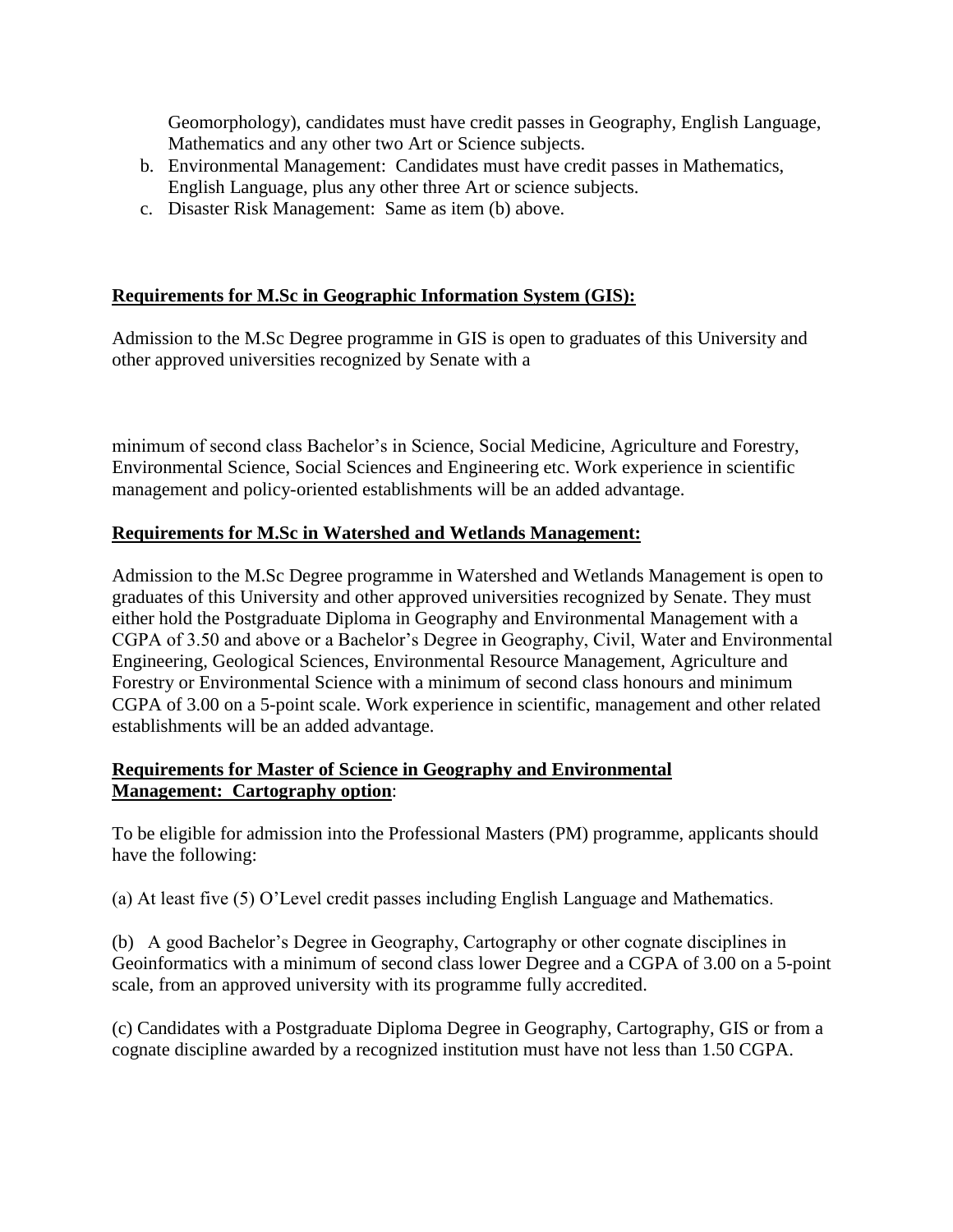Geomorphology), candidates must have credit passes in Geography, English Language, Mathematics and any other two Art or Science subjects.

b. Environmental Management: Candidates must have credit passes in Mathematics, English Language, plus any other three Art or science subjects.
c. Disaster Risk Management: Same as item (b) above.

**Requirements for M.Sc in Geographic Information System (GIS):**

Admission to the M.Sc Degree programme in GIS is open to graduates of this University and other approved universities recognized by Senate with a minimum of second class Bachelor's in Science, Social Medicine, Agriculture and Forestry, Environmental Science, Social Sciences and Engineering etc. Work experience in scientific management and policy-oriented establishments will be an added advantage.

**Requirements for M.Sc in Watershed and Wetlands Management:**

Admission to the M.Sc Degree programme in Watershed and Wetlands Management is open to graduates of this University and other approved universities recognized by Senate. They must either hold the Postgraduate Diploma in Geography and Environmental Management with a CGPA of 3.50 and above or a Bachelor's Degree in Geography, Civil, Water and Environmental Engineering, Geological Sciences, Environmental Resource Management, Agriculture and Forestry or Environmental Science with a minimum of second class honours and minimum CGPA of 3.00 on a 5-point scale. Work experience in scientific, management and other related establishments will be an added advantage.

**Requirements for Master of Science in Geography and Environmental Management: Cartography option**:

To be eligible for admission into the Professional Masters (PM) programme, applicants should have the following:

(a) At least five (5) O'Level credit passes including English Language and Mathematics.

(b) A good Bachelor's Degree in Geography, Cartography or other cognate disciplines in Geoinformatics with a minimum of second class lower Degree and a CGPA of 3.00 on a 5-point scale, from an approved university with its programme fully accredited.

(c) Candidates with a Postgraduate Diploma Degree in Geography, Cartography, GIS or from a cognate discipline awarded by a recognized institution must have not less than 1.50 CGPA.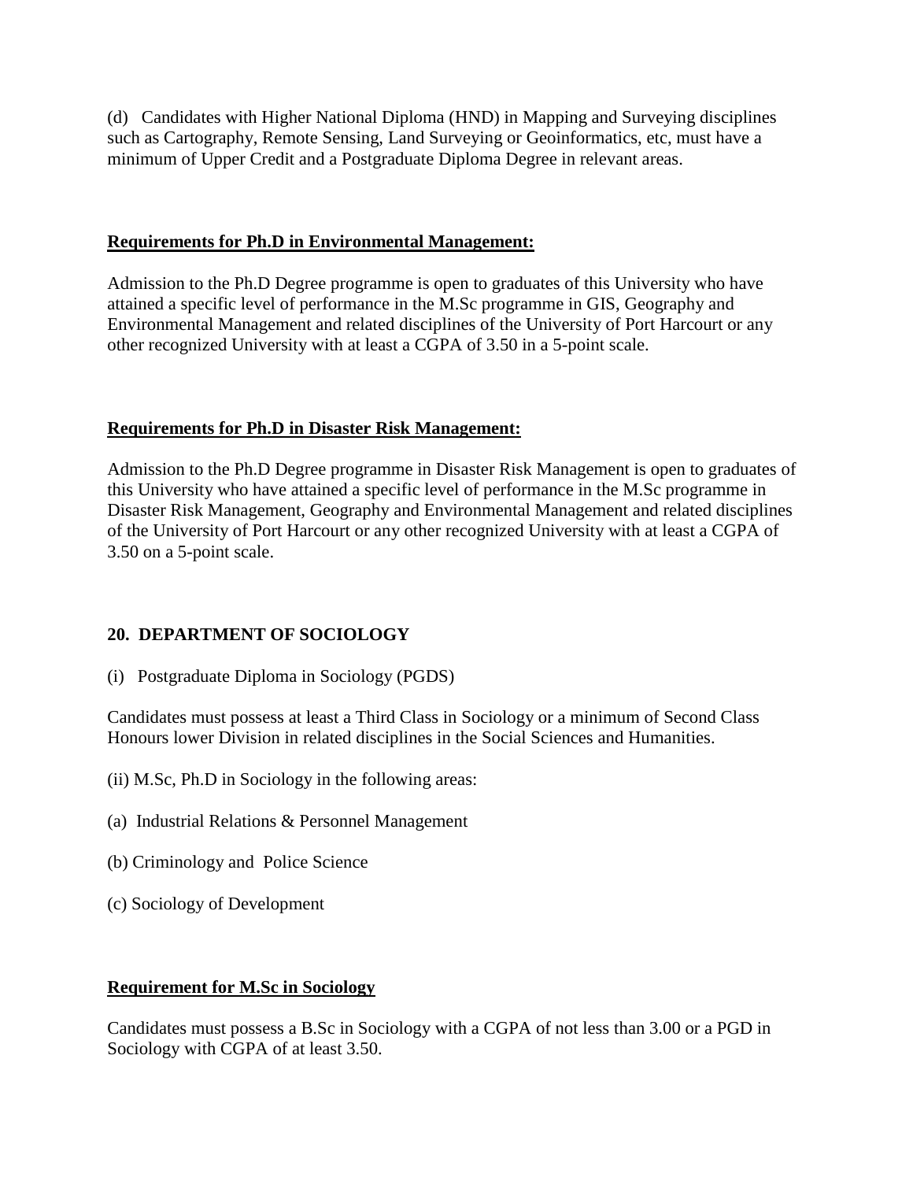(d) Candidates with Higher National Diploma (HND) in Mapping and Surveying disciplines such as Cartography, Remote Sensing, Land Surveying or Geoinformatics, etc, must have a minimum of Upper Credit and a Postgraduate Diploma Degree in relevant areas.

**Requirements for Ph.D in Environmental Management:**

Admission to the Ph.D Degree programme is open to graduates of this University who have attained a specific level of performance in the M.Sc programme in GIS, Geography and Environmental Management and related disciplines of the University of Port Harcourt or any other recognized University with at least a CGPA of 3.50 in a 5-point scale.

**Requirements for Ph.D in Disaster Risk Management:**

Admission to the Ph.D Degree programme in Disaster Risk Management is open to graduates of this University who have attained a specific level of performance in the M.Sc programme in Disaster Risk Management, Geography and Environmental Management and related disciplines of the University of Port Harcourt or any other recognized University with at least a CGPA of 3.50 on a 5-point scale.

## 20. DEPARTMENT OF SOCIOLOGY

(i) Postgraduate Diploma in Sociology (PGDS)

Candidates must possess at least a Third Class in Sociology or a minimum of Second Class Honours lower Division in related disciplines in the Social Sciences and Humanities.

(ii) M.Sc, Ph.D in Sociology in the following areas:

(a) Industrial Relations & Personnel Management

(b) Criminology and Police Science

(c) Sociology of Development

**Requirement for M.Sc in Sociology**

Candidates must possess a B.Sc in Sociology with a CGPA of not less than 3.00 or a PGD in Sociology with CGPA of at least 3.50.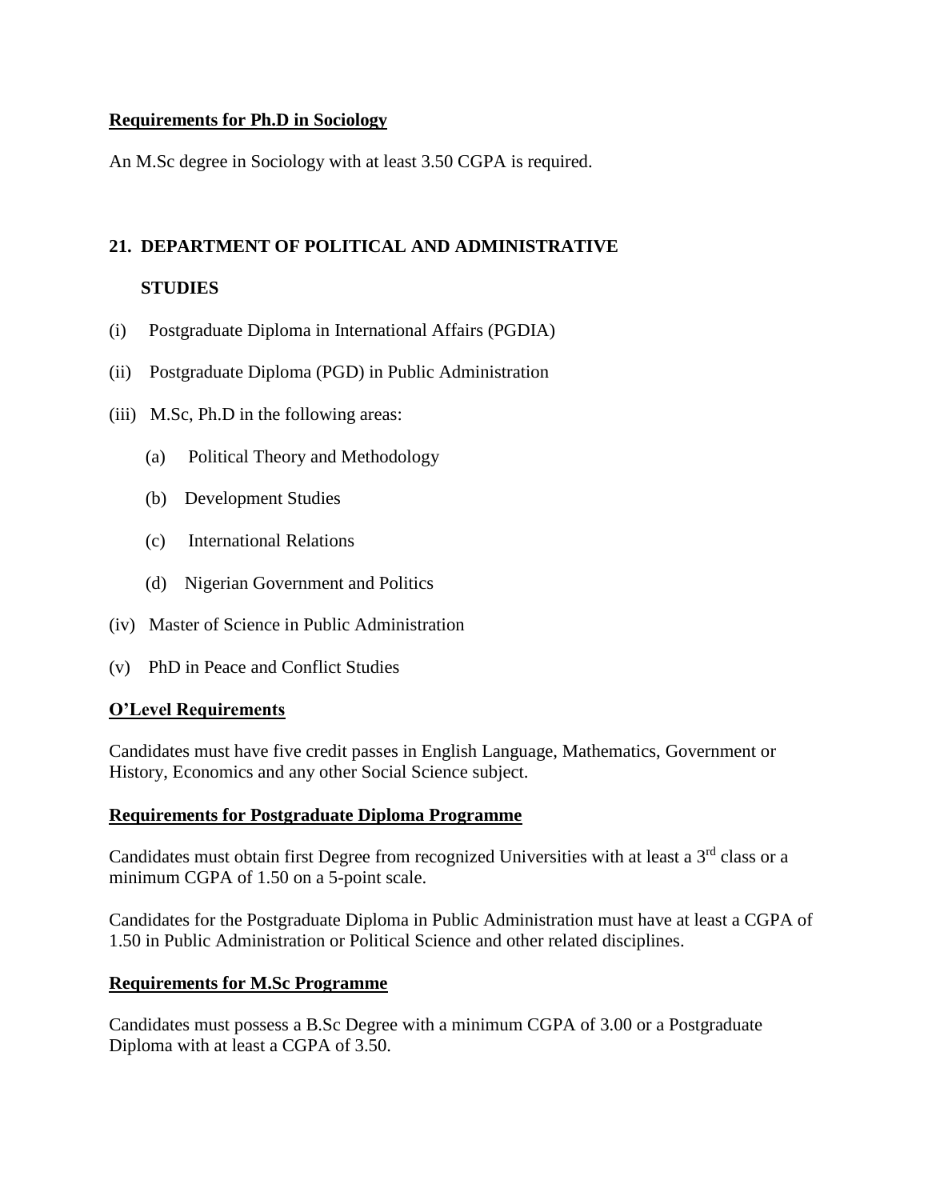**Requirements for Ph.D in Sociology**

An M.Sc degree in Sociology with at least 3.50 CGPA is required.

## 21. DEPARTMENT OF POLITICAL AND ADMINISTRATIVE STUDIES

(i) Postgraduate Diploma in International Affairs (PGDIA)

(ii) Postgraduate Diploma (PGD) in Public Administration

(iii) M.Sc, Ph.D in the following areas:

  (a) Political Theory and Methodology

  (b) Development Studies

  (c) International Relations

  (d) Nigerian Government and Politics

(iv) Master of Science in Public Administration

(v) PhD in Peace and Conflict Studies

**O'Level Requirements**

Candidates must have five credit passes in English Language, Mathematics, Government or History, Economics and any other Social Science subject.

**Requirements for Postgraduate Diploma Programme**

Candidates must obtain first Degree from recognized Universities with at least a 3rd class or a minimum CGPA of 1.50 on a 5-point scale.

Candidates for the Postgraduate Diploma in Public Administration must have at least a CGPA of 1.50 in Public Administration or Political Science and other related disciplines.

**Requirements for M.Sc Programme**

Candidates must possess a B.Sc Degree with a minimum CGPA of 3.00 or a Postgraduate Diploma with at least a CGPA of 3.50.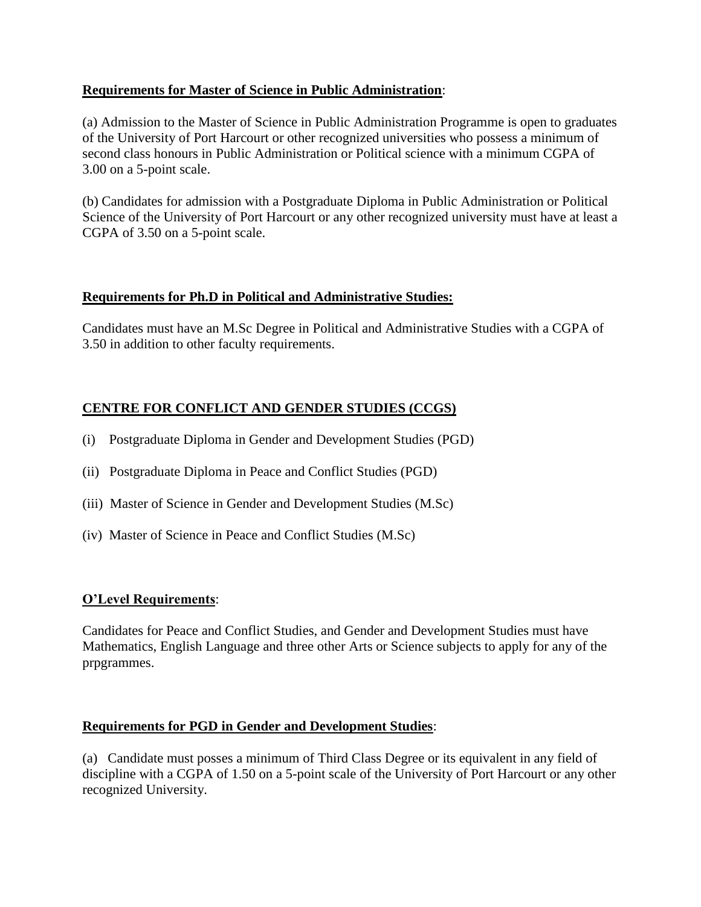**Requirements for Master of Science in Public Administration**:

(a) Admission to the Master of Science in Public Administration Programme is open to graduates of the University of Port Harcourt or other recognized universities who possess a minimum of second class honours in Public Administration or Political science with a minimum CGPA of 3.00 on a 5-point scale.

(b) Candidates for admission with a Postgraduate Diploma in Public Administration or Political Science of the University of Port Harcourt or any other recognized university must have at least a CGPA of 3.50 on a 5-point scale.

**Requirements for Ph.D in Political and Administrative Studies:**

Candidates must have an M.Sc Degree in Political and Administrative Studies with a CGPA of 3.50 in addition to other faculty requirements.

**CENTRE FOR CONFLICT AND GENDER STUDIES (CCGS)**

(i) Postgraduate Diploma in Gender and Development Studies (PGD)

(ii) Postgraduate Diploma in Peace and Conflict Studies (PGD)

(iii) Master of Science in Gender and Development Studies (M.Sc)

(iv) Master of Science in Peace and Conflict Studies (M.Sc)

**O'Level Requirements**:

Candidates for Peace and Conflict Studies, and Gender and Development Studies must have Mathematics, English Language and three other Arts or Science subjects to apply for any of the prpgrammes.

**Requirements for PGD in Gender and Development Studies**:

(a) Candidate must posses a minimum of Third Class Degree or its equivalent in any field of discipline with a CGPA of 1.50 on a 5-point scale of the University of Port Harcourt or any other recognized University.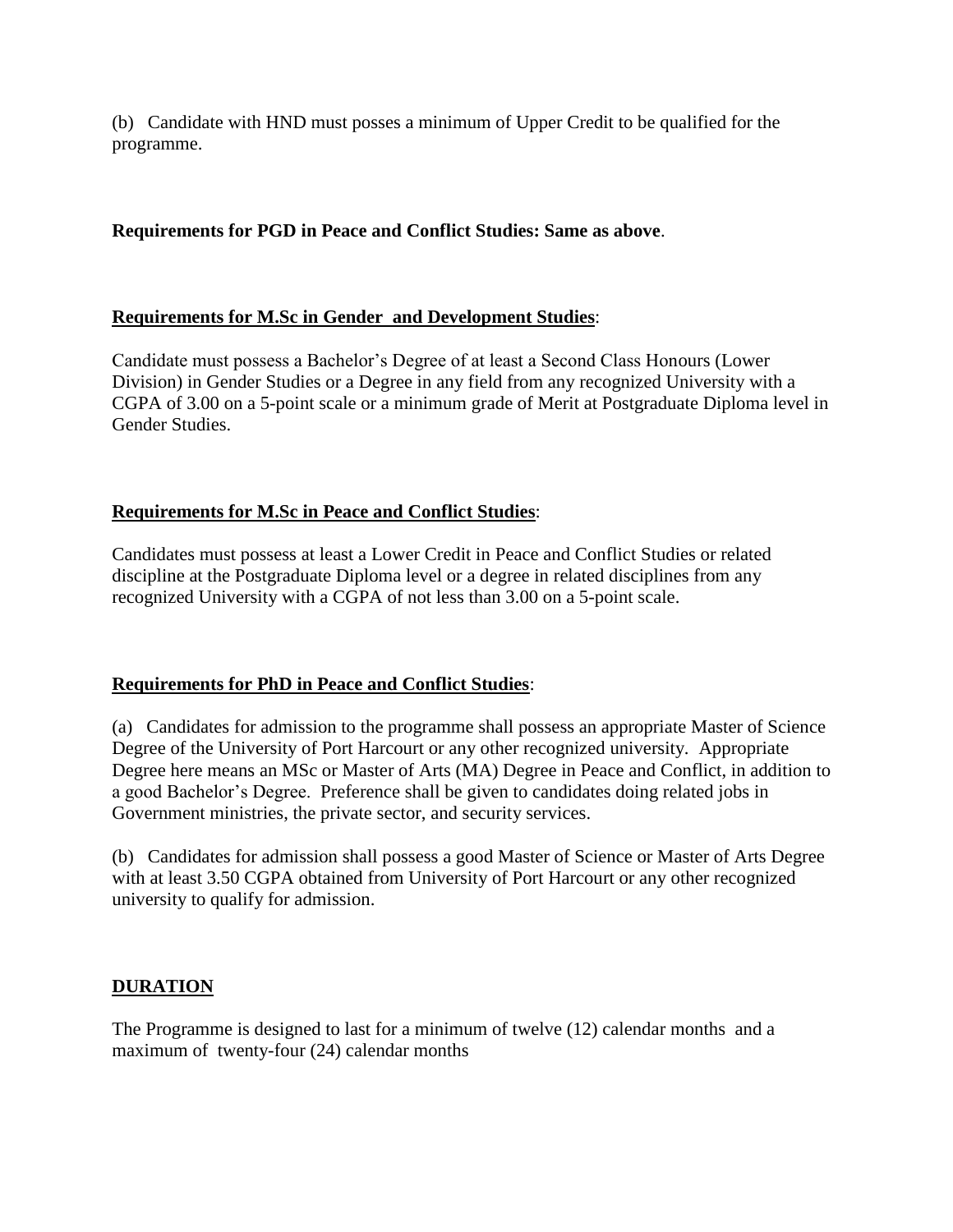(b) Candidate with HND must posses a minimum of Upper Credit to be qualified for the programme.

**Requirements for PGD in Peace and Conflict Studies: Same as above**.

**Requirements for M.Sc in Gender and Development Studies**:

Candidate must possess a Bachelor's Degree of at least a Second Class Honours (Lower Division) in Gender Studies or a Degree in any field from any recognized University with a CGPA of 3.00 on a 5-point scale or a minimum grade of Merit at Postgraduate Diploma level in Gender Studies.

**Requirements for M.Sc in Peace and Conflict Studies**:

Candidates must possess at least a Lower Credit in Peace and Conflict Studies or related discipline at the Postgraduate Diploma level or a degree in related disciplines from any recognized University with a CGPA of not less than 3.00 on a 5-point scale.

**Requirements for PhD in Peace and Conflict Studies**:

(a) Candidates for admission to the programme shall possess an appropriate Master of Science Degree of the University of Port Harcourt or any other recognized university. Appropriate Degree here means an MSc or Master of Arts (MA) Degree in Peace and Conflict, in addition to a good Bachelor's Degree. Preference shall be given to candidates doing related jobs in Government ministries, the private sector, and security services.

(b) Candidates for admission shall possess a good Master of Science or Master of Arts Degree with at least 3.50 CGPA obtained from University of Port Harcourt or any other recognized university to qualify for admission.

**DURATION**

The Programme is designed to last for a minimum of twelve (12) calendar months and a maximum of twenty-four (24) calendar months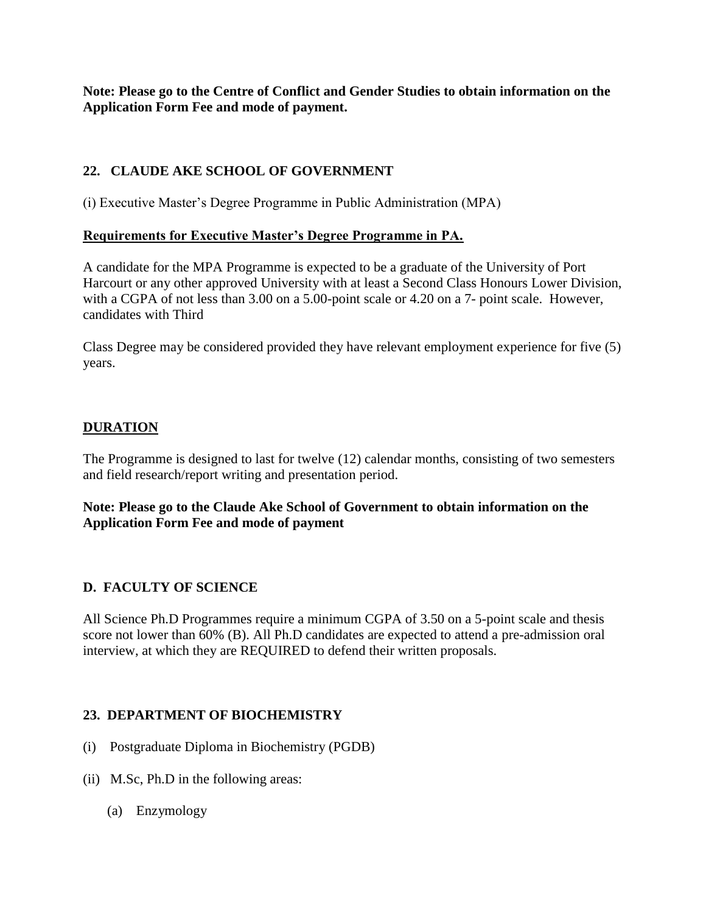**Note: Please go to the Centre of Conflict and Gender Studies to obtain information on the Application Form Fee and mode of payment.**

## 22. CLAUDE AKE SCHOOL OF GOVERNMENT

(i) Executive Master's Degree Programme in Public Administration (MPA)

**Requirements for Executive Master's Degree Programme in PA.**

A candidate for the MPA Programme is expected to be a graduate of the University of Port Harcourt or any other approved University with at least a Second Class Honours Lower Division, with a CGPA of not less than 3.00 on a 5.00-point scale or 4.20 on a 7- point scale. However, candidates with Third

Class Degree may be considered provided they have relevant employment experience for five (5) years.

**DURATION**

The Programme is designed to last for twelve (12) calendar months, consisting of two semesters and field research/report writing and presentation period.

**Note: Please go to the Claude Ake School of Government to obtain information on the Application Form Fee and mode of payment**

## D. FACULTY OF SCIENCE

All Science Ph.D Programmes require a minimum CGPA of 3.50 on a 5-point scale and thesis score not lower than 60% (B). All Ph.D candidates are expected to attend a pre-admission oral interview, at which they are REQUIRED to defend their written proposals.

## 23. DEPARTMENT OF BIOCHEMISTRY

(i) Postgraduate Diploma in Biochemistry (PGDB)

(ii) M.Sc, Ph.D in the following areas:

 (a) Enzymology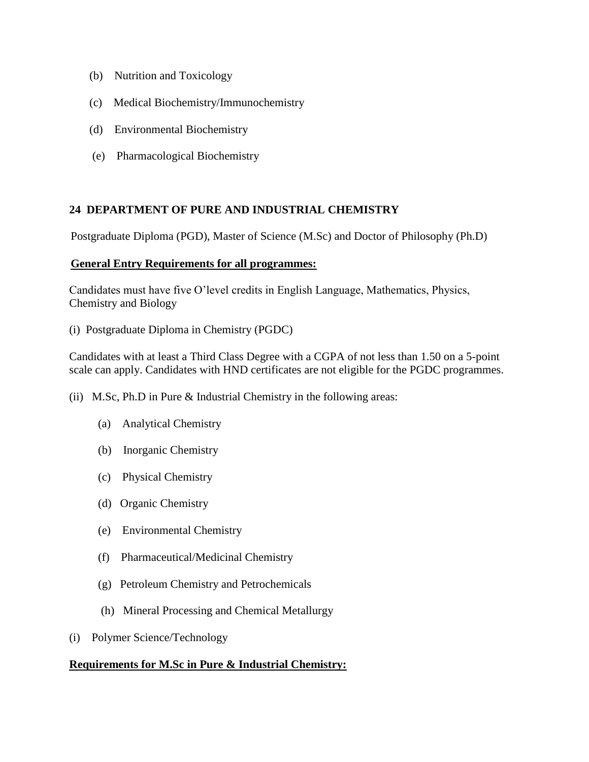(b) Nutrition and Toxicology

(c) Medical Biochemistry/Immunochemistry

(d) Environmental Biochemistry

(e) Pharmacological Biochemistry

## 24 DEPARTMENT OF PURE AND INDUSTRIAL CHEMISTRY

Postgraduate Diploma (PGD), Master of Science (M.Sc) and Doctor of Philosophy (Ph.D)

**General Entry Requirements for all programmes:**

Candidates must have five O'level credits in English Language, Mathematics, Physics, Chemistry and Biology

(i) Postgraduate Diploma in Chemistry (PGDC)

Candidates with at least a Third Class Degree with a CGPA of not less than 1.50 on a 5-point scale can apply. Candidates with HND certificates are not eligible for the PGDC programmes.

(ii) M.Sc, Ph.D in Pure & Industrial Chemistry in the following areas:

(a) Analytical Chemistry

(b) Inorganic Chemistry

(c) Physical Chemistry

(d) Organic Chemistry

(e) Environmental Chemistry

(f) Pharmaceutical/Medicinal Chemistry

(g) Petroleum Chemistry and Petrochemicals

(h) Mineral Processing and Chemical Metallurgy

(i) Polymer Science/Technology

**Requirements for M.Sc in Pure & Industrial Chemistry:**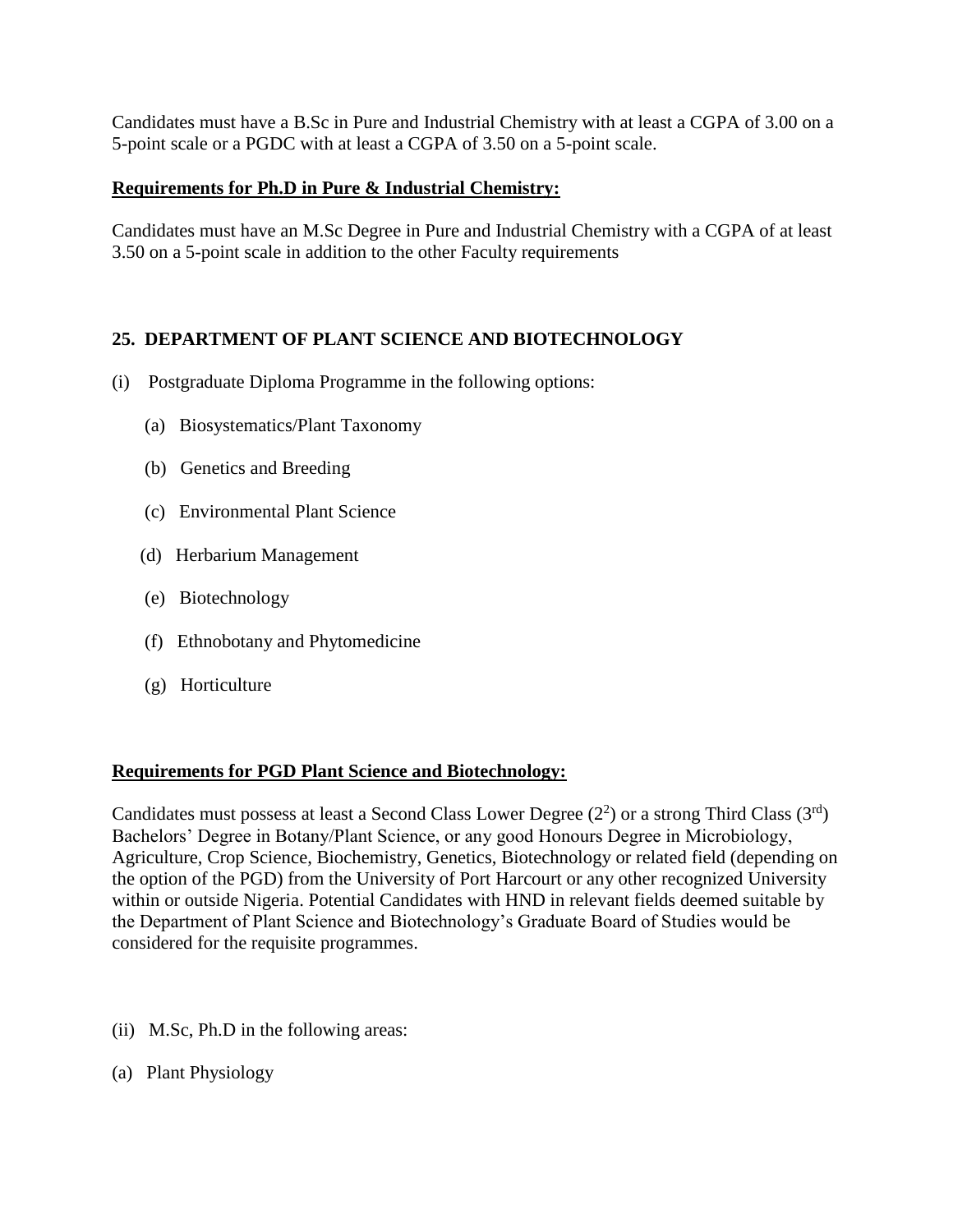Candidates must have a B.Sc in Pure and Industrial Chemistry with at least a CGPA of 3.00 on a 5-point scale or a PGDC with at least a CGPA of 3.50 on a 5-point scale.

**Requirements for Ph.D in Pure & Industrial Chemistry:**

Candidates must have an M.Sc Degree in Pure and Industrial Chemistry with a CGPA of at least 3.50 on a 5-point scale in addition to the other Faculty requirements

## 25. DEPARTMENT OF PLANT SCIENCE AND BIOTECHNOLOGY

(i) Postgraduate Diploma Programme in the following options:

(a) Biosystematics/Plant Taxonomy

(b) Genetics and Breeding

(c) Environmental Plant Science

(d) Herbarium Management

(e) Biotechnology

(f) Ethnobotany and Phytomedicine

(g) Horticulture

**Requirements for PGD Plant Science and Biotechnology:**

Candidates must possess at least a Second Class Lower Degree ($2^2$) or a strong Third Class ($3^{rd}$) Bachelors' Degree in Botany/Plant Science, or any good Honours Degree in Microbiology, Agriculture, Crop Science, Biochemistry, Genetics, Biotechnology or related field (depending on the option of the PGD) from the University of Port Harcourt or any other recognized University within or outside Nigeria. Potential Candidates with HND in relevant fields deemed suitable by the Department of Plant Science and Biotechnology's Graduate Board of Studies would be considered for the requisite programmes.

(ii) M.Sc, Ph.D in the following areas:

(a) Plant Physiology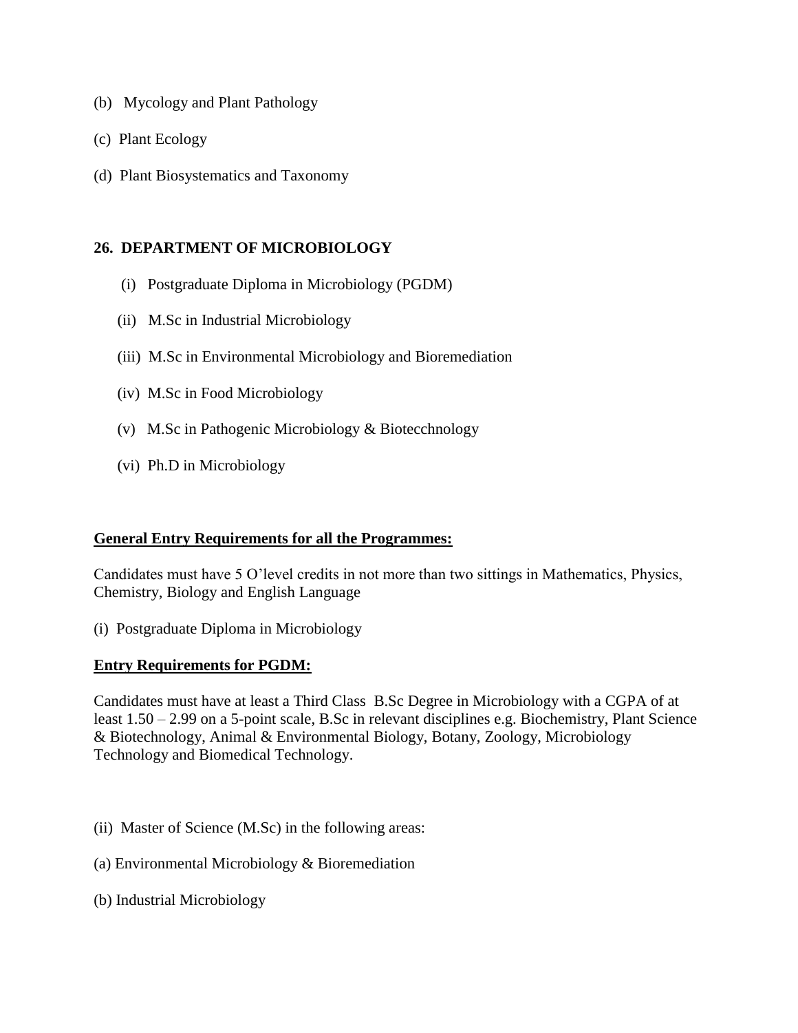(b) Mycology and Plant Pathology

(c) Plant Ecology

(d) Plant Biosystematics and Taxonomy

**26. DEPARTMENT OF MICROBIOLOGY**

(i) Postgraduate Diploma in Microbiology (PGDM)

(ii) M.Sc in Industrial Microbiology

(iii) M.Sc in Environmental Microbiology and Bioremediation

(iv) M.Sc in Food Microbiology

(v) M.Sc in Pathogenic Microbiology & Biotecchnology

(vi) Ph.D in Microbiology

**General Entry Requirements for all the Programmes:**

Candidates must have 5 O'level credits in not more than two sittings in Mathematics, Physics, Chemistry, Biology and English Language

(i) Postgraduate Diploma in Microbiology

**Entry Requirements for PGDM:**

Candidates must have at least a Third Class B.Sc Degree in Microbiology with a CGPA of at least 1.50 – 2.99 on a 5-point scale, B.Sc in relevant disciplines e.g. Biochemistry, Plant Science & Biotechnology, Animal & Environmental Biology, Botany, Zoology, Microbiology Technology and Biomedical Technology.

(ii) Master of Science (M.Sc) in the following areas:

(a) Environmental Microbiology & Bioremediation

(b) Industrial Microbiology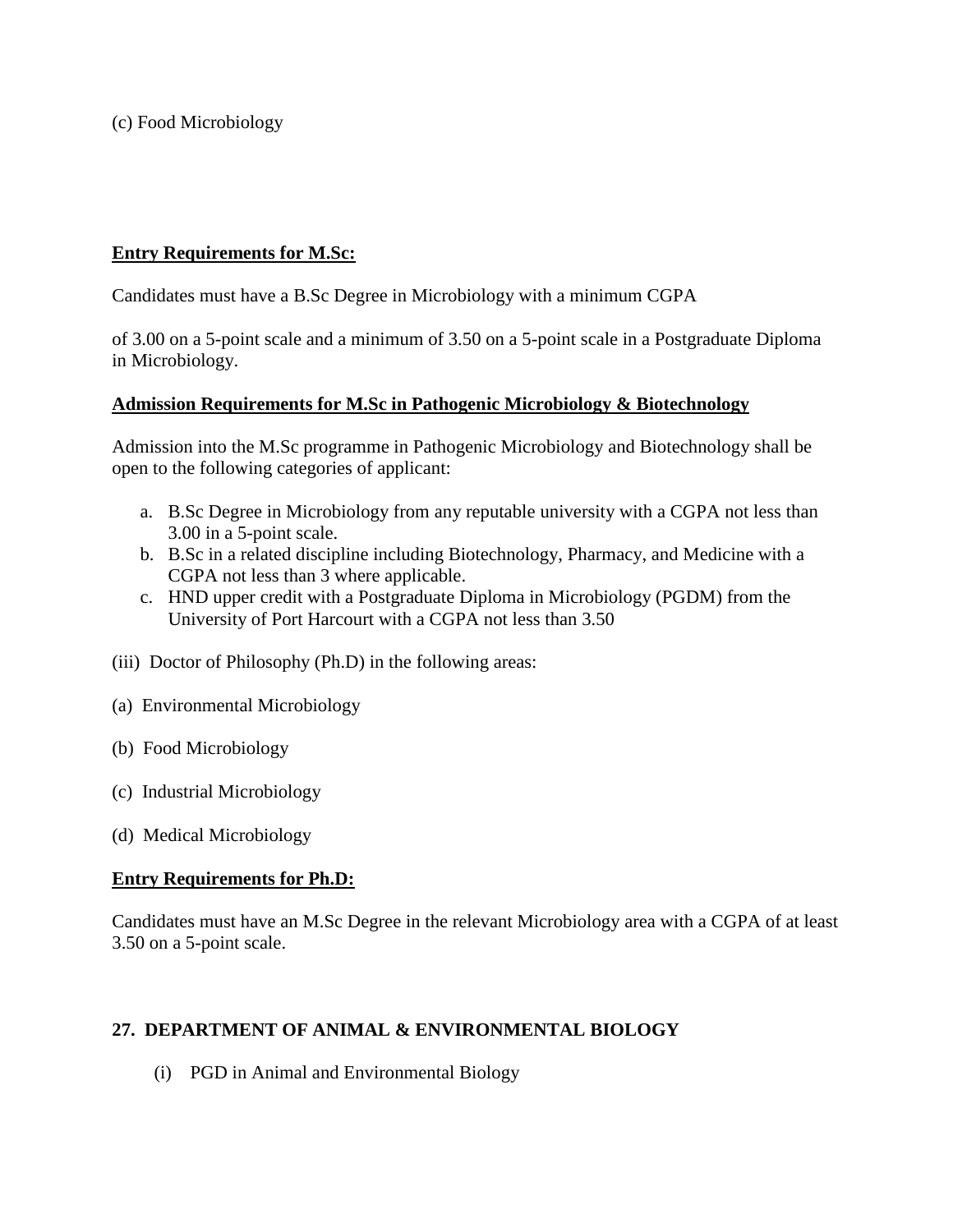(c) Food Microbiology

**Entry Requirements for M.Sc:**

Candidates must have a B.Sc Degree in Microbiology with a minimum CGPA

of 3.00 on a 5-point scale and a minimum of 3.50 on a 5-point scale in a Postgraduate Diploma in Microbiology.

**Admission Requirements for M.Sc in Pathogenic Microbiology & Biotechnology**

Admission into the M.Sc programme in Pathogenic Microbiology and Biotechnology shall be open to the following categories of applicant:

a. B.Sc Degree in Microbiology from any reputable university with a CGPA not less than 3.00 in a 5-point scale.
b. B.Sc in a related discipline including Biotechnology, Pharmacy, and Medicine with a CGPA not less than 3 where applicable.
c. HND upper credit with a Postgraduate Diploma in Microbiology (PGDM) from the University of Port Harcourt with a CGPA not less than 3.50

(iii) Doctor of Philosophy (Ph.D) in the following areas:

(a) Environmental Microbiology

(b) Food Microbiology

(c) Industrial Microbiology

(d) Medical Microbiology

**Entry Requirements for Ph.D:**

Candidates must have an M.Sc Degree in the relevant Microbiology area with a CGPA of at least 3.50 on a 5-point scale.

## 27. DEPARTMENT OF ANIMAL & ENVIRONMENTAL BIOLOGY

(i) PGD in Animal and Environmental Biology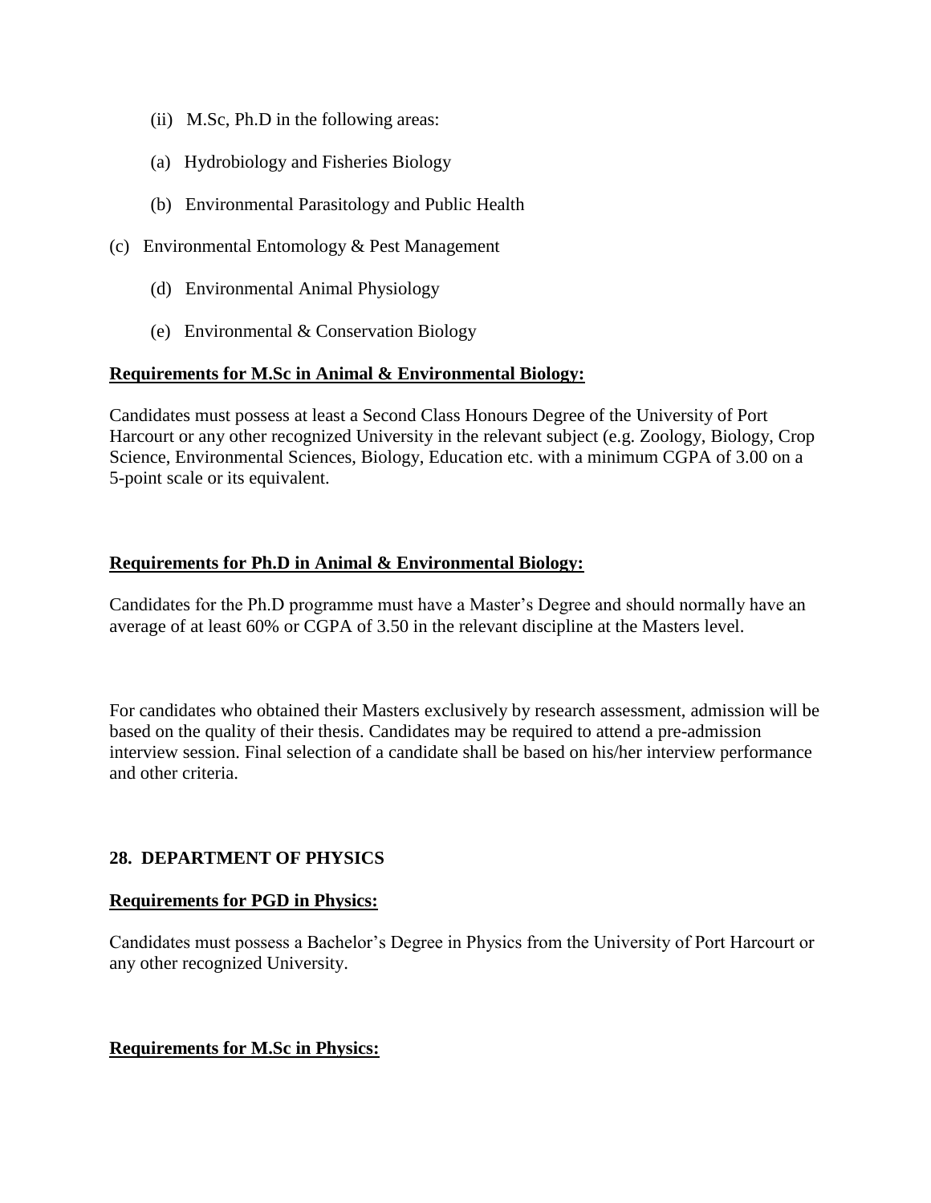(ii) M.Sc, Ph.D in the following areas:

(a) Hydrobiology and Fisheries Biology

(b) Environmental Parasitology and Public Health

(c) Environmental Entomology & Pest Management

(d) Environmental Animal Physiology

(e) Environmental & Conservation Biology

**Requirements for M.Sc in Animal & Environmental Biology:**

Candidates must possess at least a Second Class Honours Degree of the University of Port Harcourt or any other recognized University in the relevant subject (e.g. Zoology, Biology, Crop Science, Environmental Sciences, Biology, Education etc. with a minimum CGPA of 3.00 on a 5-point scale or its equivalent.

**Requirements for Ph.D in Animal & Environmental Biology:**

Candidates for the Ph.D programme must have a Master's Degree and should normally have an average of at least 60% or CGPA of 3.50 in the relevant discipline at the Masters level.

For candidates who obtained their Masters exclusively by research assessment, admission will be based on the quality of their thesis. Candidates may be required to attend a pre-admission interview session. Final selection of a candidate shall be based on his/her interview performance and other criteria.

## 28. DEPARTMENT OF PHYSICS

**Requirements for PGD in Physics:**

Candidates must possess a Bachelor's Degree in Physics from the University of Port Harcourt or any other recognized University.

**Requirements for M.Sc in Physics:**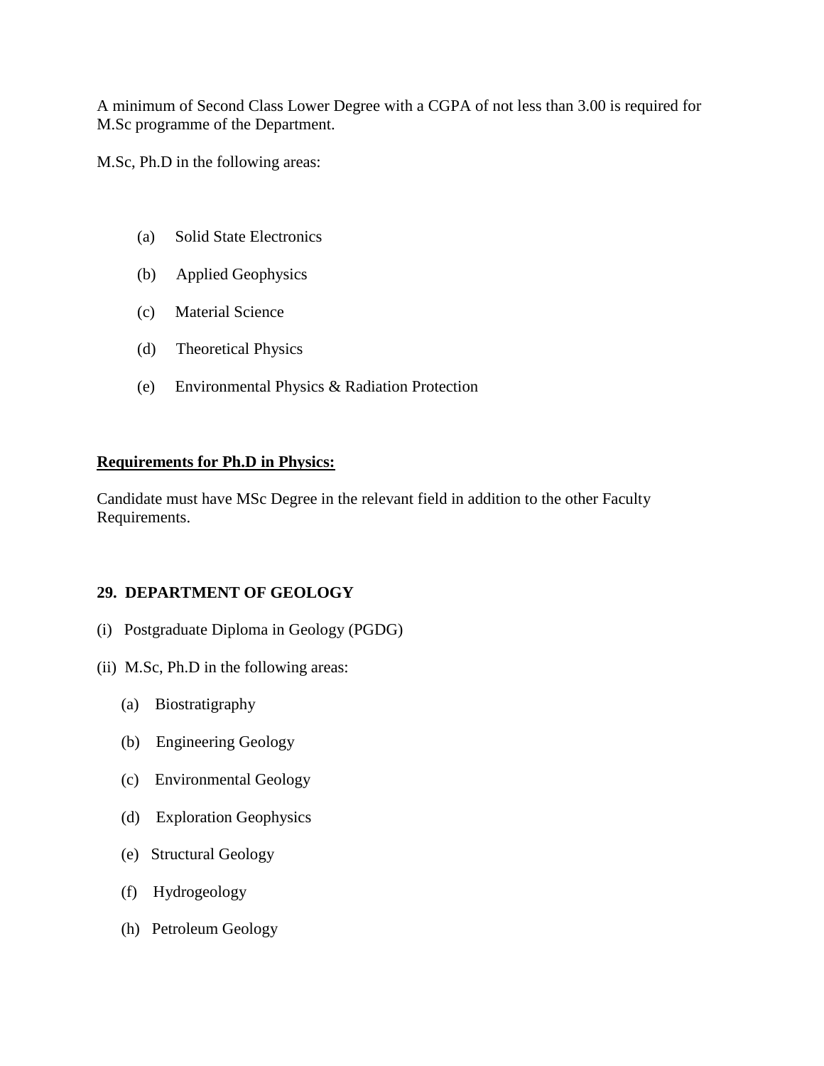A minimum of Second Class Lower Degree with a CGPA of not less than 3.00 is required for M.Sc programme of the Department.

M.Sc, Ph.D in the following areas:

(a) Solid State Electronics

(b) Applied Geophysics

(c) Material Science

(d) Theoretical Physics

(e) Environmental Physics & Radiation Protection

**Requirements for Ph.D in Physics:**

Candidate must have MSc Degree in the relevant field in addition to the other Faculty Requirements.

**29. DEPARTMENT OF GEOLOGY**

(i) Postgraduate Diploma in Geology (PGDG)

(ii) M.Sc, Ph.D in the following areas:

(a) Biostratigraphy

(b) Engineering Geology

(c) Environmental Geology

(d) Exploration Geophysics

(e) Structural Geology

(f) Hydrogeology

(h) Petroleum Geology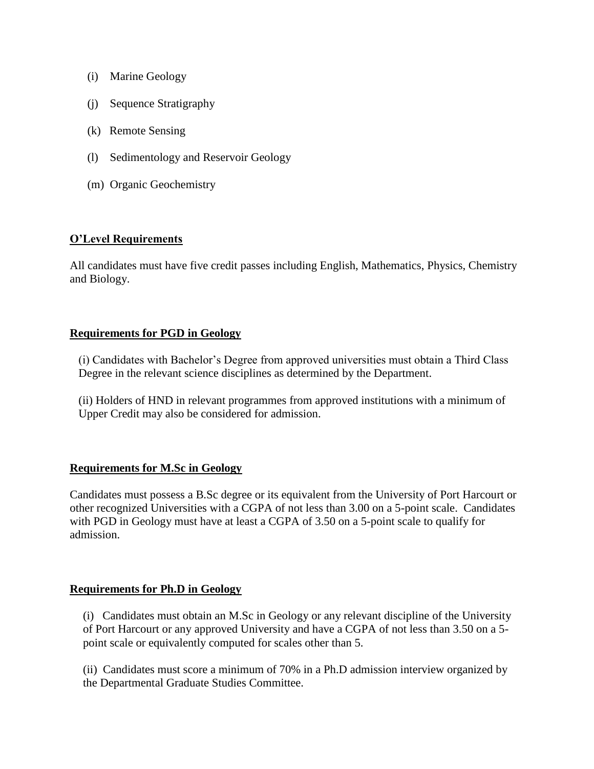(i) Marine Geology

(j) Sequence Stratigraphy

(k) Remote Sensing

(l) Sedimentology and Reservoir Geology

(m) Organic Geochemistry

## **O'Level Requirements**

All candidates must have five credit passes including English, Mathematics, Physics, Chemistry and Biology.

## **Requirements for PGD in Geology**

(i) Candidates with Bachelor's Degree from approved universities must obtain a Third Class Degree in the relevant science disciplines as determined by the Department.

(ii) Holders of HND in relevant programmes from approved institutions with a minimum of Upper Credit may also be considered for admission.

## **Requirements for M.Sc in Geology**

Candidates must possess a B.Sc degree or its equivalent from the University of Port Harcourt or other recognized Universities with a CGPA of not less than 3.00 on a 5-point scale. Candidates with PGD in Geology must have at least a CGPA of 3.50 on a 5-point scale to qualify for admission.

## **Requirements for Ph.D in Geology**

(i) Candidates must obtain an M.Sc in Geology or any relevant discipline of the University of Port Harcourt or any approved University and have a CGPA of not less than 3.50 on a 5-point scale or equivalently computed for scales other than 5.

(ii) Candidates must score a minimum of 70% in a Ph.D admission interview organized by the Departmental Graduate Studies Committee.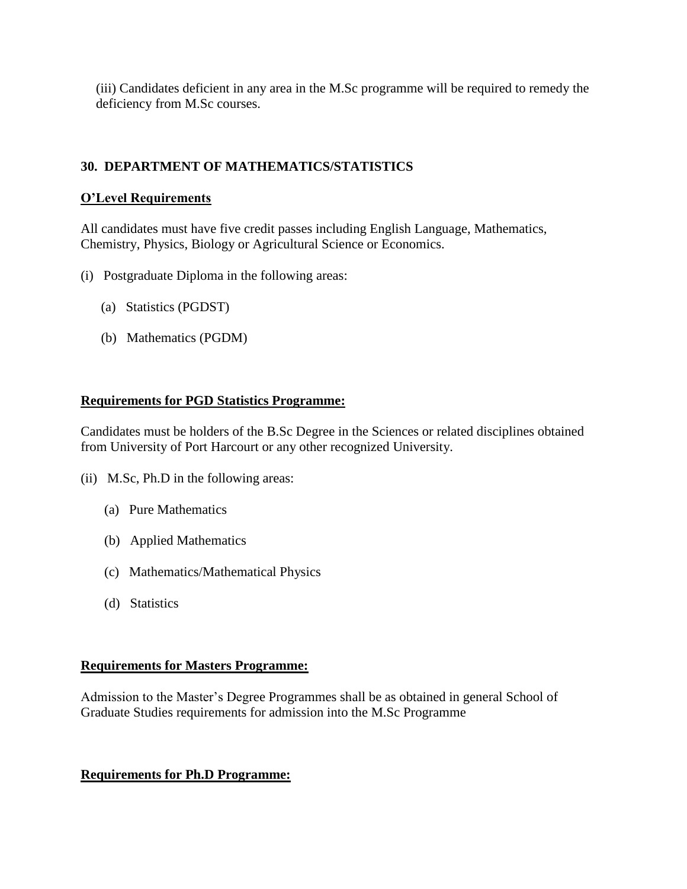(iii) Candidates deficient in any area in the M.Sc programme will be required to remedy the deficiency from M.Sc courses.

## 30. DEPARTMENT OF MATHEMATICS/STATISTICS

### O'Level Requirements

All candidates must have five credit passes including English Language, Mathematics, Chemistry, Physics, Biology or Agricultural Science or Economics.

(i) Postgraduate Diploma in the following areas:

- (a) Statistics (PGDST)
- (b) Mathematics (PGDM)

### Requirements for PGD Statistics Programme:

Candidates must be holders of the B.Sc Degree in the Sciences or related disciplines obtained from University of Port Harcourt or any other recognized University.

(ii) M.Sc, Ph.D in the following areas:

- (a) Pure Mathematics
- (b) Applied Mathematics
- (c) Mathematics/Mathematical Physics
- (d) Statistics

### Requirements for Masters Programme:

Admission to the Master's Degree Programmes shall be as obtained in general School of Graduate Studies requirements for admission into the M.Sc Programme

### Requirements for Ph.D Programme: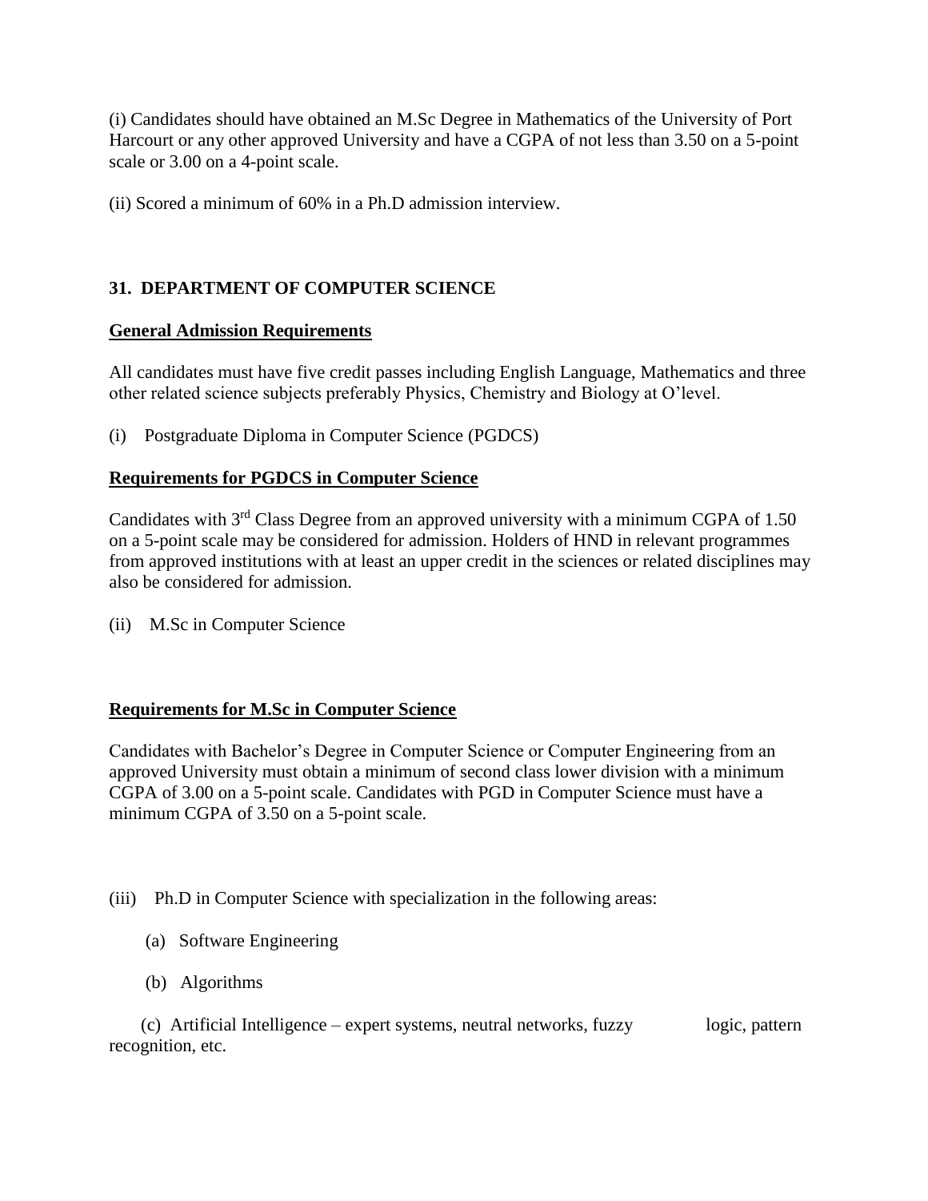(i) Candidates should have obtained an M.Sc Degree in Mathematics of the University of Port Harcourt or any other approved University and have a CGPA of not less than 3.50 on a 5-point scale or 3.00 on a 4-point scale.

(ii) Scored a minimum of 60% in a Ph.D admission interview.

## 31. DEPARTMENT OF COMPUTER SCIENCE

**General Admission Requirements**

All candidates must have five credit passes including English Language, Mathematics and three other related science subjects preferably Physics, Chemistry and Biology at O'level.

(i) Postgraduate Diploma in Computer Science (PGDCS)

**Requirements for PGDCS in Computer Science**

Candidates with 3rd Class Degree from an approved university with a minimum CGPA of 1.50 on a 5-point scale may be considered for admission. Holders of HND in relevant programmes from approved institutions with at least an upper credit in the sciences or related disciplines may also be considered for admission.

(ii) M.Sc in Computer Science

**Requirements for M.Sc in Computer Science**

Candidates with Bachelor's Degree in Computer Science or Computer Engineering from an approved University must obtain a minimum of second class lower division with a minimum CGPA of 3.00 on a 5-point scale. Candidates with PGD in Computer Science must have a minimum CGPA of 3.50 on a 5-point scale.

(iii) Ph.D in Computer Science with specialization in the following areas:

(a) Software Engineering

(b) Algorithms

(c) Artificial Intelligence – expert systems, neutral networks, fuzzy logic, pattern recognition, etc.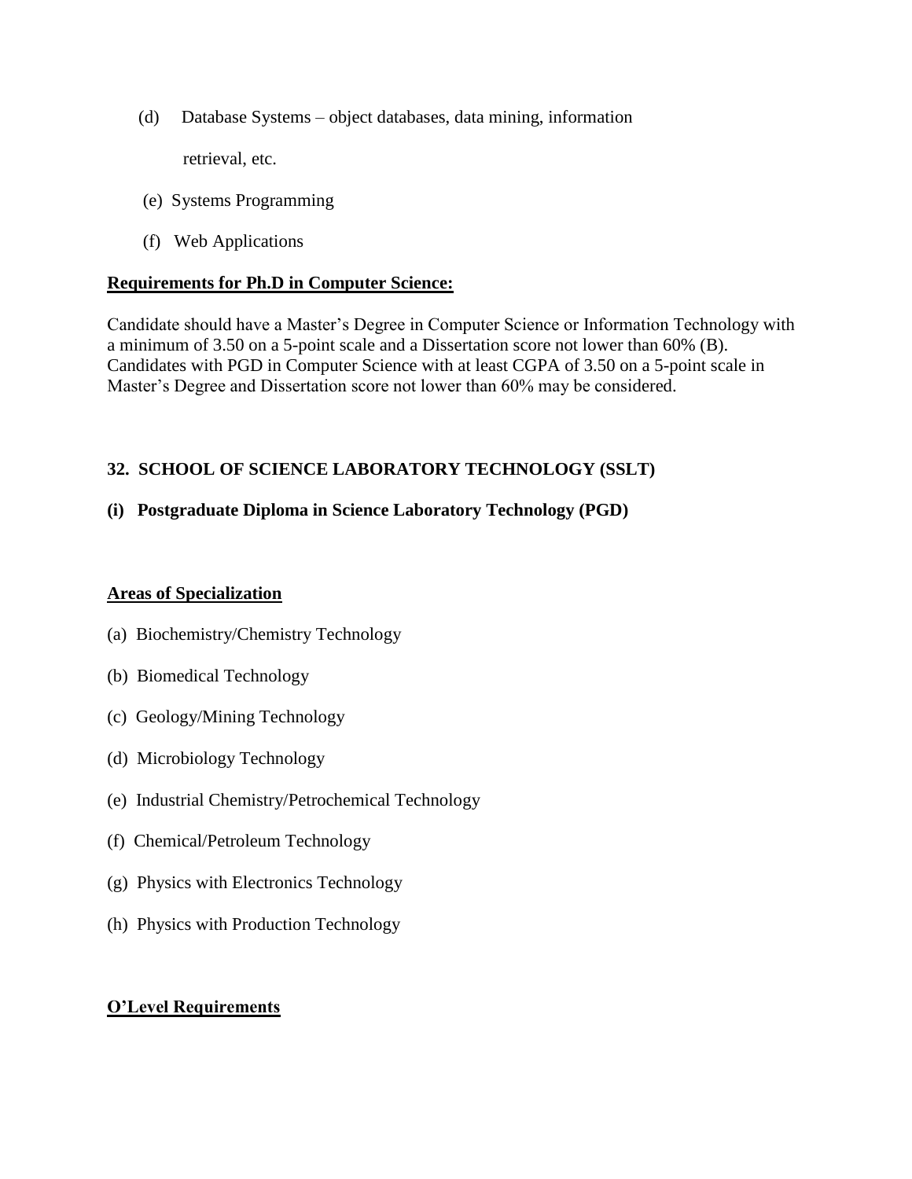(d) Database Systems – object databases, data mining, information retrieval, etc.

(e) Systems Programming

(f) Web Applications

**Requirements for Ph.D in Computer Science:**

Candidate should have a Master's Degree in Computer Science or Information Technology with a minimum of 3.50 on a 5-point scale and a Dissertation score not lower than 60% (B). Candidates with PGD in Computer Science with at least CGPA of 3.50 on a 5-point scale in Master's Degree and Dissertation score not lower than 60% may be considered.

## 32. SCHOOL OF SCIENCE LABORATORY TECHNOLOGY (SSLT)

### (i) Postgraduate Diploma in Science Laboratory Technology (PGD)

**Areas of Specialization**

(a) Biochemistry/Chemistry Technology

(b) Biomedical Technology

(c) Geology/Mining Technology

(d) Microbiology Technology

(e) Industrial Chemistry/Petrochemical Technology

(f) Chemical/Petroleum Technology

(g) Physics with Electronics Technology

(h) Physics with Production Technology

**O'Level Requirements**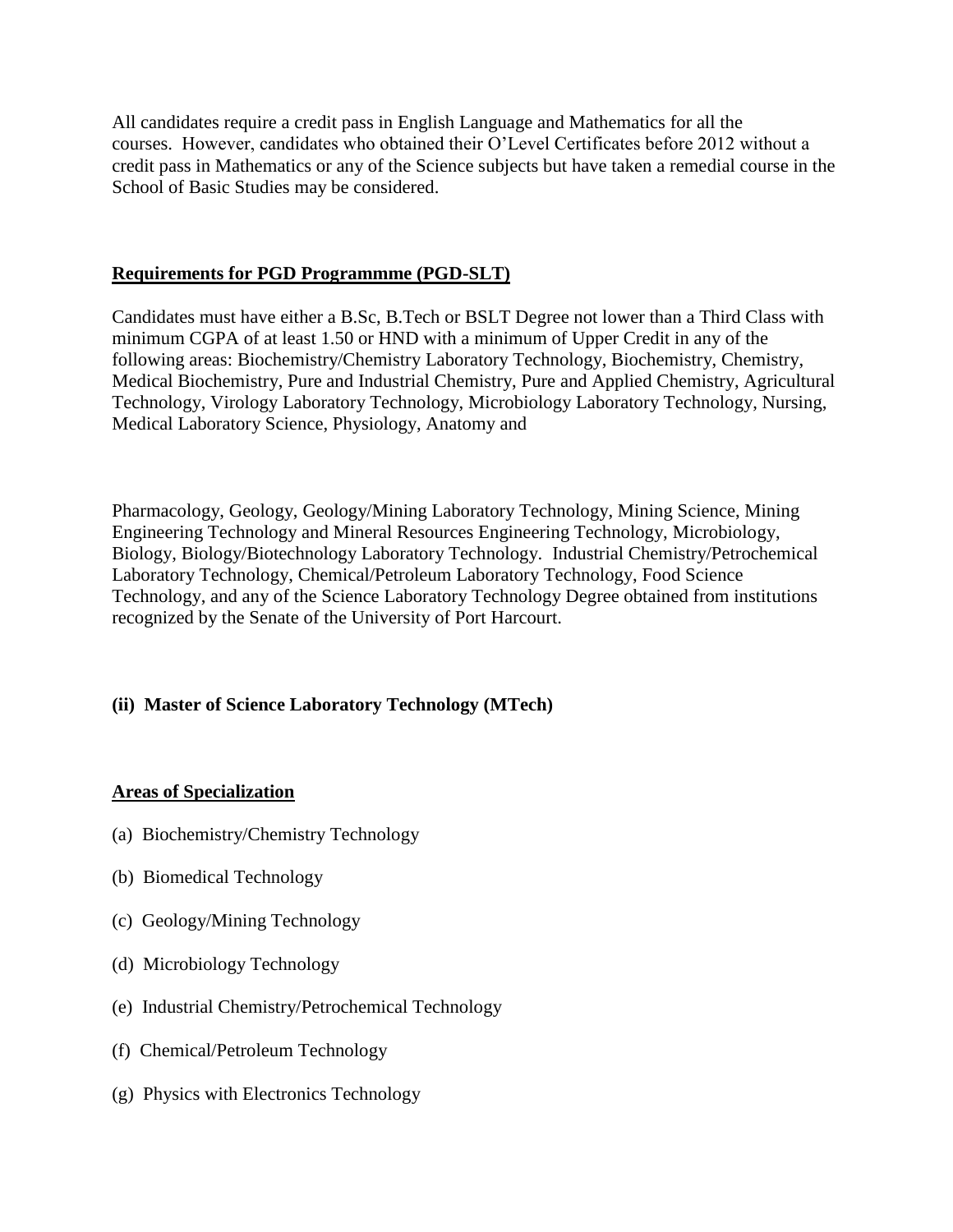All candidates require a credit pass in English Language and Mathematics for all the courses. However, candidates who obtained their O'Level Certificates before 2012 without a credit pass in Mathematics or any of the Science subjects but have taken a remedial course in the School of Basic Studies may be considered.

**Requirements for PGD Programmme (PGD-SLT)**

Candidates must have either a B.Sc, B.Tech or BSLT Degree not lower than a Third Class with minimum CGPA of at least 1.50 or HND with a minimum of Upper Credit in any of the following areas: Biochemistry/Chemistry Laboratory Technology, Biochemistry, Chemistry, Medical Biochemistry, Pure and Industrial Chemistry, Pure and Applied Chemistry, Agricultural Technology, Virology Laboratory Technology, Microbiology Laboratory Technology, Nursing, Medical Laboratory Science, Physiology, Anatomy and

Pharmacology, Geology, Geology/Mining Laboratory Technology, Mining Science, Mining Engineering Technology and Mineral Resources Engineering Technology, Microbiology, Biology, Biology/Biotechnology Laboratory Technology. Industrial Chemistry/Petrochemical Laboratory Technology, Chemical/Petroleum Laboratory Technology, Food Science Technology, and any of the Science Laboratory Technology Degree obtained from institutions recognized by the Senate of the University of Port Harcourt.

**(ii) Master of Science Laboratory Technology (MTech)**

**Areas of Specialization**

(a) Biochemistry/Chemistry Technology

(b) Biomedical Technology

(c) Geology/Mining Technology

(d) Microbiology Technology

(e) Industrial Chemistry/Petrochemical Technology

(f) Chemical/Petroleum Technology

(g) Physics with Electronics Technology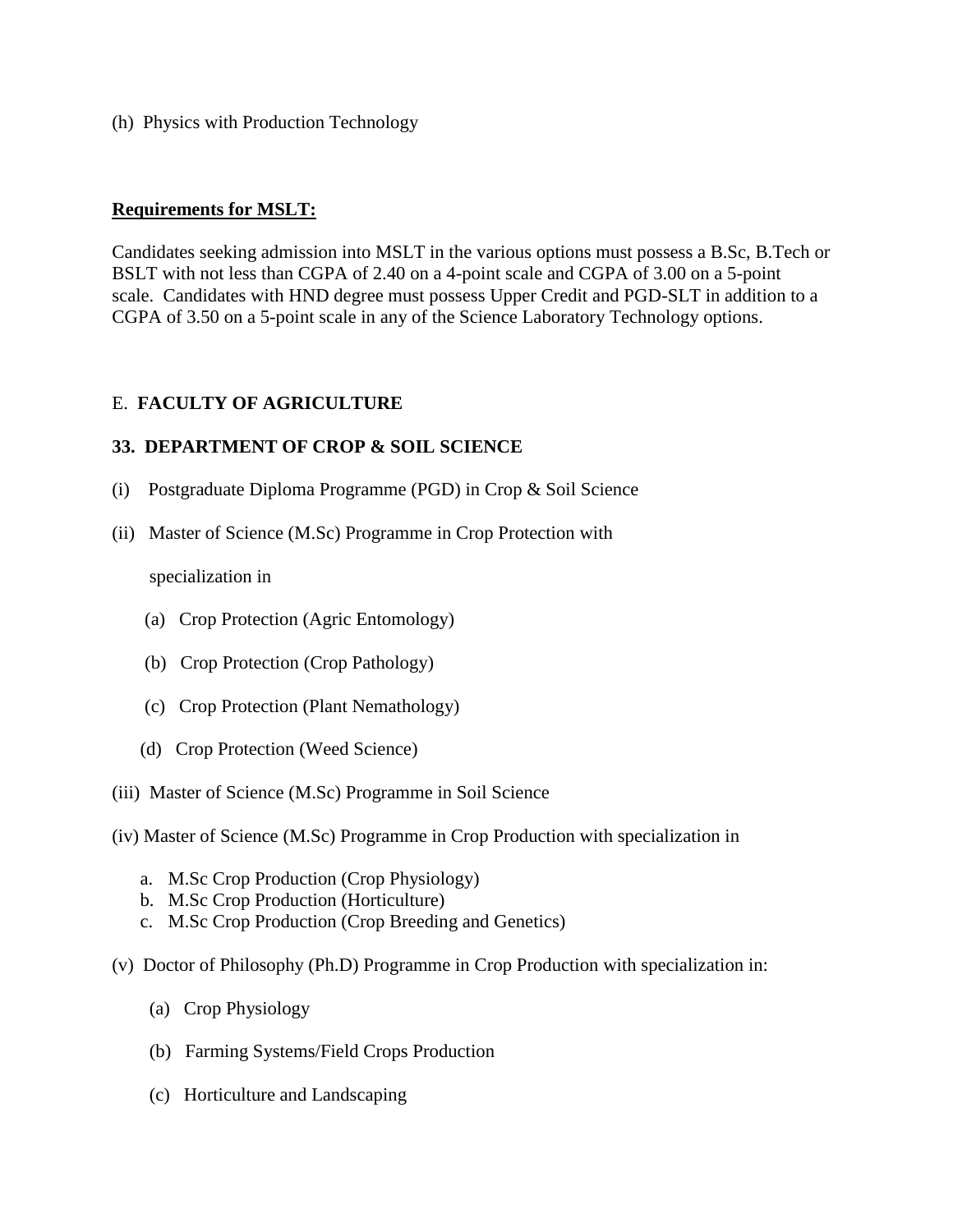(h) Physics with Production Technology

**Requirements for MSLT:**

Candidates seeking admission into MSLT in the various options must possess a B.Sc, B.Tech or BSLT with not less than CGPA of 2.40 on a 4-point scale and CGPA of 3.00 on a 5-point scale. Candidates with HND degree must possess Upper Credit and PGD-SLT in addition to a CGPA of 3.50 on a 5-point scale in any of the Science Laboratory Technology options.

## E. **FACULTY OF AGRICULTURE**

### 33. DEPARTMENT OF CROP & SOIL SCIENCE

(i) Postgraduate Diploma Programme (PGD) in Crop & Soil Science

(ii) Master of Science (M.Sc) Programme in Crop Protection with

specialization in

(a) Crop Protection (Agric Entomology)

(b) Crop Protection (Crop Pathology)

(c) Crop Protection (Plant Nemathology)

(d) Crop Protection (Weed Science)

(iii) Master of Science (M.Sc) Programme in Soil Science

(iv) Master of Science (M.Sc) Programme in Crop Production with specialization in

a. M.Sc Crop Production (Crop Physiology)
b. M.Sc Crop Production (Horticulture)
c. M.Sc Crop Production (Crop Breeding and Genetics)

(v) Doctor of Philosophy (Ph.D) Programme in Crop Production with specialization in:

(a) Crop Physiology

(b) Farming Systems/Field Crops Production

(c) Horticulture and Landscaping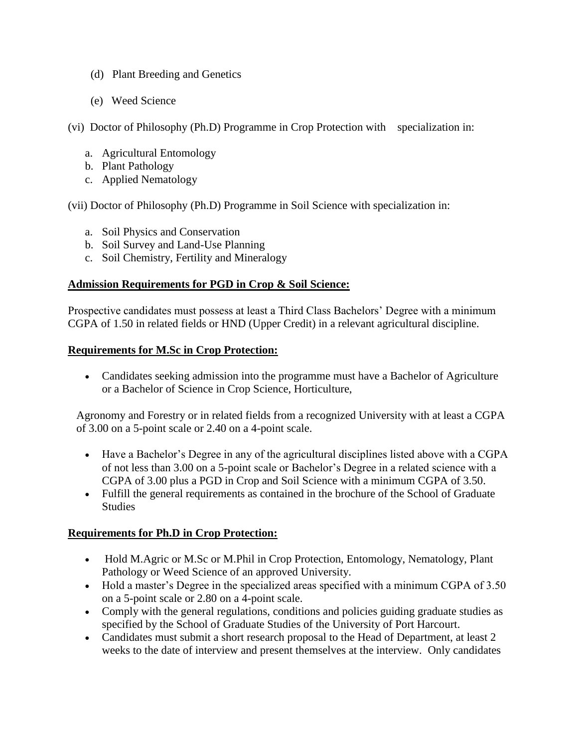(d) Plant Breeding and Genetics

(e) Weed Science

(vi) Doctor of Philosophy (Ph.D) Programme in Crop Protection with specialization in:

a. Agricultural Entomology
b. Plant Pathology
c. Applied Nematology

(vii) Doctor of Philosophy (Ph.D) Programme in Soil Science with specialization in:

a. Soil Physics and Conservation
b. Soil Survey and Land-Use Planning
c. Soil Chemistry, Fertility and Mineralogy

**Admission Requirements for PGD in Crop & Soil Science:**

Prospective candidates must possess at least a Third Class Bachelors' Degree with a minimum CGPA of 1.50 in related fields or HND (Upper Credit) in a relevant agricultural discipline.

**Requirements for M.Sc in Crop Protection:**

- Candidates seeking admission into the programme must have a Bachelor of Agriculture or a Bachelor of Science in Crop Science, Horticulture,

Agronomy and Forestry or in related fields from a recognized University with at least a CGPA of 3.00 on a 5-point scale or 2.40 on a 4-point scale.

- Have a Bachelor's Degree in any of the agricultural disciplines listed above with a CGPA of not less than 3.00 on a 5-point scale or Bachelor's Degree in a related science with a CGPA of 3.00 plus a PGD in Crop and Soil Science with a minimum CGPA of 3.50.
- Fulfill the general requirements as contained in the brochure of the School of Graduate Studies

**Requirements for Ph.D in Crop Protection:**

- Hold M.Agric or M.Sc or M.Phil in Crop Protection, Entomology, Nematology, Plant Pathology or Weed Science of an approved University.
- Hold a master's Degree in the specialized areas specified with a minimum CGPA of 3.50 on a 5-point scale or 2.80 on a 4-point scale.
- Comply with the general regulations, conditions and policies guiding graduate studies as specified by the School of Graduate Studies of the University of Port Harcourt.
- Candidates must submit a short research proposal to the Head of Department, at least 2 weeks to the date of interview and present themselves at the interview. Only candidates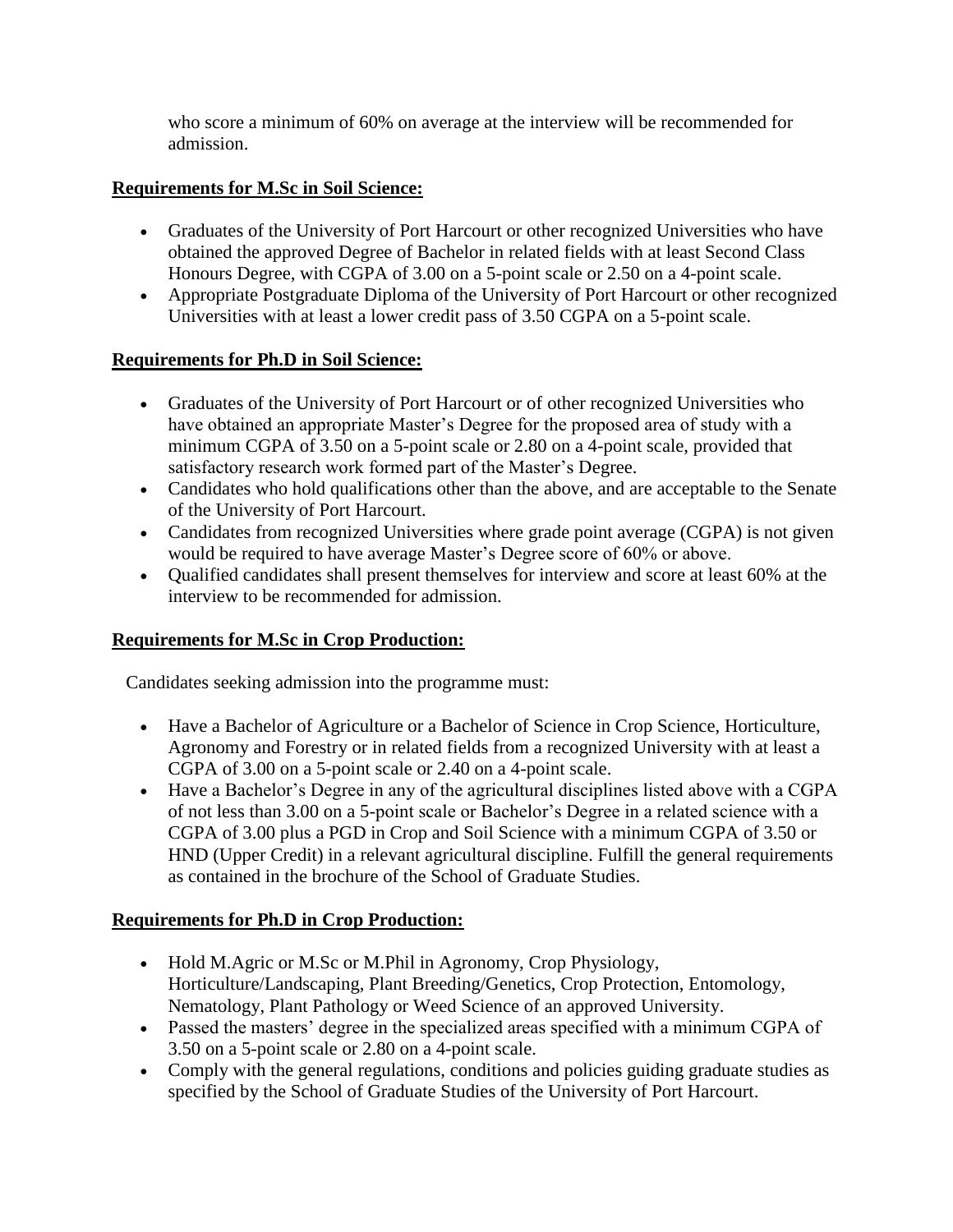who score a minimum of 60% on average at the interview will be recommended for admission.

**Requirements for M.Sc in Soil Science:**

- Graduates of the University of Port Harcourt or other recognized Universities who have obtained the approved Degree of Bachelor in related fields with at least Second Class Honours Degree, with CGPA of 3.00 on a 5-point scale or 2.50 on a 4-point scale.
- Appropriate Postgraduate Diploma of the University of Port Harcourt or other recognized Universities with at least a lower credit pass of 3.50 CGPA on a 5-point scale.

**Requirements for Ph.D in Soil Science:**

- Graduates of the University of Port Harcourt or of other recognized Universities who have obtained an appropriate Master's Degree for the proposed area of study with a minimum CGPA of 3.50 on a 5-point scale or 2.80 on a 4-point scale, provided that satisfactory research work formed part of the Master's Degree.
- Candidates who hold qualifications other than the above, and are acceptable to the Senate of the University of Port Harcourt.
- Candidates from recognized Universities where grade point average (CGPA) is not given would be required to have average Master's Degree score of 60% or above.
- Qualified candidates shall present themselves for interview and score at least 60% at the interview to be recommended for admission.

**Requirements for M.Sc in Crop Production:**

Candidates seeking admission into the programme must:

- Have a Bachelor of Agriculture or a Bachelor of Science in Crop Science, Horticulture, Agronomy and Forestry or in related fields from a recognized University with at least a CGPA of 3.00 on a 5-point scale or 2.40 on a 4-point scale.
- Have a Bachelor's Degree in any of the agricultural disciplines listed above with a CGPA of not less than 3.00 on a 5-point scale or Bachelor's Degree in a related science with a CGPA of 3.00 plus a PGD in Crop and Soil Science with a minimum CGPA of 3.50 or HND (Upper Credit) in a relevant agricultural discipline. Fulfill the general requirements as contained in the brochure of the School of Graduate Studies.

**Requirements for Ph.D in Crop Production:**

- Hold M.Agric or M.Sc or M.Phil in Agronomy, Crop Physiology, Horticulture/Landscaping, Plant Breeding/Genetics, Crop Protection, Entomology, Nematology, Plant Pathology or Weed Science of an approved University.
- Passed the masters' degree in the specialized areas specified with a minimum CGPA of 3.50 on a 5-point scale or 2.80 on a 4-point scale.
- Comply with the general regulations, conditions and policies guiding graduate studies as specified by the School of Graduate Studies of the University of Port Harcourt.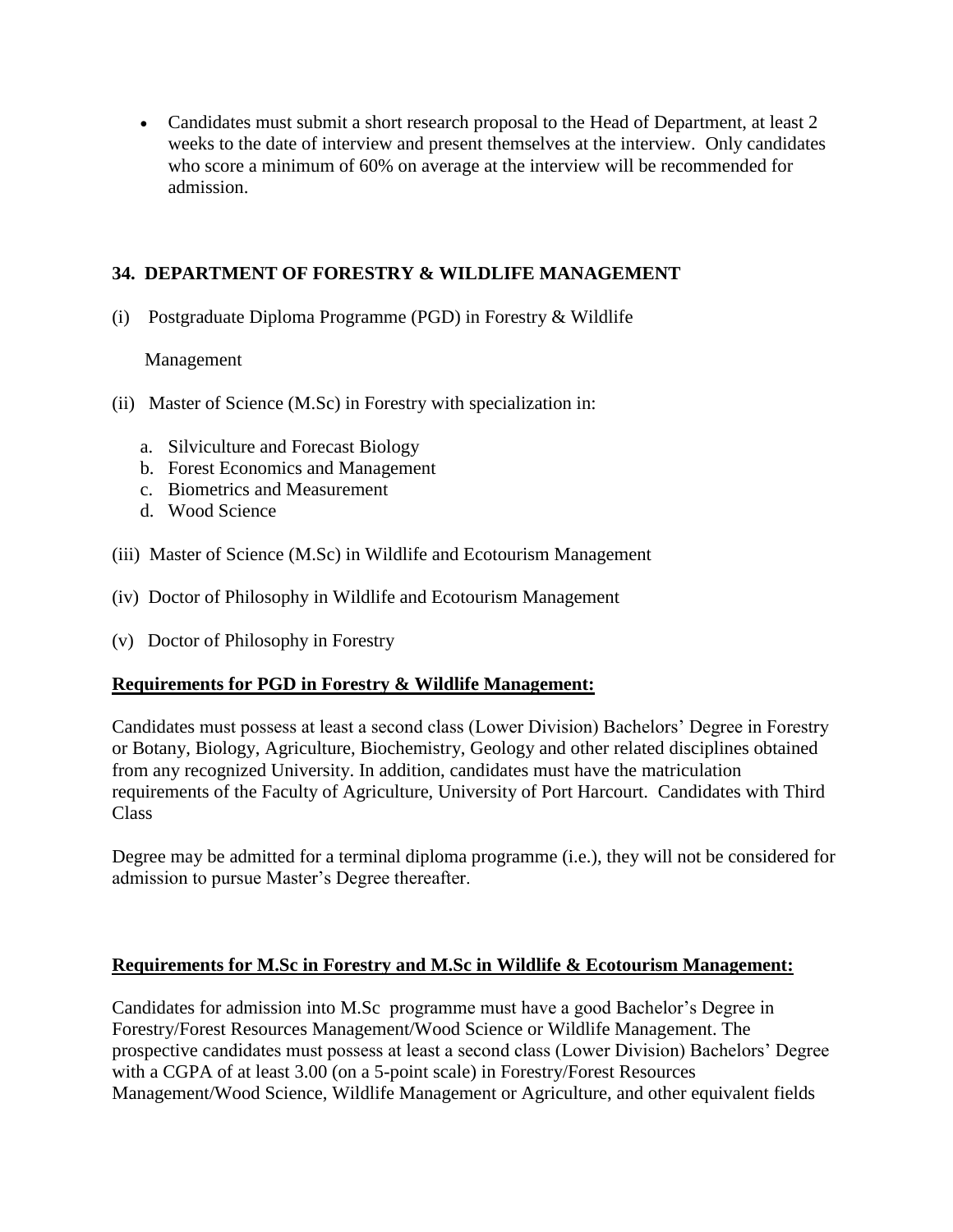- Candidates must submit a short research proposal to the Head of Department, at least 2 weeks to the date of interview and present themselves at the interview. Only candidates who score a minimum of 60% on average at the interview will be recommended for admission.

## 34. DEPARTMENT OF FORESTRY & WILDLIFE MANAGEMENT

(i) Postgraduate Diploma Programme (PGD) in Forestry & Wildlife Management

(ii) Master of Science (M.Sc) in Forestry with specialization in:

  a. Silviculture and Forecast Biology
  b. Forest Economics and Management
  c. Biometrics and Measurement
  d. Wood Science

(iii) Master of Science (M.Sc) in Wildlife and Ecotourism Management

(iv) Doctor of Philosophy in Wildlife and Ecotourism Management

(v) Doctor of Philosophy in Forestry

**Requirements for PGD in Forestry & Wildlife Management:**

Candidates must possess at least a second class (Lower Division) Bachelors' Degree in Forestry or Botany, Biology, Agriculture, Biochemistry, Geology and other related disciplines obtained from any recognized University. In addition, candidates must have the matriculation requirements of the Faculty of Agriculture, University of Port Harcourt. Candidates with Third Class

Degree may be admitted for a terminal diploma programme (i.e.), they will not be considered for admission to pursue Master's Degree thereafter.

**Requirements for M.Sc in Forestry and M.Sc in Wildlife & Ecotourism Management:**

Candidates for admission into M.Sc programme must have a good Bachelor's Degree in Forestry/Forest Resources Management/Wood Science or Wildlife Management. The prospective candidates must possess at least a second class (Lower Division) Bachelors' Degree with a CGPA of at least 3.00 (on a 5-point scale) in Forestry/Forest Resources Management/Wood Science, Wildlife Management or Agriculture, and other equivalent fields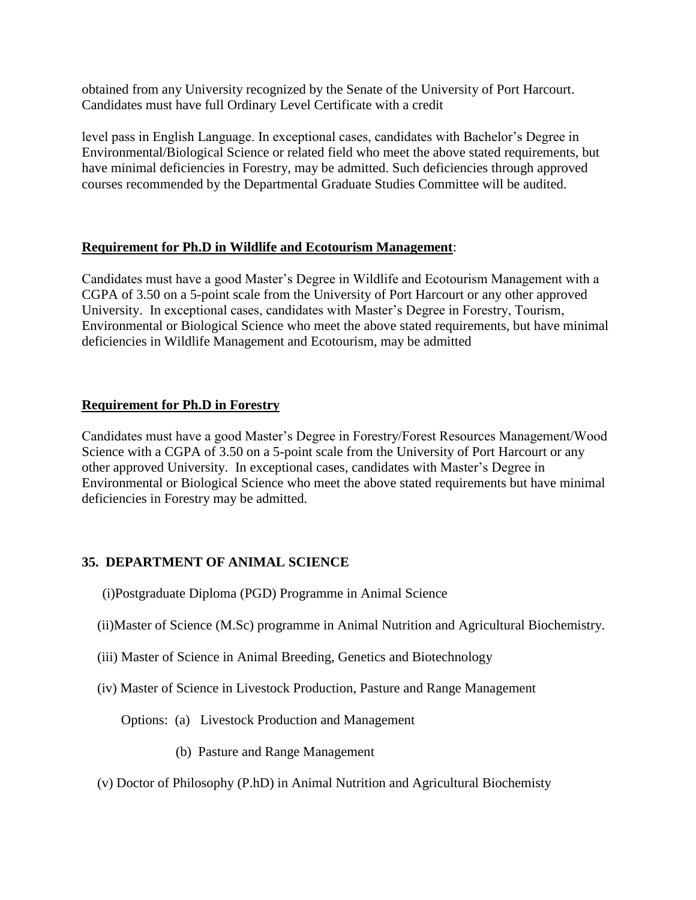obtained from any University recognized by the Senate of the University of Port Harcourt. Candidates must have full Ordinary Level Certificate with a credit

level pass in English Language. In exceptional cases, candidates with Bachelor's Degree in Environmental/Biological Science or related field who meet the above stated requirements, but have minimal deficiencies in Forestry, may be admitted. Such deficiencies through approved courses recommended by the Departmental Graduate Studies Committee will be audited.

**Requirement for Ph.D in Wildlife and Ecotourism Management**:

Candidates must have a good Master's Degree in Wildlife and Ecotourism Management with a CGPA of 3.50 on a 5-point scale from the University of Port Harcourt or any other approved University. In exceptional cases, candidates with Master's Degree in Forestry, Tourism, Environmental or Biological Science who meet the above stated requirements, but have minimal deficiencies in Wildlife Management and Ecotourism, may be admitted

**Requirement for Ph.D in Forestry**

Candidates must have a good Master's Degree in Forestry/Forest Resources Management/Wood Science with a CGPA of 3.50 on a 5-point scale from the University of Port Harcourt or any other approved University. In exceptional cases, candidates with Master's Degree in Environmental or Biological Science who meet the above stated requirements but have minimal deficiencies in Forestry may be admitted.

## 35. DEPARTMENT OF ANIMAL SCIENCE

(i)Postgraduate Diploma (PGD) Programme in Animal Science

(ii)Master of Science (M.Sc) programme in Animal Nutrition and Agricultural Biochemistry.

(iii) Master of Science in Animal Breeding, Genetics and Biotechnology

(iv) Master of Science in Livestock Production, Pasture and Range Management

Options: (a) Livestock Production and Management

(b) Pasture and Range Management

(v) Doctor of Philosophy (P.hD) in Animal Nutrition and Agricultural Biochemisty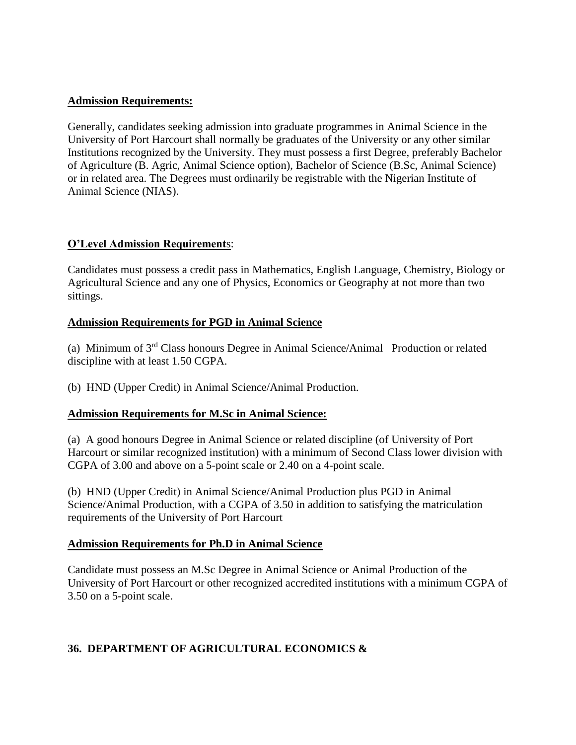**Admission Requirements:**

Generally, candidates seeking admission into graduate programmes in Animal Science in the University of Port Harcourt shall normally be graduates of the University or any other similar Institutions recognized by the University. They must possess a first Degree, preferably Bachelor of Agriculture (B. Agric, Animal Science option), Bachelor of Science (B.Sc, Animal Science) or in related area. The Degrees must ordinarily be registrable with the Nigerian Institute of Animal Science (NIAS).

**O'Level Admission Requirement**s:

Candidates must possess a credit pass in Mathematics, English Language, Chemistry, Biology or Agricultural Science and any one of Physics, Economics or Geography at not more than two sittings.

**Admission Requirements for PGD in Animal Science**

(a) Minimum of 3rd Class honours Degree in Animal Science/Animal Production or related discipline with at least 1.50 CGPA.

(b) HND (Upper Credit) in Animal Science/Animal Production.

**Admission Requirements for M.Sc in Animal Science:**

(a) A good honours Degree in Animal Science or related discipline (of University of Port Harcourt or similar recognized institution) with a minimum of Second Class lower division with CGPA of 3.00 and above on a 5-point scale or 2.40 on a 4-point scale.

(b) HND (Upper Credit) in Animal Science/Animal Production plus PGD in Animal Science/Animal Production, with a CGPA of 3.50 in addition to satisfying the matriculation requirements of the University of Port Harcourt

**Admission Requirements for Ph.D in Animal Science**

Candidate must possess an M.Sc Degree in Animal Science or Animal Production of the University of Port Harcourt or other recognized accredited institutions with a minimum CGPA of 3.50 on a 5-point scale.

## 36. DEPARTMENT OF AGRICULTURAL ECONOMICS &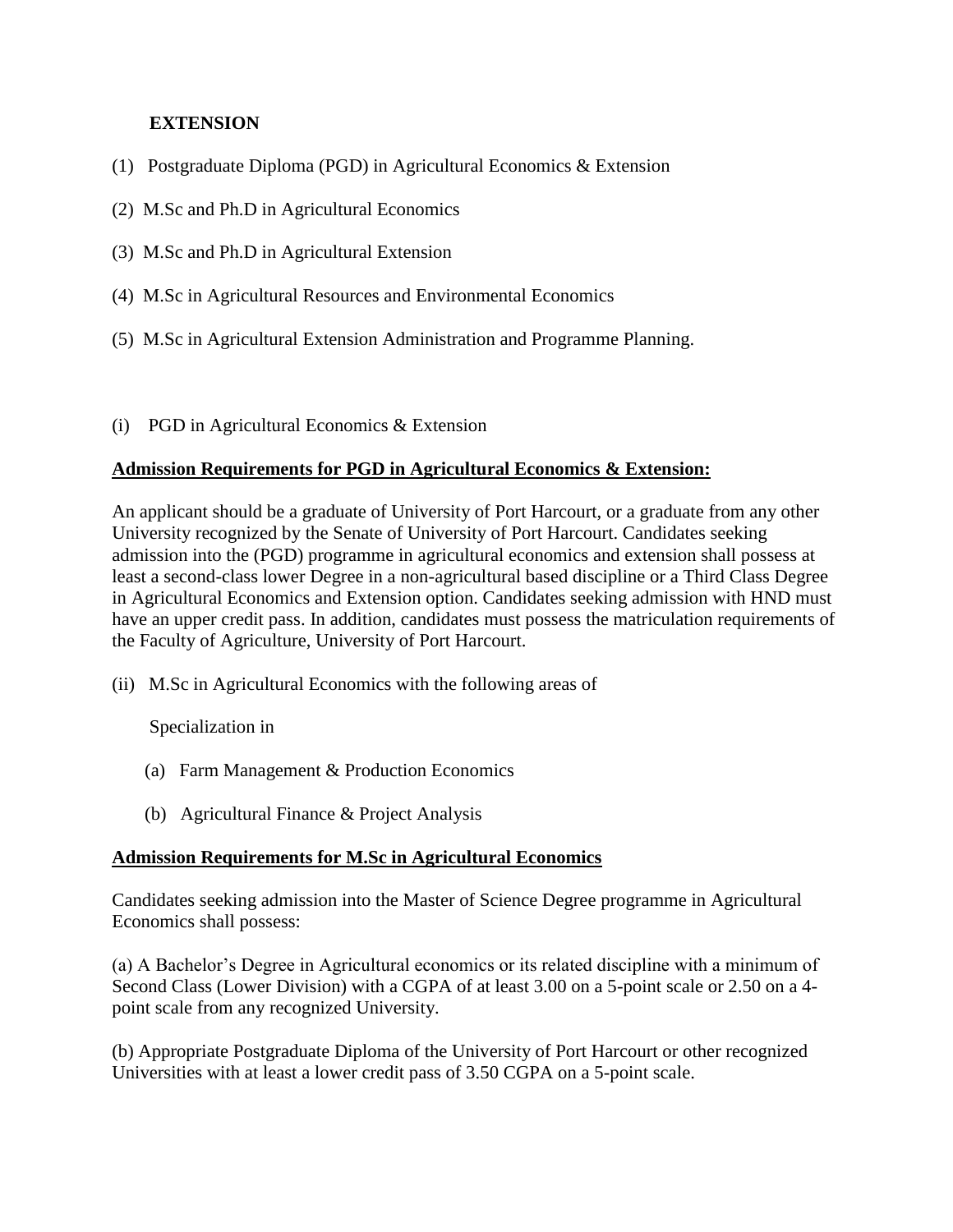## EXTENSION

(1) Postgraduate Diploma (PGD) in Agricultural Economics & Extension

(2) M.Sc and Ph.D in Agricultural Economics

(3) M.Sc and Ph.D in Agricultural Extension

(4) M.Sc in Agricultural Resources and Environmental Economics

(5) M.Sc in Agricultural Extension Administration and Programme Planning.

(i) PGD in Agricultural Economics & Extension

**Admission Requirements for PGD in Agricultural Economics & Extension:**

An applicant should be a graduate of University of Port Harcourt, or a graduate from any other University recognized by the Senate of University of Port Harcourt. Candidates seeking admission into the (PGD) programme in agricultural economics and extension shall possess at least a second-class lower Degree in a non-agricultural based discipline or a Third Class Degree in Agricultural Economics and Extension option. Candidates seeking admission with HND must have an upper credit pass. In addition, candidates must possess the matriculation requirements of the Faculty of Agriculture, University of Port Harcourt.

(ii) M.Sc in Agricultural Economics with the following areas of

Specialization in

(a) Farm Management & Production Economics

(b) Agricultural Finance & Project Analysis

**Admission Requirements for M.Sc in Agricultural Economics**

Candidates seeking admission into the Master of Science Degree programme in Agricultural Economics shall possess:

(a) A Bachelor's Degree in Agricultural economics or its related discipline with a minimum of Second Class (Lower Division) with a CGPA of at least 3.00 on a 5-point scale or 2.50 on a 4-point scale from any recognized University.

(b) Appropriate Postgraduate Diploma of the University of Port Harcourt or other recognized Universities with at least a lower credit pass of 3.50 CGPA on a 5-point scale.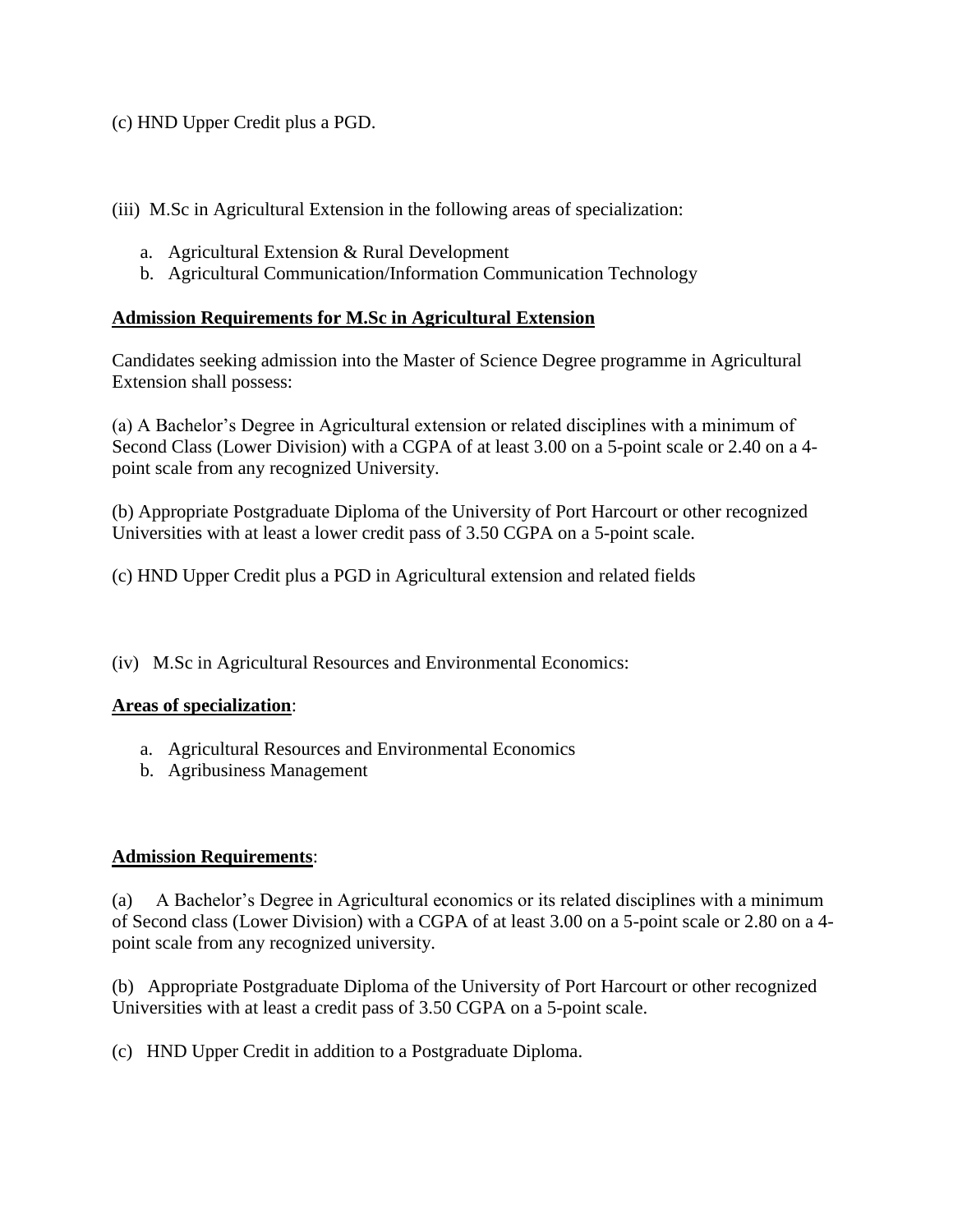(c) HND Upper Credit plus a PGD.

(iii) M.Sc in Agricultural Extension in the following areas of specialization:

a. Agricultural Extension & Rural Development
b. Agricultural Communication/Information Communication Technology

**Admission Requirements for M.Sc in Agricultural Extension**

Candidates seeking admission into the Master of Science Degree programme in Agricultural Extension shall possess:

(a) A Bachelor's Degree in Agricultural extension or related disciplines with a minimum of Second Class (Lower Division) with a CGPA of at least 3.00 on a 5-point scale or 2.40 on a 4-point scale from any recognized University.

(b) Appropriate Postgraduate Diploma of the University of Port Harcourt or other recognized Universities with at least a lower credit pass of 3.50 CGPA on a 5-point scale.

(c) HND Upper Credit plus a PGD in Agricultural extension and related fields

(iv) M.Sc in Agricultural Resources and Environmental Economics:

**Areas of specialization**:

a. Agricultural Resources and Environmental Economics
b. Agribusiness Management

**Admission Requirements**:

(a) A Bachelor's Degree in Agricultural economics or its related disciplines with a minimum of Second class (Lower Division) with a CGPA of at least 3.00 on a 5-point scale or 2.80 on a 4-point scale from any recognized university.

(b) Appropriate Postgraduate Diploma of the University of Port Harcourt or other recognized Universities with at least a credit pass of 3.50 CGPA on a 5-point scale.

(c) HND Upper Credit in addition to a Postgraduate Diploma.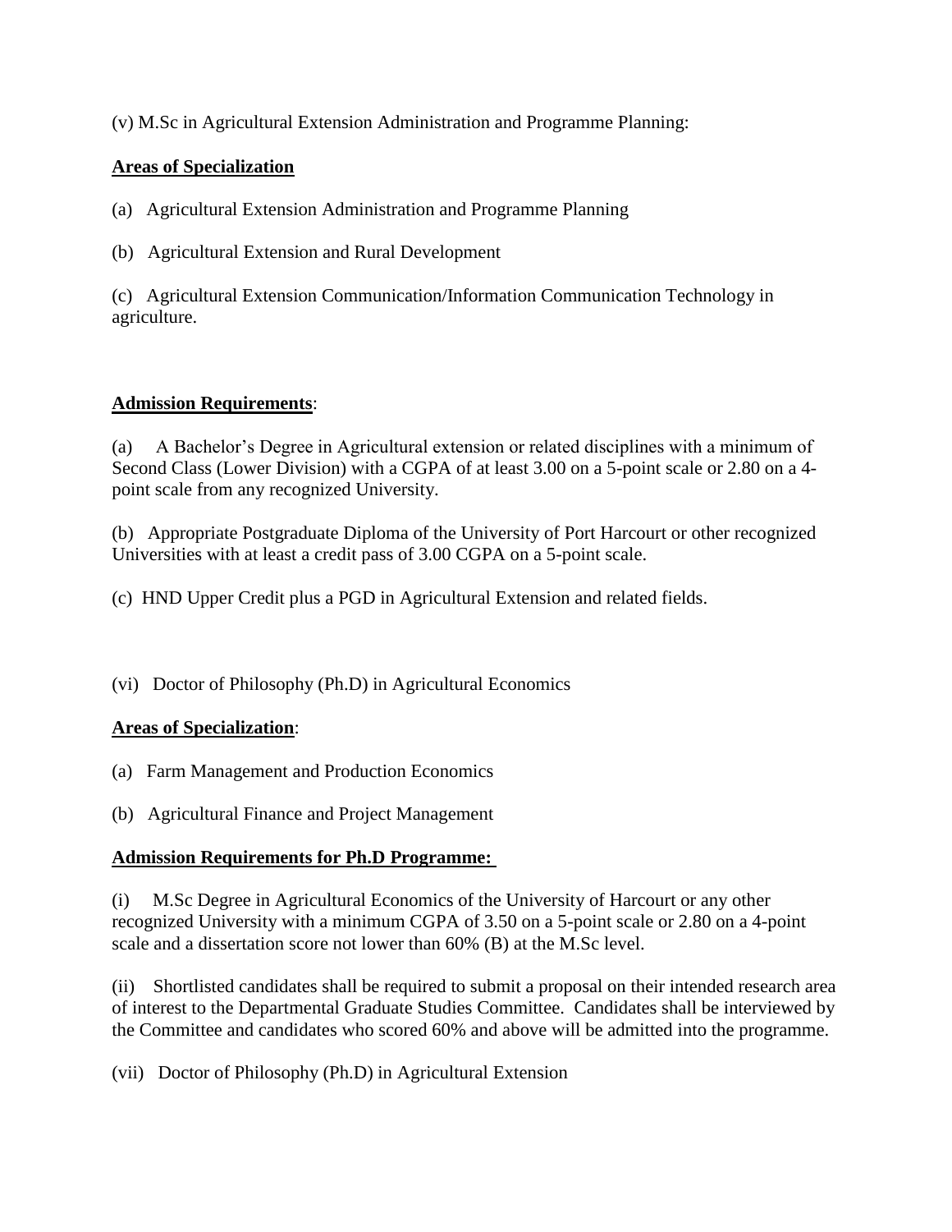(v) M.Sc in Agricultural Extension Administration and Programme Planning:

**Areas of Specialization**

(a) Agricultural Extension Administration and Programme Planning

(b) Agricultural Extension and Rural Development

(c) Agricultural Extension Communication/Information Communication Technology in agriculture.

**Admission Requirements**:

(a) A Bachelor's Degree in Agricultural extension or related disciplines with a minimum of Second Class (Lower Division) with a CGPA of at least 3.00 on a 5-point scale or 2.80 on a 4-point scale from any recognized University.

(b) Appropriate Postgraduate Diploma of the University of Port Harcourt or other recognized Universities with at least a credit pass of 3.00 CGPA on a 5-point scale.

(c) HND Upper Credit plus a PGD in Agricultural Extension and related fields.

(vi) Doctor of Philosophy (Ph.D) in Agricultural Economics

**Areas of Specialization**:

(a) Farm Management and Production Economics

(b) Agricultural Finance and Project Management

**Admission Requirements for Ph.D Programme:**

(i) M.Sc Degree in Agricultural Economics of the University of Harcourt or any other recognized University with a minimum CGPA of 3.50 on a 5-point scale or 2.80 on a 4-point scale and a dissertation score not lower than 60% (B) at the M.Sc level.

(ii) Shortlisted candidates shall be required to submit a proposal on their intended research area of interest to the Departmental Graduate Studies Committee. Candidates shall be interviewed by the Committee and candidates who scored 60% and above will be admitted into the programme.

(vii) Doctor of Philosophy (Ph.D) in Agricultural Extension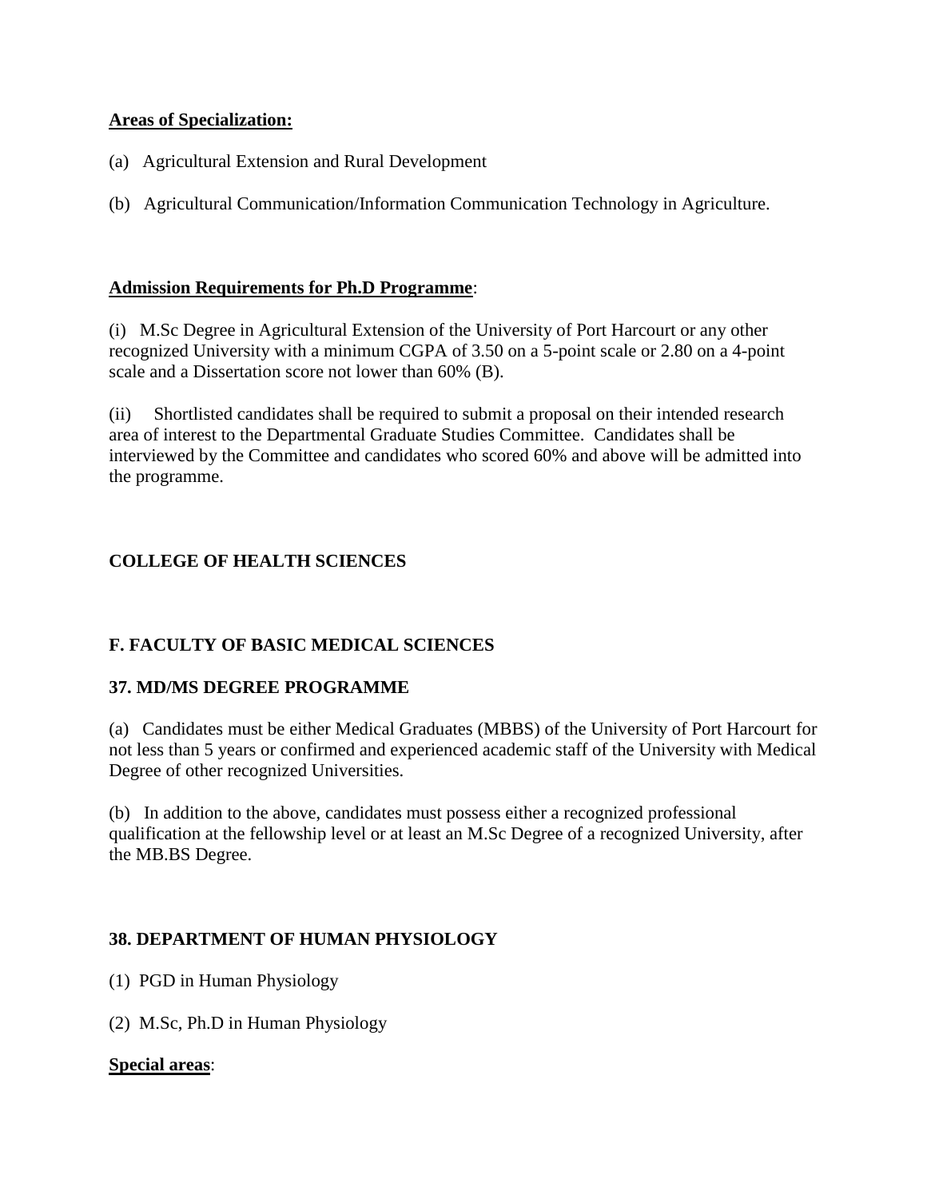**Areas of Specialization:**

(a) Agricultural Extension and Rural Development

(b) Agricultural Communication/Information Communication Technology in Agriculture.

**Admission Requirements for Ph.D Programme**:

(i) M.Sc Degree in Agricultural Extension of the University of Port Harcourt or any other recognized University with a minimum CGPA of 3.50 on a 5-point scale or 2.80 on a 4-point scale and a Dissertation score not lower than 60% (B).

(ii) Shortlisted candidates shall be required to submit a proposal on their intended research area of interest to the Departmental Graduate Studies Committee. Candidates shall be interviewed by the Committee and candidates who scored 60% and above will be admitted into the programme.

## COLLEGE OF HEALTH SCIENCES

## F. FACULTY OF BASIC MEDICAL SCIENCES

### 37. MD/MS DEGREE PROGRAMME

(a) Candidates must be either Medical Graduates (MBBS) of the University of Port Harcourt for not less than 5 years or confirmed and experienced academic staff of the University with Medical Degree of other recognized Universities.

(b) In addition to the above, candidates must possess either a recognized professional qualification at the fellowship level or at least an M.Sc Degree of a recognized University, after the MB.BS Degree.

### 38. DEPARTMENT OF HUMAN PHYSIOLOGY

(1) PGD in Human Physiology

(2) M.Sc, Ph.D in Human Physiology

**Special areas**: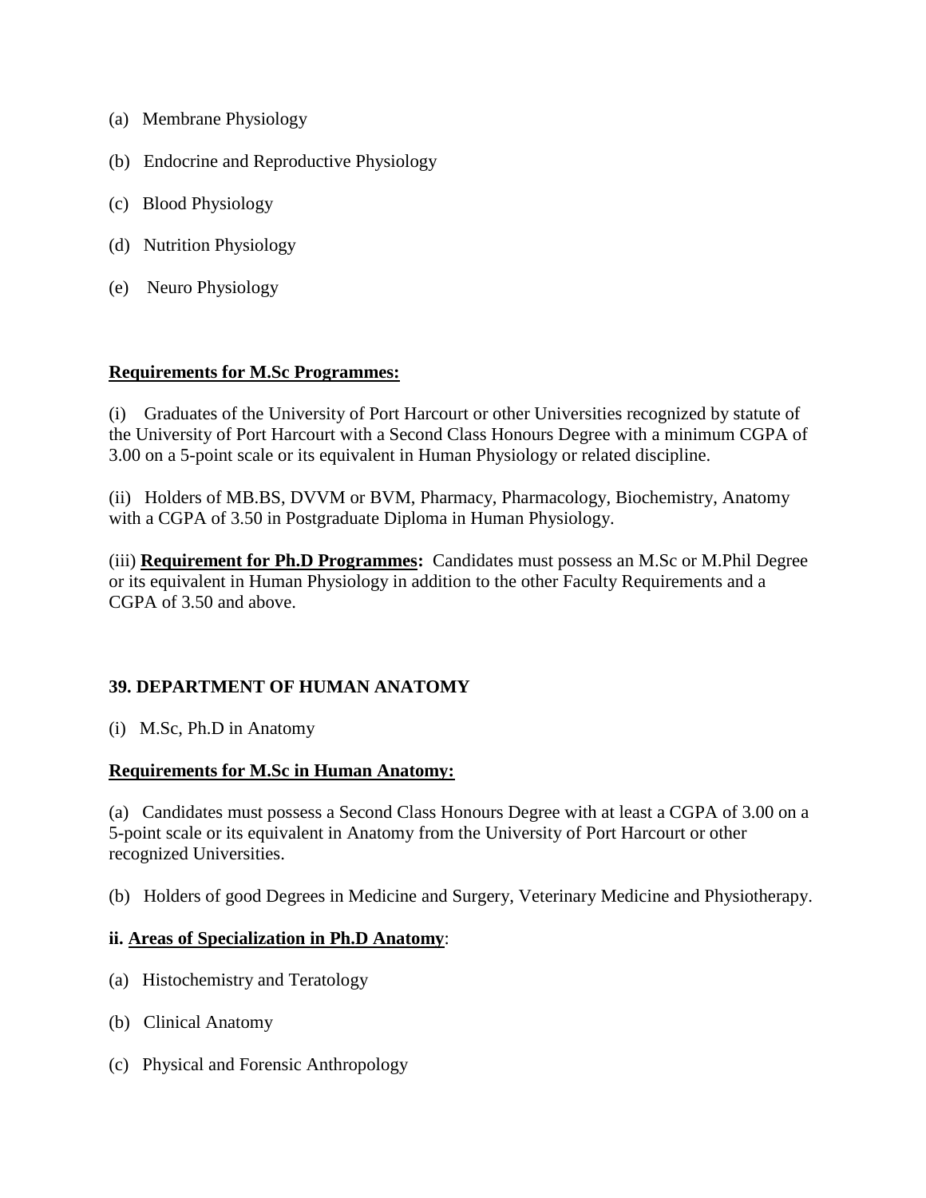(a) Membrane Physiology

(b) Endocrine and Reproductive Physiology

(c) Blood Physiology

(d) Nutrition Physiology

(e) Neuro Physiology

**Requirements for M.Sc Programmes:**

(i) Graduates of the University of Port Harcourt or other Universities recognized by statute of the University of Port Harcourt with a Second Class Honours Degree with a minimum CGPA of 3.00 on a 5-point scale or its equivalent in Human Physiology or related discipline.

(ii) Holders of MB.BS, DVVM or BVM, Pharmacy, Pharmacology, Biochemistry, Anatomy with a CGPA of 3.50 in Postgraduate Diploma in Human Physiology.

(iii) **Requirement for Ph.D Programmes:** Candidates must possess an M.Sc or M.Phil Degree or its equivalent in Human Physiology in addition to the other Faculty Requirements and a CGPA of 3.50 and above.

## 39. DEPARTMENT OF HUMAN ANATOMY

(i) M.Sc, Ph.D in Anatomy

**Requirements for M.Sc in Human Anatomy:**

(a) Candidates must possess a Second Class Honours Degree with at least a CGPA of 3.00 on a 5-point scale or its equivalent in Anatomy from the University of Port Harcourt or other recognized Universities.

(b) Holders of good Degrees in Medicine and Surgery, Veterinary Medicine and Physiotherapy.

**ii. Areas of Specialization in Ph.D Anatomy**:

(a) Histochemistry and Teratology

(b) Clinical Anatomy

(c) Physical and Forensic Anthropology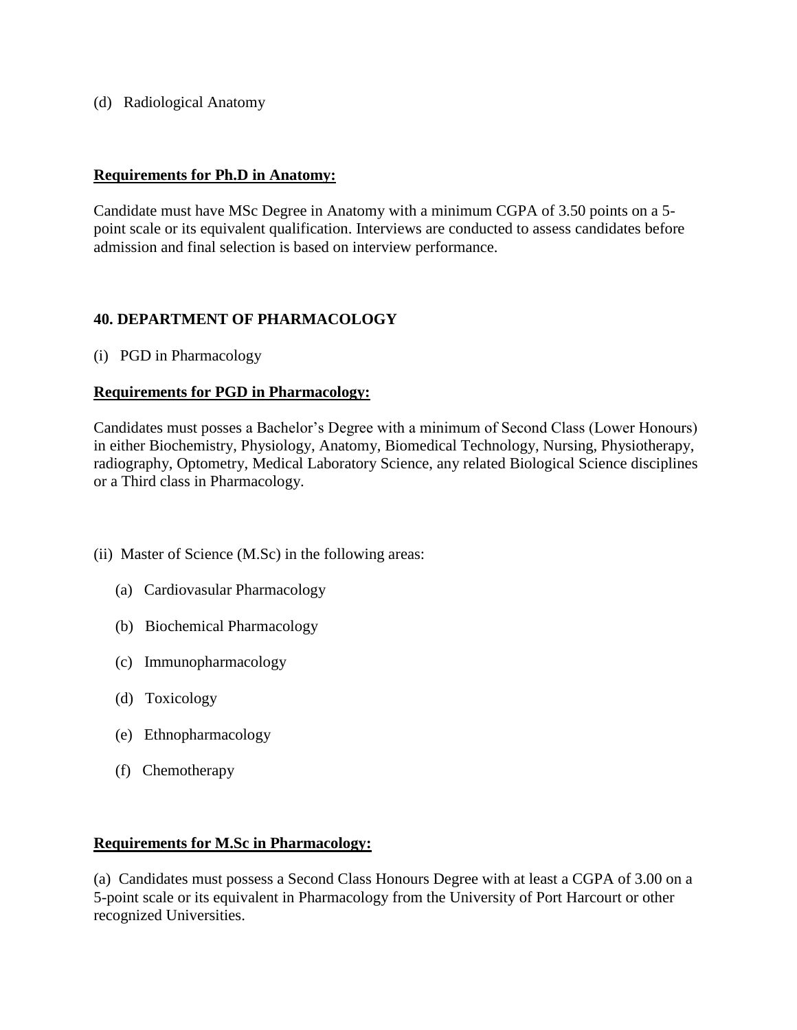(d) Radiological Anatomy

**Requirements for Ph.D in Anatomy:**

Candidate must have MSc Degree in Anatomy with a minimum CGPA of 3.50 points on a 5-point scale or its equivalent qualification. Interviews are conducted to assess candidates before admission and final selection is based on interview performance.

## 40. DEPARTMENT OF PHARMACOLOGY

(i) PGD in Pharmacology

**Requirements for PGD in Pharmacology:**

Candidates must posses a Bachelor's Degree with a minimum of Second Class (Lower Honours) in either Biochemistry, Physiology, Anatomy, Biomedical Technology, Nursing, Physiotherapy, radiography, Optometry, Medical Laboratory Science, any related Biological Science disciplines or a Third class in Pharmacology.

(ii) Master of Science (M.Sc) in the following areas:

(a) Cardiovasular Pharmacology

(b) Biochemical Pharmacology

(c) Immunopharmacology

(d) Toxicology

(e) Ethnopharmacology

(f) Chemotherapy

**Requirements for M.Sc in Pharmacology:**

(a) Candidates must possess a Second Class Honours Degree with at least a CGPA of 3.00 on a 5-point scale or its equivalent in Pharmacology from the University of Port Harcourt or other recognized Universities.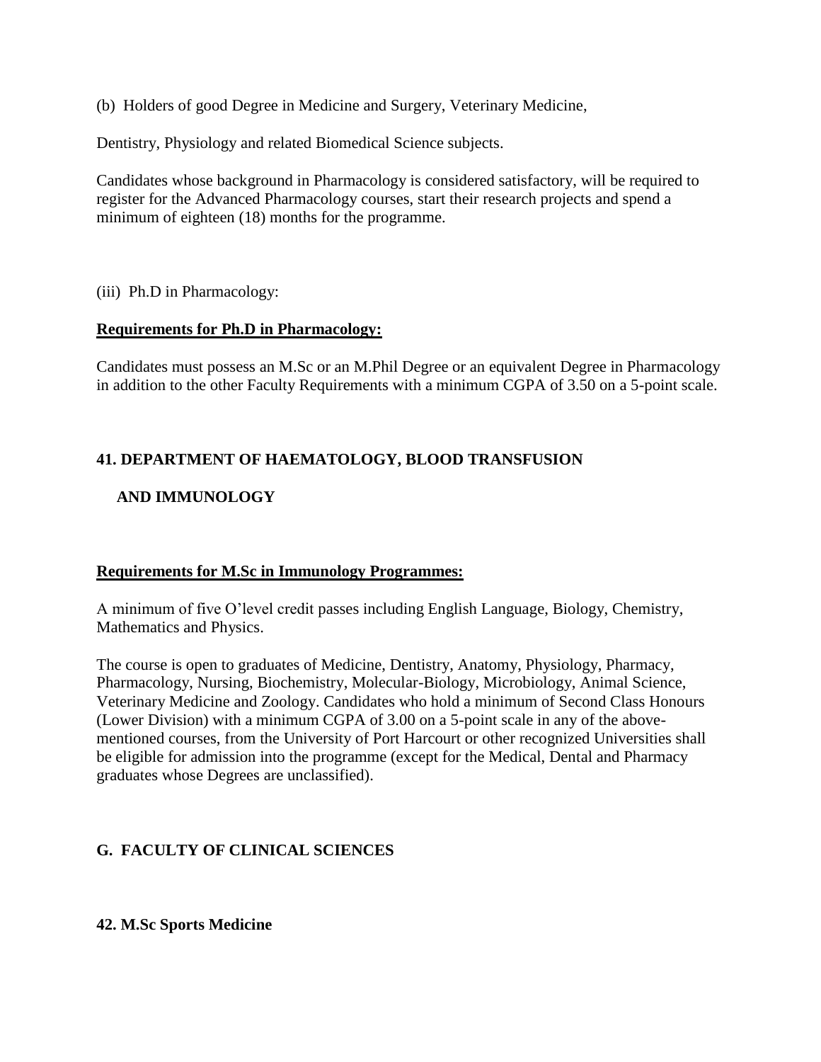(b) Holders of good Degree in Medicine and Surgery, Veterinary Medicine,

Dentistry, Physiology and related Biomedical Science subjects.

Candidates whose background in Pharmacology is considered satisfactory, will be required to register for the Advanced Pharmacology courses, start their research projects and spend a minimum of eighteen (18) months for the programme.

(iii) Ph.D in Pharmacology:

**Requirements for Ph.D in Pharmacology:**

Candidates must possess an M.Sc or an M.Phil Degree or an equivalent Degree in Pharmacology in addition to the other Faculty Requirements with a minimum CGPA of 3.50 on a 5-point scale.

## 41. DEPARTMENT OF HAEMATOLOGY, BLOOD TRANSFUSION AND IMMUNOLOGY

**Requirements for M.Sc in Immunology Programmes:**

A minimum of five O'level credit passes including English Language, Biology, Chemistry, Mathematics and Physics.

The course is open to graduates of Medicine, Dentistry, Anatomy, Physiology, Pharmacy, Pharmacology, Nursing, Biochemistry, Molecular-Biology, Microbiology, Animal Science, Veterinary Medicine and Zoology. Candidates who hold a minimum of Second Class Honours (Lower Division) with a minimum CGPA of 3.00 on a 5-point scale in any of the above-mentioned courses, from the University of Port Harcourt or other recognized Universities shall be eligible for admission into the programme (except for the Medical, Dental and Pharmacy graduates whose Degrees are unclassified).

# G. FACULTY OF CLINICAL SCIENCES

## 42. M.Sc Sports Medicine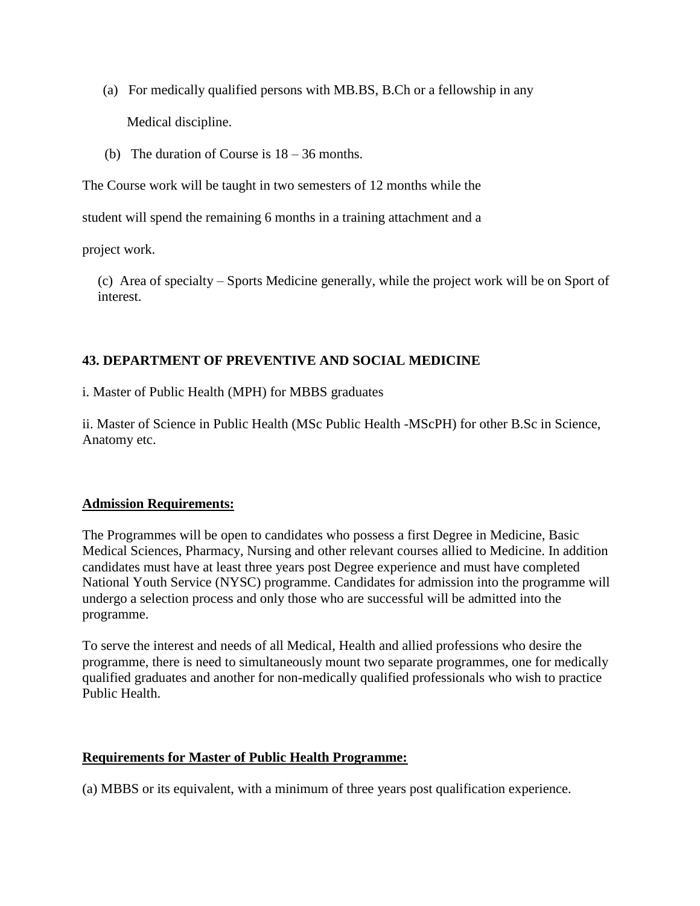(a) For medically qualified persons with MB.BS, B.Ch or a fellowship in any Medical discipline.

(b) The duration of Course is 18 – 36 months.

The Course work will be taught in two semesters of 12 months while the student will spend the remaining 6 months in a training attachment and a project work.

(c) Area of specialty – Sports Medicine generally, while the project work will be on Sport of interest.

**43. DEPARTMENT OF PREVENTIVE AND SOCIAL MEDICINE**

i. Master of Public Health (MPH) for MBBS graduates

ii. Master of Science in Public Health (MSc Public Health -MScPH) for other B.Sc in Science, Anatomy etc.

**<u>Admission Requirements:</u>**

The Programmes will be open to candidates who possess a first Degree in Medicine, Basic Medical Sciences, Pharmacy, Nursing and other relevant courses allied to Medicine. In addition candidates must have at least three years post Degree experience and must have completed National Youth Service (NYSC) programme. Candidates for admission into the programme will undergo a selection process and only those who are successful will be admitted into the programme.

To serve the interest and needs of all Medical, Health and allied professions who desire the programme, there is need to simultaneously mount two separate programmes, one for medically qualified graduates and another for non-medically qualified professionals who wish to practice Public Health.

**<u>Requirements for Master of Public Health Programme:</u>**

(a) MBBS or its equivalent, with a minimum of three years post qualification experience.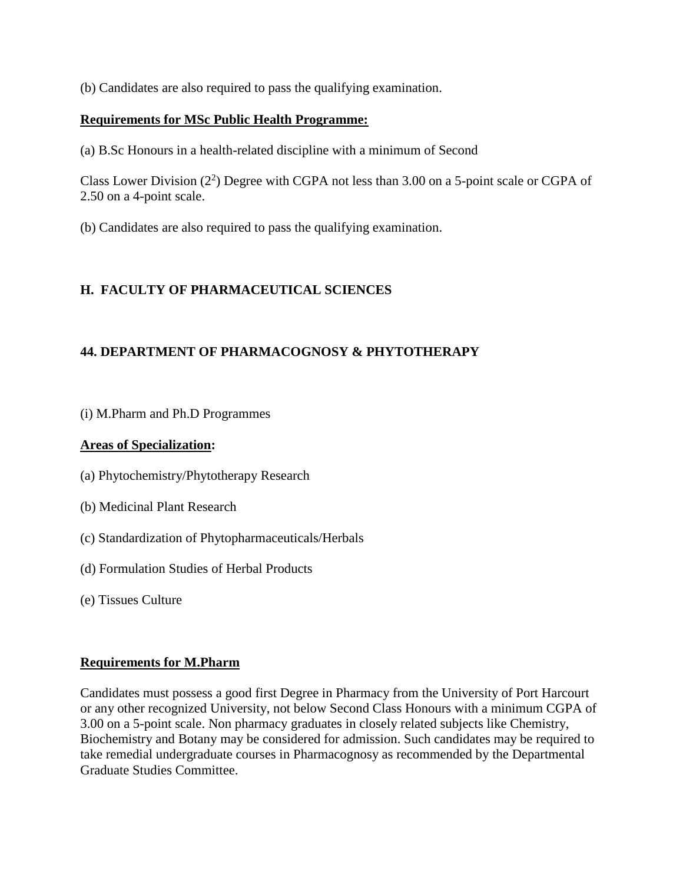(b) Candidates are also required to pass the qualifying examination.

**Requirements for MSc Public Health Programme:**

(a) B.Sc Honours in a health-related discipline with a minimum of Second

Class Lower Division ($2^2$) Degree with CGPA not less than 3.00 on a 5-point scale or CGPA of 2.50 on a 4-point scale.

(b) Candidates are also required to pass the qualifying examination.

## H. FACULTY OF PHARMACEUTICAL SCIENCES

### 44. DEPARTMENT OF PHARMACOGNOSY & PHYTOTHERAPY

(i) M.Pharm and Ph.D Programmes

**Areas of Specialization:**

(a) Phytochemistry/Phytotherapy Research

(b) Medicinal Plant Research

(c) Standardization of Phytopharmaceuticals/Herbals

(d) Formulation Studies of Herbal Products

(e) Tissues Culture

**Requirements for M.Pharm**

Candidates must possess a good first Degree in Pharmacy from the University of Port Harcourt or any other recognized University, not below Second Class Honours with a minimum CGPA of 3.00 on a 5-point scale. Non pharmacy graduates in closely related subjects like Chemistry, Biochemistry and Botany may be considered for admission. Such candidates may be required to take remedial undergraduate courses in Pharmacognosy as recommended by the Departmental Graduate Studies Committee.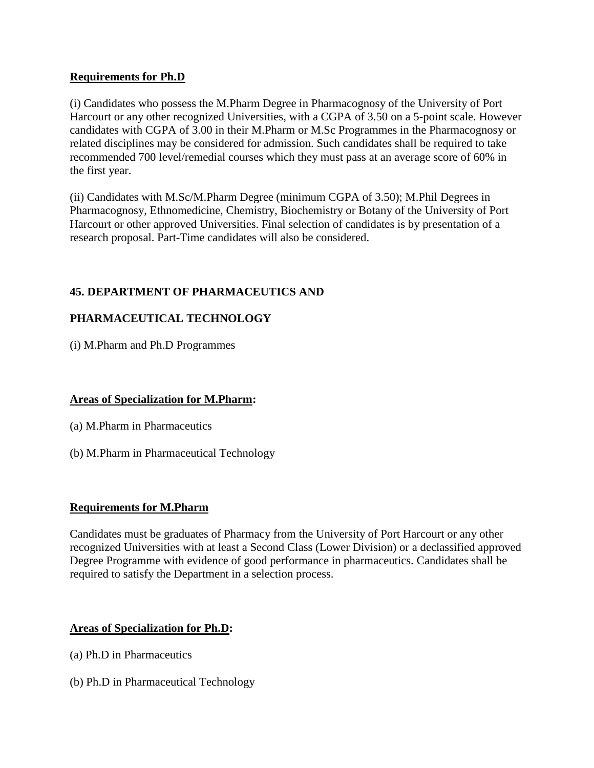**Requirements for Ph.D**

(i) Candidates who possess the M.Pharm Degree in Pharmacognosy of the University of Port Harcourt or any other recognized Universities, with a CGPA of 3.50 on a 5-point scale. However candidates with CGPA of 3.00 in their M.Pharm or M.Sc Programmes in the Pharmacognosy or related disciplines may be considered for admission. Such candidates shall be required to take recommended 700 level/remedial courses which they must pass at an average score of 60% in the first year.

(ii) Candidates with M.Sc/M.Pharm Degree (minimum CGPA of 3.50); M.Phil Degrees in Pharmacognosy, Ethnomedicine, Chemistry, Biochemistry or Botany of the University of Port Harcourt or other approved Universities. Final selection of candidates is by presentation of a research proposal. Part-Time candidates will also be considered.

## 45. DEPARTMENT OF PHARMACEUTICS AND PHARMACEUTICAL TECHNOLOGY

(i) M.Pharm and Ph.D Programmes

**Areas of Specialization for M.Pharm:**

(a) M.Pharm in Pharmaceutics

(b) M.Pharm in Pharmaceutical Technology

**Requirements for M.Pharm**

Candidates must be graduates of Pharmacy from the University of Port Harcourt or any other recognized Universities with at least a Second Class (Lower Division) or a declassified approved Degree Programme with evidence of good performance in pharmaceutics. Candidates shall be required to satisfy the Department in a selection process.

**Areas of Specialization for Ph.D:**

(a) Ph.D in Pharmaceutics

(b) Ph.D in Pharmaceutical Technology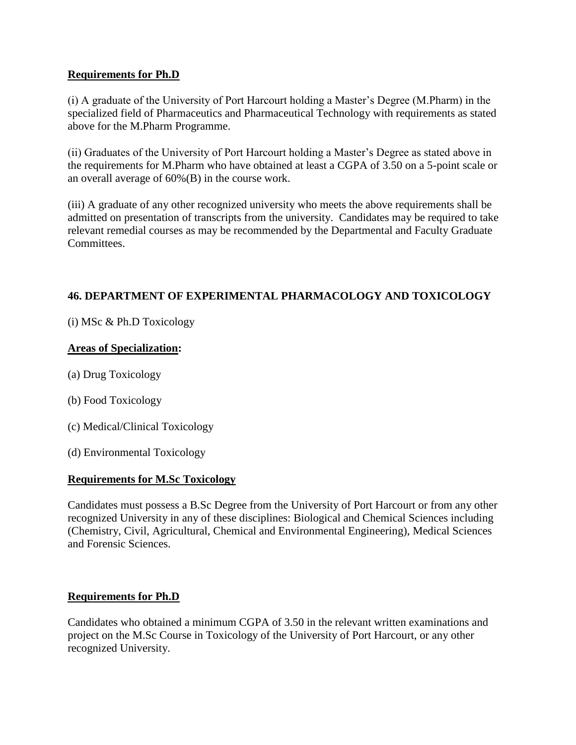**Requirements for Ph.D**

(i) A graduate of the University of Port Harcourt holding a Master's Degree (M.Pharm) in the specialized field of Pharmaceutics and Pharmaceutical Technology with requirements as stated above for the M.Pharm Programme.

(ii) Graduates of the University of Port Harcourt holding a Master's Degree as stated above in the requirements for M.Pharm who have obtained at least a CGPA of 3.50 on a 5-point scale or an overall average of 60%(B) in the course work.

(iii) A graduate of any other recognized university who meets the above requirements shall be admitted on presentation of transcripts from the university. Candidates may be required to take relevant remedial courses as may be recommended by the Departmental and Faculty Graduate Committees.

## 46. DEPARTMENT OF EXPERIMENTAL PHARMACOLOGY AND TOXICOLOGY

(i) MSc & Ph.D Toxicology

**Areas of Specialization:**

(a) Drug Toxicology

(b) Food Toxicology

(c) Medical/Clinical Toxicology

(d) Environmental Toxicology

**Requirements for M.Sc Toxicology**

Candidates must possess a B.Sc Degree from the University of Port Harcourt or from any other recognized University in any of these disciplines: Biological and Chemical Sciences including (Chemistry, Civil, Agricultural, Chemical and Environmental Engineering), Medical Sciences and Forensic Sciences.

**Requirements for Ph.D**

Candidates who obtained a minimum CGPA of 3.50 in the relevant written examinations and project on the M.Sc Course in Toxicology of the University of Port Harcourt, or any other recognized University.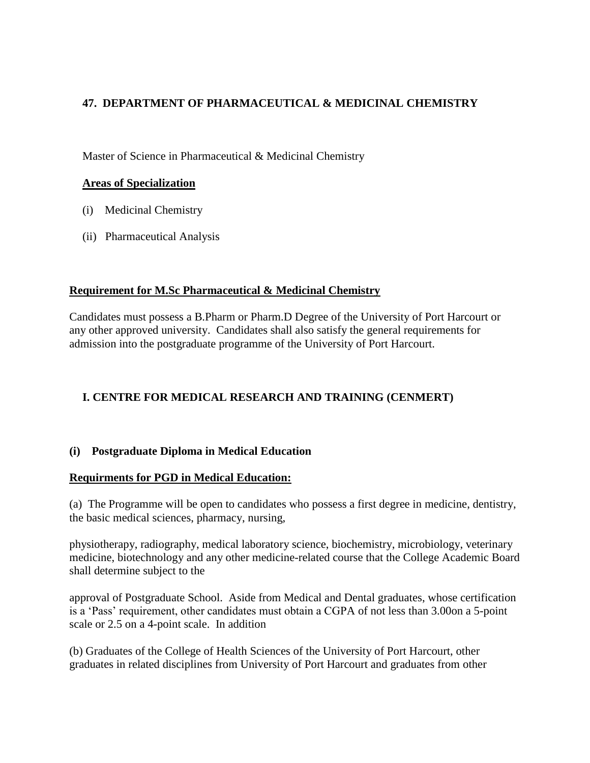## 47. DEPARTMENT OF PHARMACEUTICAL & MEDICINAL CHEMISTRY

Master of Science in Pharmaceutical & Medicinal Chemistry

**Areas of Specialization**

(i) Medicinal Chemistry

(ii) Pharmaceutical Analysis

**Requirement for M.Sc Pharmaceutical & Medicinal Chemistry**

Candidates must possess a B.Pharm or Pharm.D Degree of the University of Port Harcourt or any other approved university. Candidates shall also satisfy the general requirements for admission into the postgraduate programme of the University of Port Harcourt.

## I. CENTRE FOR MEDICAL RESEARCH AND TRAINING (CENMERT)

### (i) Postgraduate Diploma in Medical Education

**Requirments for PGD in Medical Education:**

(a) The Programme will be open to candidates who possess a first degree in medicine, dentistry, the basic medical sciences, pharmacy, nursing,

physiotherapy, radiography, medical laboratory science, biochemistry, microbiology, veterinary medicine, biotechnology and any other medicine-related course that the College Academic Board shall determine subject to the

approval of Postgraduate School. Aside from Medical and Dental graduates, whose certification is a 'Pass' requirement, other candidates must obtain a CGPA of not less than 3.00on a 5-point scale or 2.5 on a 4-point scale. In addition

(b) Graduates of the College of Health Sciences of the University of Port Harcourt, other graduates in related disciplines from University of Port Harcourt and graduates from other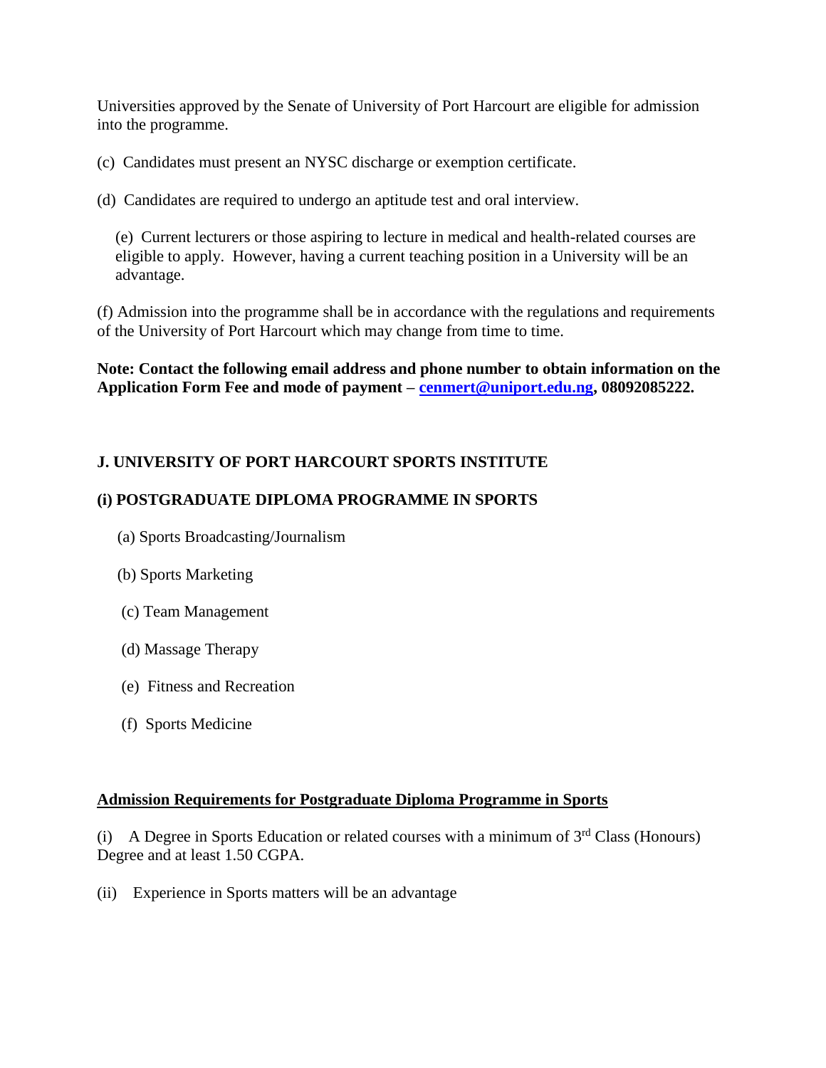Universities approved by the Senate of University of Port Harcourt are eligible for admission into the programme.

(c) Candidates must present an NYSC discharge or exemption certificate.

(d) Candidates are required to undergo an aptitude test and oral interview.

(e) Current lecturers or those aspiring to lecture in medical and health-related courses are eligible to apply. However, having a current teaching position in a University will be an advantage.

(f) Admission into the programme shall be in accordance with the regulations and requirements of the University of Port Harcourt which may change from time to time.

**Note: Contact the following email address and phone number to obtain information on the Application Form Fee and mode of payment – [cenmert@uniport.edu.ng](mailto:cenmert@uniport.edu.ng), 08092085222.**

## J. UNIVERSITY OF PORT HARCOURT SPORTS INSTITUTE

### (i) POSTGRADUATE DIPLOMA PROGRAMME IN SPORTS

(a) Sports Broadcasting/Journalism

(b) Sports Marketing

(c) Team Management

(d) Massage Therapy

(e) Fitness and Recreation

(f) Sports Medicine

**Admission Requirements for Postgraduate Diploma Programme in Sports**

(i) A Degree in Sports Education or related courses with a minimum of 3rd Class (Honours) Degree and at least 1.50 CGPA.

(ii) Experience in Sports matters will be an advantage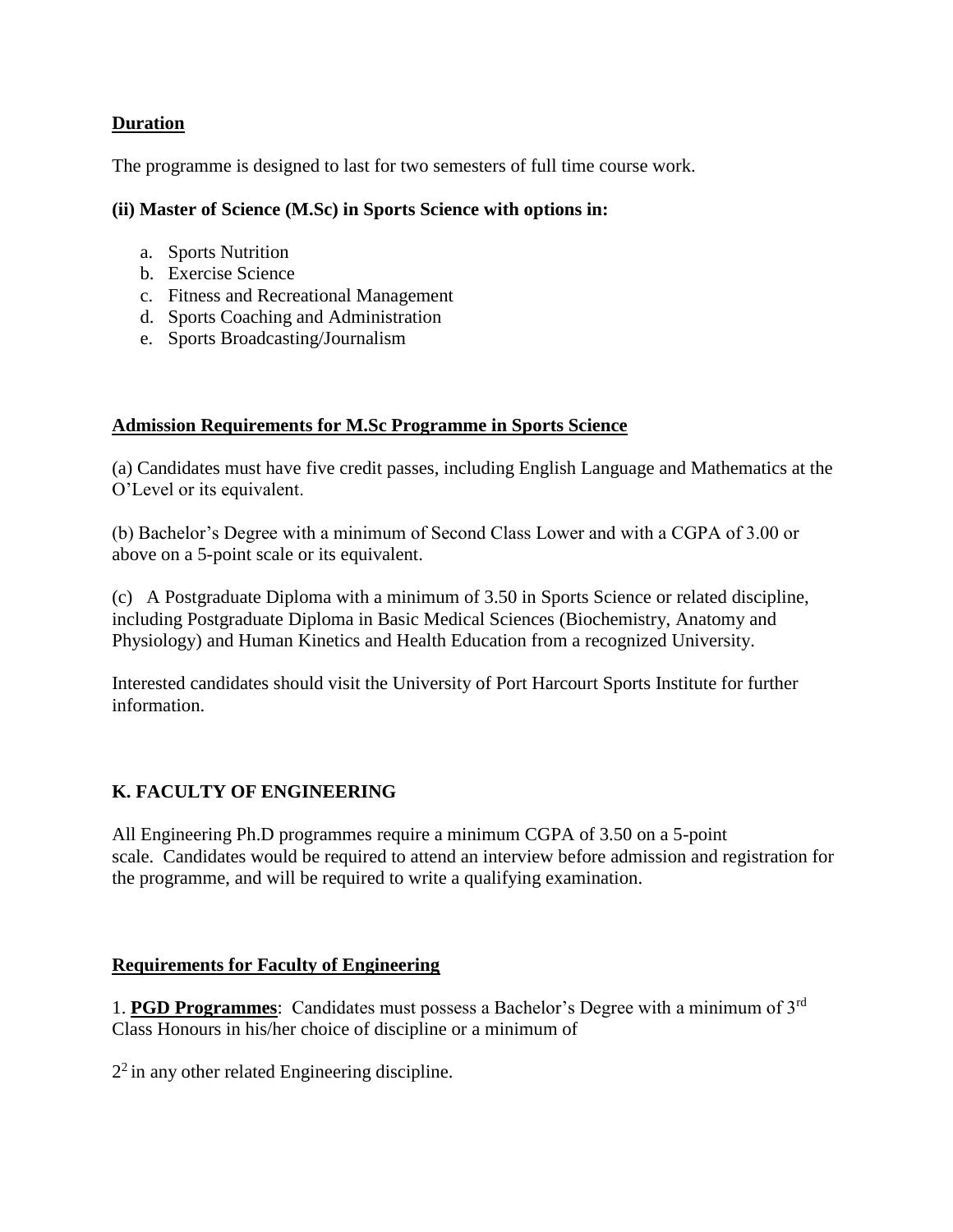**Duration**

The programme is designed to last for two semesters of full time course work.

**(ii) Master of Science (M.Sc) in Sports Science with options in:**

a. Sports Nutrition
b. Exercise Science
c. Fitness and Recreational Management
d. Sports Coaching and Administration
e. Sports Broadcasting/Journalism

**Admission Requirements for M.Sc Programme in Sports Science**

(a) Candidates must have five credit passes, including English Language and Mathematics at the O'Level or its equivalent.

(b) Bachelor's Degree with a minimum of Second Class Lower and with a CGPA of 3.00 or above on a 5-point scale or its equivalent.

(c) A Postgraduate Diploma with a minimum of 3.50 in Sports Science or related discipline, including Postgraduate Diploma in Basic Medical Sciences (Biochemistry, Anatomy and Physiology) and Human Kinetics and Health Education from a recognized University.

Interested candidates should visit the University of Port Harcourt Sports Institute for further information.

## K. FACULTY OF ENGINEERING

All Engineering Ph.D programmes require a minimum CGPA of 3.50 on a 5-point scale. Candidates would be required to attend an interview before admission and registration for the programme, and will be required to write a qualifying examination.

**Requirements for Faculty of Engineering**

1. **PGD Programmes**: Candidates must possess a Bachelor's Degree with a minimum of 3rd Class Honours in his/her choice of discipline or a minimum of

$2^2$ in any other related Engineering discipline.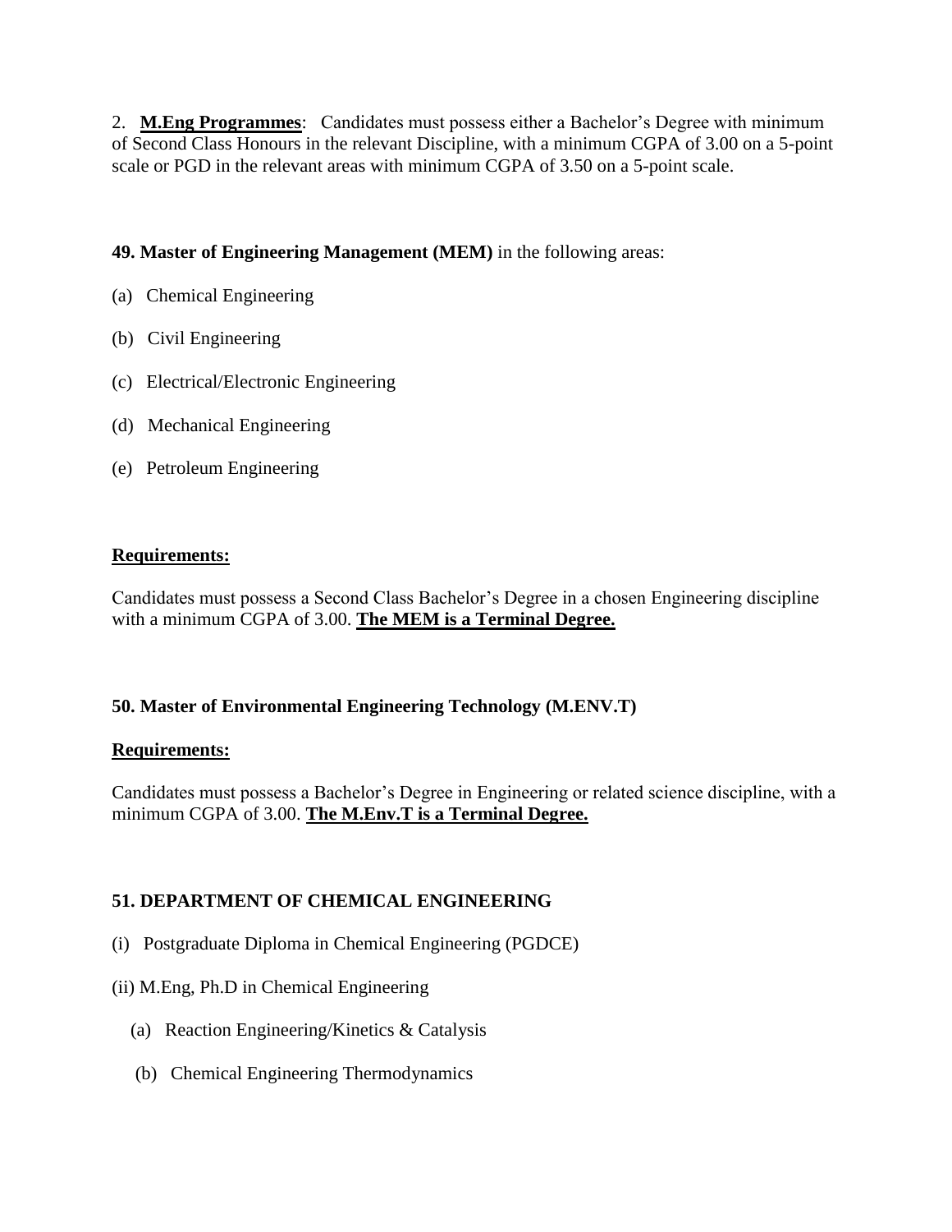2. **<u>M.Eng Programmes</u>**: Candidates must possess either a Bachelor's Degree with minimum of Second Class Honours in the relevant Discipline, with a minimum CGPA of 3.00 on a 5-point scale or PGD in the relevant areas with minimum CGPA of 3.50 on a 5-point scale.

**49. Master of Engineering Management (MEM)** in the following areas:

(a) Chemical Engineering

(b) Civil Engineering

(c) Electrical/Electronic Engineering

(d) Mechanical Engineering

(e) Petroleum Engineering

**<u>Requirements:</u>**

Candidates must possess a Second Class Bachelor's Degree in a chosen Engineering discipline with a minimum CGPA of 3.00. **<u>The MEM is a Terminal Degree.</u>**

**50. Master of Environmental Engineering Technology (M.ENV.T)**

**<u>Requirements:</u>**

Candidates must possess a Bachelor's Degree in Engineering or related science discipline, with a minimum CGPA of 3.00. **<u>The M.Env.T is a Terminal Degree.</u>**

**51. DEPARTMENT OF CHEMICAL ENGINEERING**

(i) Postgraduate Diploma in Chemical Engineering (PGDCE)

(ii) M.Eng, Ph.D in Chemical Engineering

(a) Reaction Engineering/Kinetics & Catalysis

(b) Chemical Engineering Thermodynamics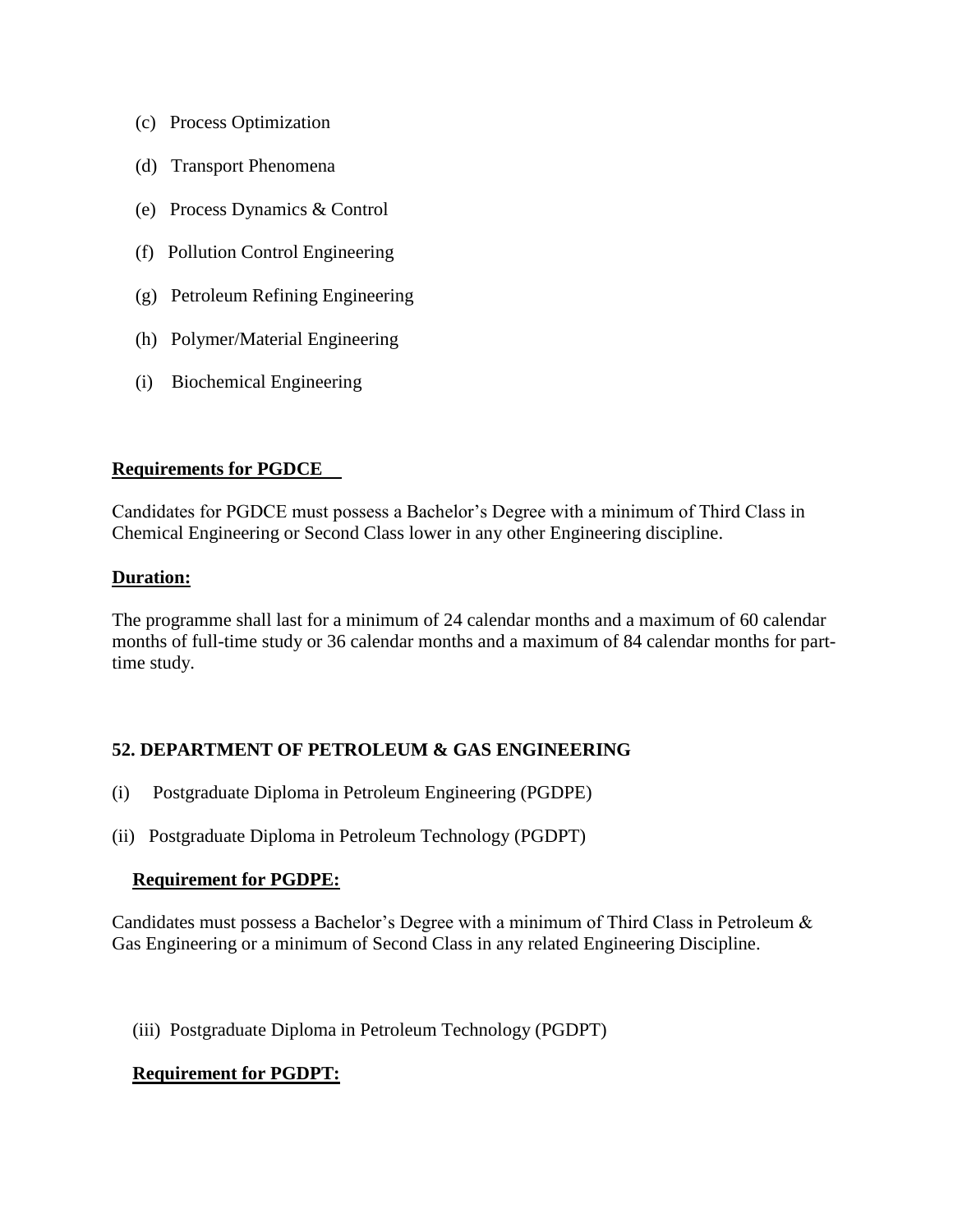(c) Process Optimization

(d) Transport Phenomena

(e) Process Dynamics & Control

(f) Pollution Control Engineering

(g) Petroleum Refining Engineering

(h) Polymer/Material Engineering

(i) Biochemical Engineering

**Requirements for PGDCE**

Candidates for PGDCE must possess a Bachelor's Degree with a minimum of Third Class in Chemical Engineering or Second Class lower in any other Engineering discipline.

**Duration:**

The programme shall last for a minimum of 24 calendar months and a maximum of 60 calendar months of full-time study or 36 calendar months and a maximum of 84 calendar months for part-time study.

## 52. DEPARTMENT OF PETROLEUM & GAS ENGINEERING

(i) Postgraduate Diploma in Petroleum Engineering (PGDPE)

(ii) Postgraduate Diploma in Petroleum Technology (PGDPT)

**Requirement for PGDPE:**

Candidates must possess a Bachelor's Degree with a minimum of Third Class in Petroleum & Gas Engineering or a minimum of Second Class in any related Engineering Discipline.

(iii) Postgraduate Diploma in Petroleum Technology (PGDPT)

**Requirement for PGDPT:**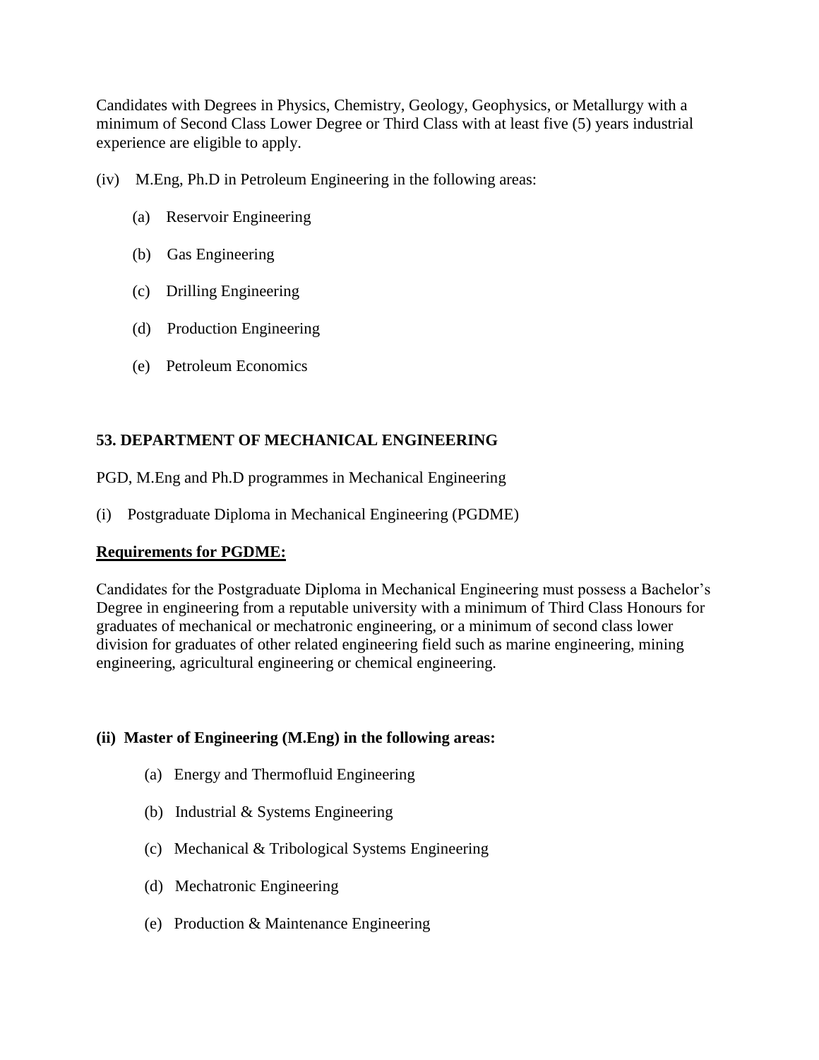Candidates with Degrees in Physics, Chemistry, Geology, Geophysics, or Metallurgy with a minimum of Second Class Lower Degree or Third Class with at least five (5) years industrial experience are eligible to apply.

(iv) M.Eng, Ph.D in Petroleum Engineering in the following areas:

- (a) Reservoir Engineering
- (b) Gas Engineering
- (c) Drilling Engineering
- (d) Production Engineering
- (e) Petroleum Economics

**53. DEPARTMENT OF MECHANICAL ENGINEERING**

PGD, M.Eng and Ph.D programmes in Mechanical Engineering

(i) Postgraduate Diploma in Mechanical Engineering (PGDME)

**Requirements for PGDME:**

Candidates for the Postgraduate Diploma in Mechanical Engineering must possess a Bachelor's Degree in engineering from a reputable university with a minimum of Third Class Honours for graduates of mechanical or mechatronic engineering, or a minimum of second class lower division for graduates of other related engineering field such as marine engineering, mining engineering, agricultural engineering or chemical engineering.

**(ii) Master of Engineering (M.Eng) in the following areas:**

- (a) Energy and Thermofluid Engineering
- (b) Industrial & Systems Engineering
- (c) Mechanical & Tribological Systems Engineering
- (d) Mechatronic Engineering
- (e) Production & Maintenance Engineering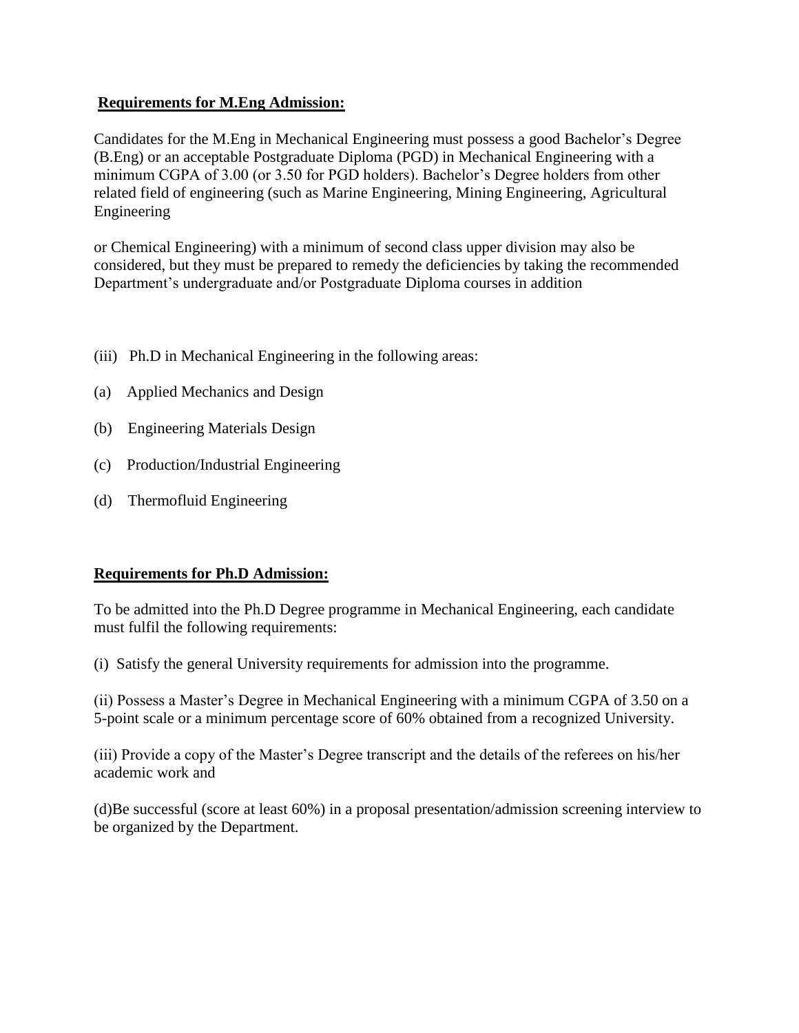**Requirements for M.Eng Admission:**

Candidates for the M.Eng in Mechanical Engineering must possess a good Bachelor's Degree (B.Eng) or an acceptable Postgraduate Diploma (PGD) in Mechanical Engineering with a minimum CGPA of 3.00 (or 3.50 for PGD holders). Bachelor's Degree holders from other related field of engineering (such as Marine Engineering, Mining Engineering, Agricultural Engineering

or Chemical Engineering) with a minimum of second class upper division may also be considered, but they must be prepared to remedy the deficiencies by taking the recommended Department's undergraduate and/or Postgraduate Diploma courses in addition

(iii) Ph.D in Mechanical Engineering in the following areas:

(a) Applied Mechanics and Design

(b) Engineering Materials Design

(c) Production/Industrial Engineering

(d) Thermofluid Engineering

**Requirements for Ph.D Admission:**

To be admitted into the Ph.D Degree programme in Mechanical Engineering, each candidate must fulfil the following requirements:

(i) Satisfy the general University requirements for admission into the programme.

(ii) Possess a Master's Degree in Mechanical Engineering with a minimum CGPA of 3.50 on a 5-point scale or a minimum percentage score of 60% obtained from a recognized University.

(iii) Provide a copy of the Master's Degree transcript and the details of the referees on his/her academic work and

(d)Be successful (score at least 60%) in a proposal presentation/admission screening interview to be organized by the Department.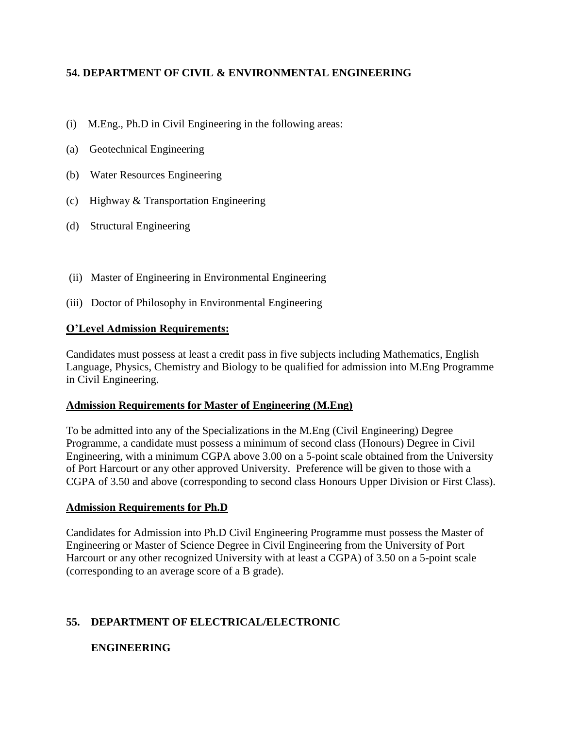## 54. DEPARTMENT OF CIVIL & ENVIRONMENTAL ENGINEERING

(i) M.Eng., Ph.D in Civil Engineering in the following areas:

(a) Geotechnical Engineering

(b) Water Resources Engineering

(c) Highway & Transportation Engineering

(d) Structural Engineering

(ii) Master of Engineering in Environmental Engineering

(iii) Doctor of Philosophy in Environmental Engineering

**O'Level Admission Requirements:**

Candidates must possess at least a credit pass in five subjects including Mathematics, English Language, Physics, Chemistry and Biology to be qualified for admission into M.Eng Programme in Civil Engineering.

**Admission Requirements for Master of Engineering (M.Eng)**

To be admitted into any of the Specializations in the M.Eng (Civil Engineering) Degree Programme, a candidate must possess a minimum of second class (Honours) Degree in Civil Engineering, with a minimum CGPA above 3.00 on a 5-point scale obtained from the University of Port Harcourt or any other approved University. Preference will be given to those with a CGPA of 3.50 and above (corresponding to second class Honours Upper Division or First Class).

**Admission Requirements for Ph.D**

Candidates for Admission into Ph.D Civil Engineering Programme must possess the Master of Engineering or Master of Science Degree in Civil Engineering from the University of Port Harcourt or any other recognized University with at least a CGPA) of 3.50 on a 5-point scale (corresponding to an average score of a B grade).

## 55. DEPARTMENT OF ELECTRICAL/ELECTRONIC ENGINEERING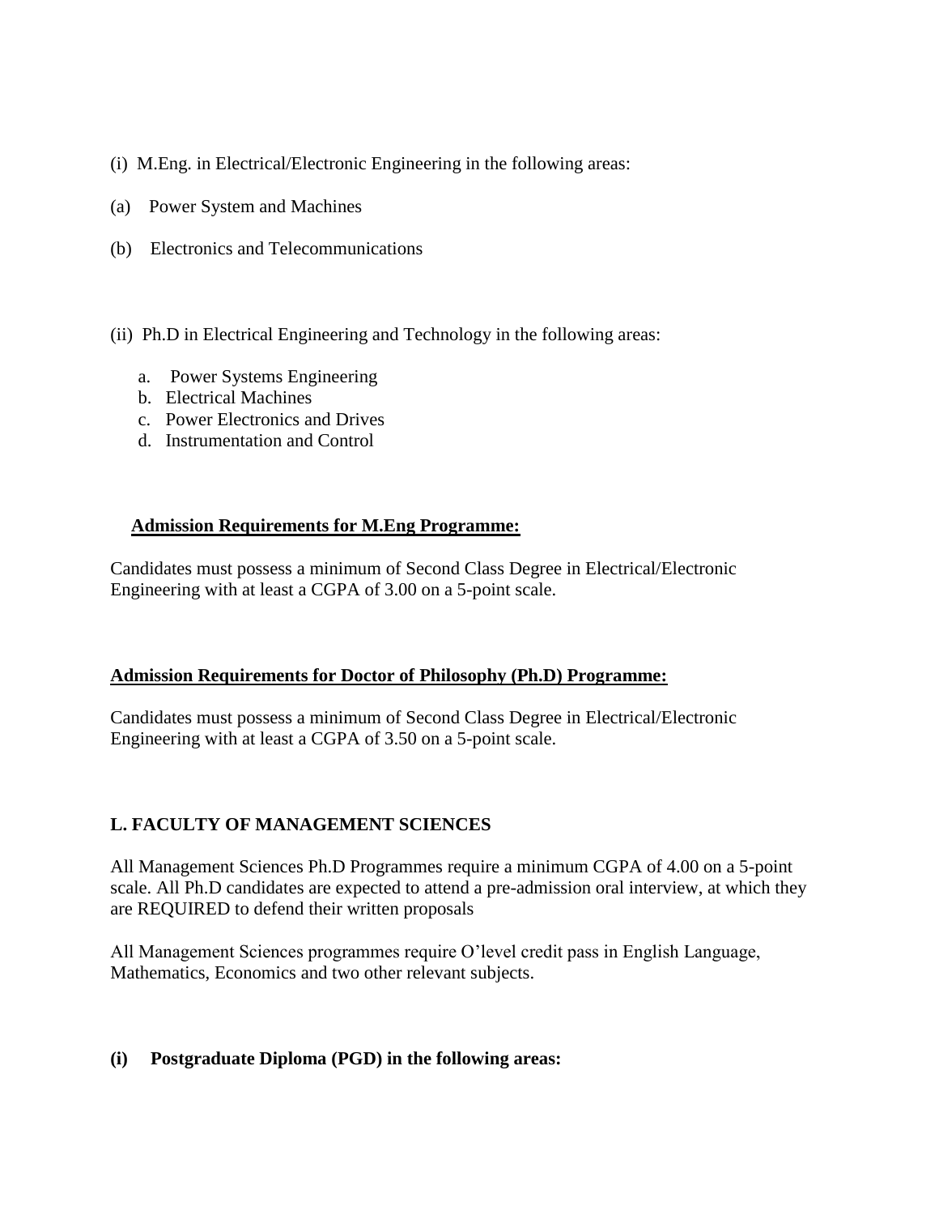(i) M.Eng. in Electrical/Electronic Engineering in the following areas:

(a) Power System and Machines

(b) Electronics and Telecommunications

(ii) Ph.D in Electrical Engineering and Technology in the following areas:

a. Power Systems Engineering
b. Electrical Machines
c. Power Electronics and Drives
d. Instrumentation and Control

**Admission Requirements for M.Eng Programme:**

Candidates must possess a minimum of Second Class Degree in Electrical/Electronic Engineering with at least a CGPA of 3.00 on a 5-point scale.

**Admission Requirements for Doctor of Philosophy (Ph.D) Programme:**

Candidates must possess a minimum of Second Class Degree in Electrical/Electronic Engineering with at least a CGPA of 3.50 on a 5-point scale.

## L. FACULTY OF MANAGEMENT SCIENCES

All Management Sciences Ph.D Programmes require a minimum CGPA of 4.00 on a 5-point scale. All Ph.D candidates are expected to attend a pre-admission oral interview, at which they are REQUIRED to defend their written proposals

All Management Sciences programmes require O'level credit pass in English Language, Mathematics, Economics and two other relevant subjects.

**(i) Postgraduate Diploma (PGD) in the following areas:**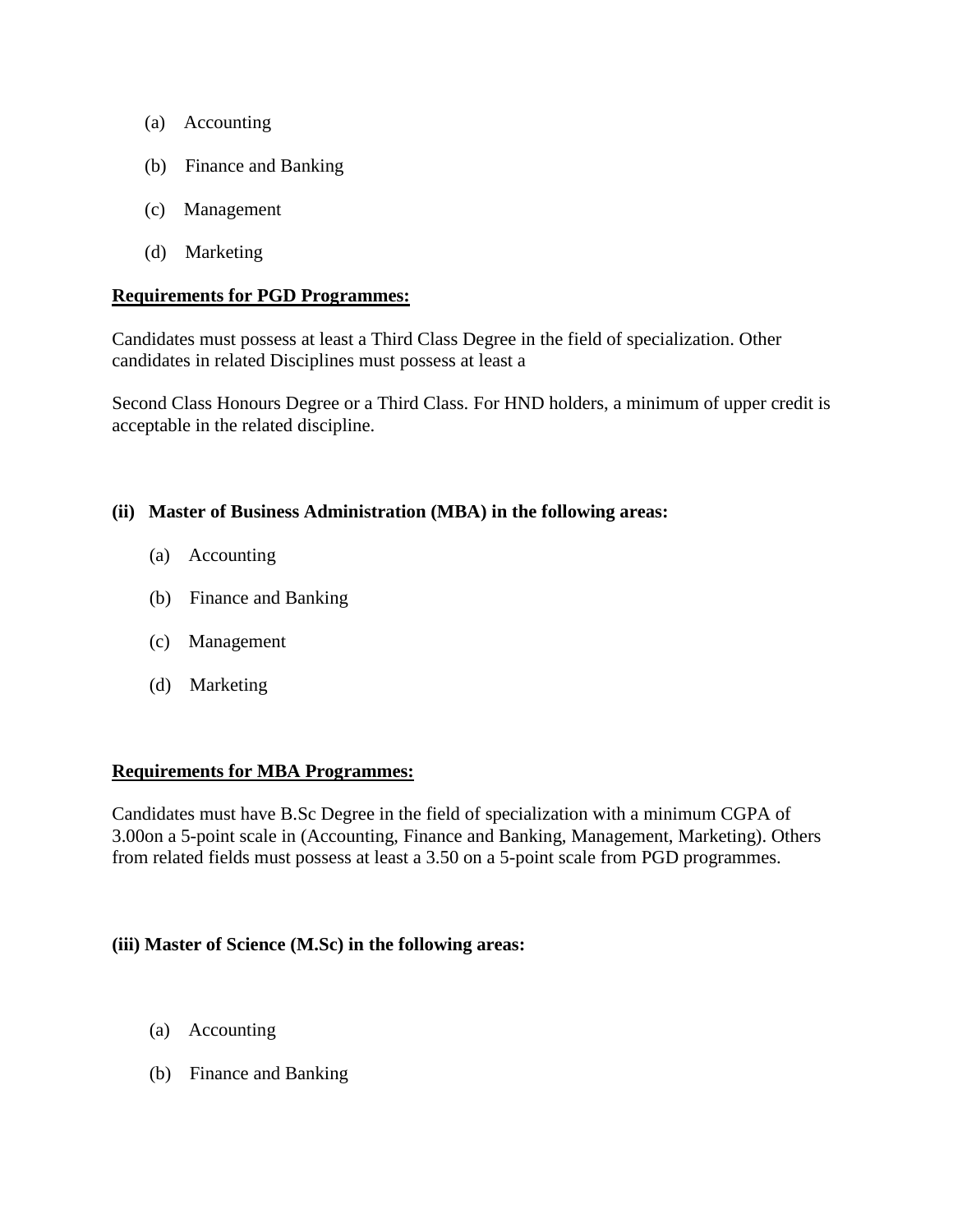(a) Accounting

(b) Finance and Banking

(c) Management

(d) Marketing

**Requirements for PGD Programmes:**

Candidates must possess at least a Third Class Degree in the field of specialization. Other candidates in related Disciplines must possess at least a

Second Class Honours Degree or a Third Class. For HND holders, a minimum of upper credit is acceptable in the related discipline.

**(ii) Master of Business Administration (MBA) in the following areas:**

(a) Accounting

(b) Finance and Banking

(c) Management

(d) Marketing

**Requirements for MBA Programmes:**

Candidates must have B.Sc Degree in the field of specialization with a minimum CGPA of 3.00on a 5-point scale in (Accounting, Finance and Banking, Management, Marketing). Others from related fields must possess at least a 3.50 on a 5-point scale from PGD programmes.

**(iii) Master of Science (M.Sc) in the following areas:**

(a) Accounting

(b) Finance and Banking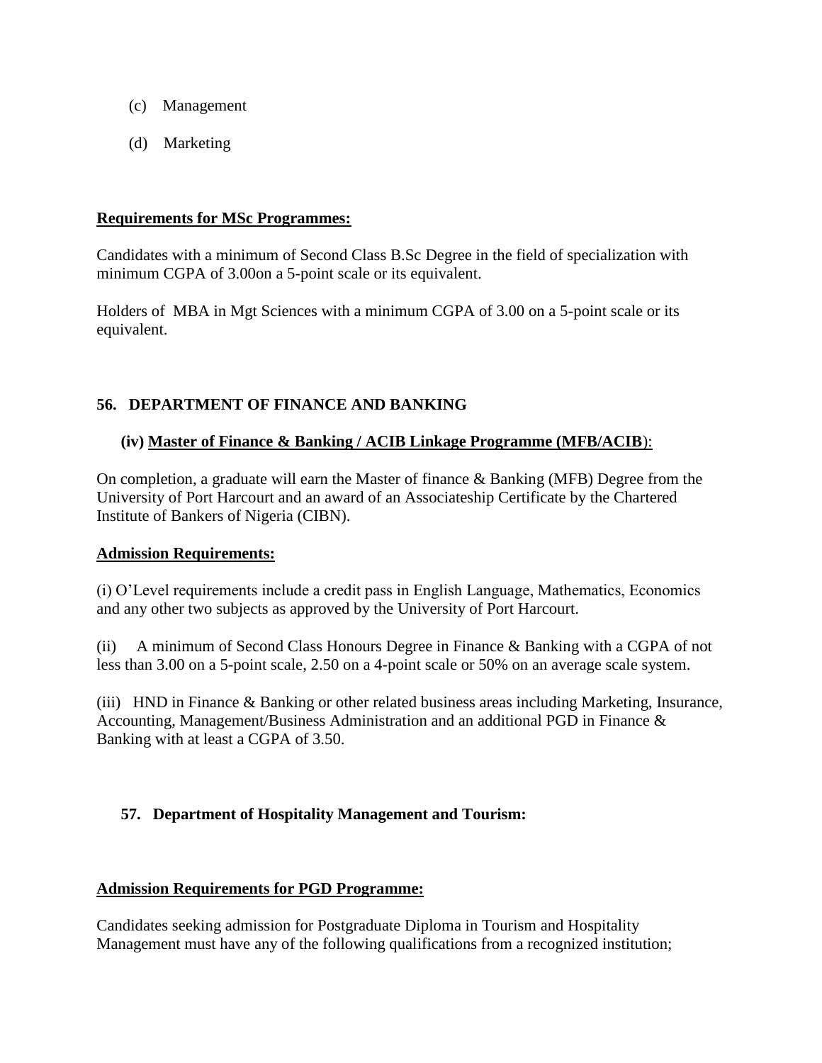(c) Management

(d) Marketing

**Requirements for MSc Programmes:**

Candidates with a minimum of Second Class B.Sc Degree in the field of specialization with minimum CGPA of 3.00on a 5-point scale or its equivalent.

Holders of MBA in Mgt Sciences with a minimum CGPA of 3.00 on a 5-point scale or its equivalent.

## 56. DEPARTMENT OF FINANCE AND BANKING

### (iv) Master of Finance & Banking / ACIB Linkage Programme (MFB/ACIB):

On completion, a graduate will earn the Master of finance & Banking (MFB) Degree from the University of Port Harcourt and an award of an Associateship Certificate by the Chartered Institute of Bankers of Nigeria (CIBN).

**Admission Requirements:**

(i) O'Level requirements include a credit pass in English Language, Mathematics, Economics and any other two subjects as approved by the University of Port Harcourt.

(ii) A minimum of Second Class Honours Degree in Finance & Banking with a CGPA of not less than 3.00 on a 5-point scale, 2.50 on a 4-point scale or 50% on an average scale system.

(iii) HND in Finance & Banking or other related business areas including Marketing, Insurance, Accounting, Management/Business Administration and an additional PGD in Finance & Banking with at least a CGPA of 3.50.

## 57. Department of Hospitality Management and Tourism:

**Admission Requirements for PGD Programme:**

Candidates seeking admission for Postgraduate Diploma in Tourism and Hospitality Management must have any of the following qualifications from a recognized institution;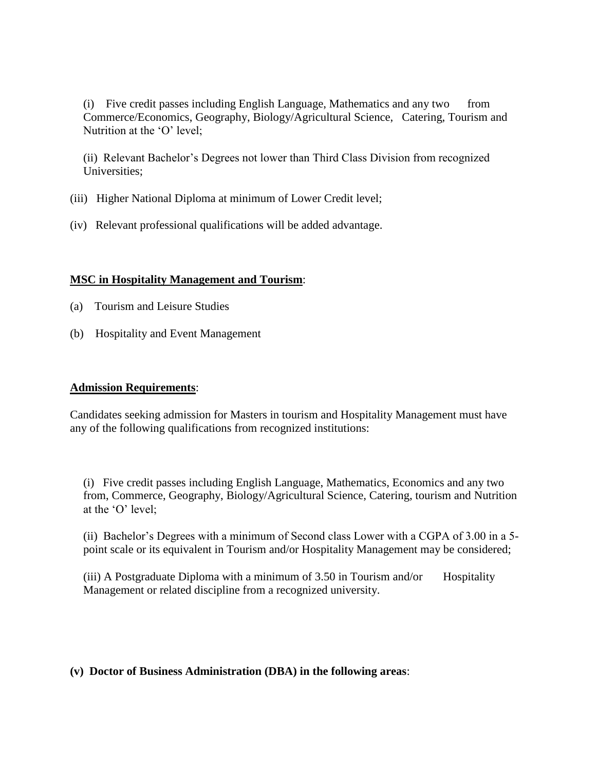(i) Five credit passes including English Language, Mathematics and any two from Commerce/Economics, Geography, Biology/Agricultural Science, Catering, Tourism and Nutrition at the 'O' level;

(ii) Relevant Bachelor's Degrees not lower than Third Class Division from recognized Universities;

(iii) Higher National Diploma at minimum of Lower Credit level;

(iv) Relevant professional qualifications will be added advantage.

**MSC in Hospitality Management and Tourism**:

(a) Tourism and Leisure Studies

(b) Hospitality and Event Management

**Admission Requirements**:

Candidates seeking admission for Masters in tourism and Hospitality Management must have any of the following qualifications from recognized institutions:

(i) Five credit passes including English Language, Mathematics, Economics and any two from, Commerce, Geography, Biology/Agricultural Science, Catering, tourism and Nutrition at the 'O' level;

(ii) Bachelor's Degrees with a minimum of Second class Lower with a CGPA of 3.00 in a 5-point scale or its equivalent in Tourism and/or Hospitality Management may be considered;

(iii) A Postgraduate Diploma with a minimum of 3.50 in Tourism and/or Hospitality Management or related discipline from a recognized university.

**(v) Doctor of Business Administration (DBA) in the following areas**: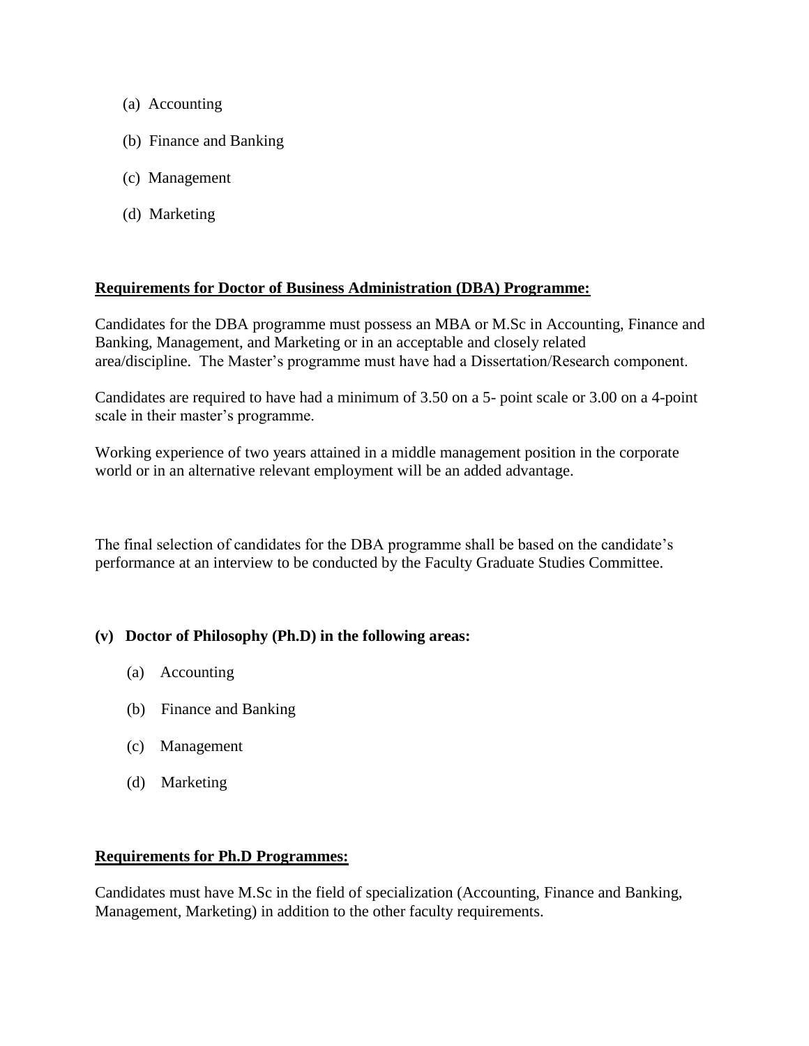(a) Accounting

(b) Finance and Banking

(c) Management

(d) Marketing

**Requirements for Doctor of Business Administration (DBA) Programme:**

Candidates for the DBA programme must possess an MBA or M.Sc in Accounting, Finance and Banking, Management, and Marketing or in an acceptable and closely related area/discipline. The Master's programme must have had a Dissertation/Research component.

Candidates are required to have had a minimum of 3.50 on a 5- point scale or 3.00 on a 4-point scale in their master's programme.

Working experience of two years attained in a middle management position in the corporate world or in an alternative relevant employment will be an added advantage.

The final selection of candidates for the DBA programme shall be based on the candidate's performance at an interview to be conducted by the Faculty Graduate Studies Committee.

**(v) Doctor of Philosophy (Ph.D) in the following areas:**

(a) Accounting

(b) Finance and Banking

(c) Management

(d) Marketing

**Requirements for Ph.D Programmes:**

Candidates must have M.Sc in the field of specialization (Accounting, Finance and Banking, Management, Marketing) in addition to the other faculty requirements.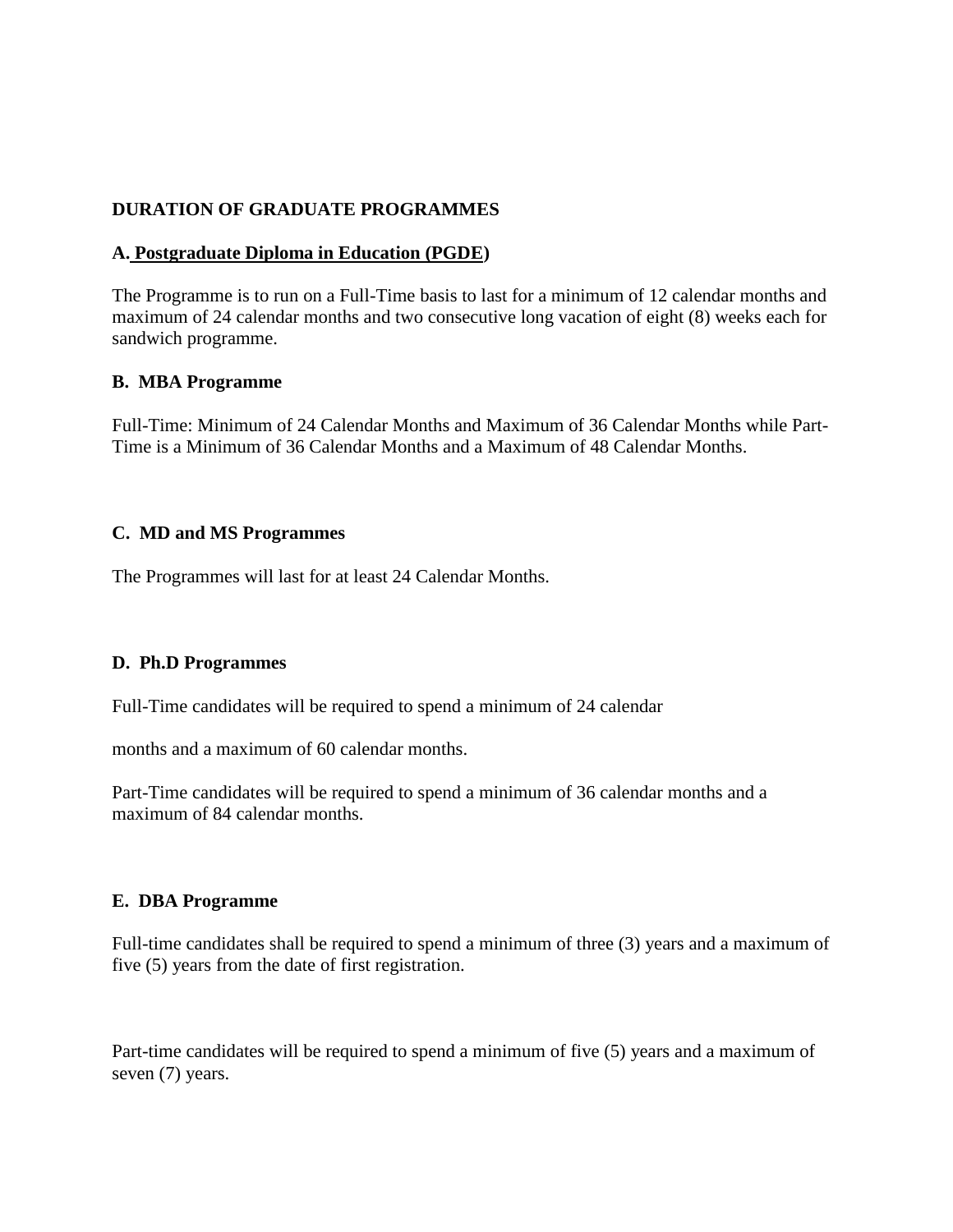## DURATION OF GRADUATE PROGRAMMES

### A. Postgraduate Diploma in Education (PGDE)

The Programme is to run on a Full-Time basis to last for a minimum of 12 calendar months and maximum of 24 calendar months and two consecutive long vacation of eight (8) weeks each for sandwich programme.

### B. MBA Programme

Full-Time: Minimum of 24 Calendar Months and Maximum of 36 Calendar Months while Part-Time is a Minimum of 36 Calendar Months and a Maximum of 48 Calendar Months.

### C. MD and MS Programmes

The Programmes will last for at least 24 Calendar Months.

### D. Ph.D Programmes

Full-Time candidates will be required to spend a minimum of 24 calendar months and a maximum of 60 calendar months.

Part-Time candidates will be required to spend a minimum of 36 calendar months and a maximum of 84 calendar months.

### E. DBA Programme

Full-time candidates shall be required to spend a minimum of three (3) years and a maximum of five (5) years from the date of first registration.

Part-time candidates will be required to spend a minimum of five (5) years and a maximum of seven (7) years.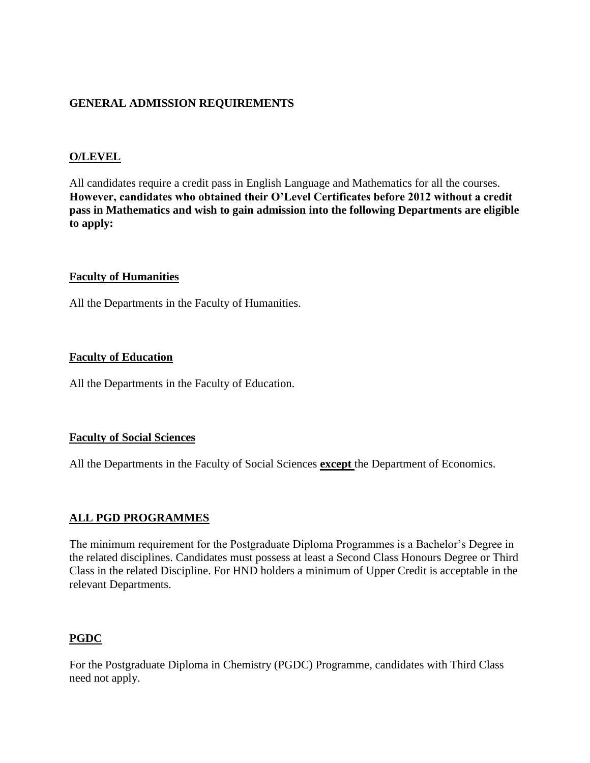## GENERAL ADMISSION REQUIREMENTS

### O/LEVEL

All candidates require a credit pass in English Language and Mathematics for all the courses. **However, candidates who obtained their O'Level Certificates before 2012 without a credit pass in Mathematics and wish to gain admission into the following Departments are eligible to apply:**

### Faculty of Humanities

All the Departments in the Faculty of Humanities.

### Faculty of Education

All the Departments in the Faculty of Education.

### Faculty of Social Sciences

All the Departments in the Faculty of Social Sciences **except** the Department of Economics.

### ALL PGD PROGRAMMES

The minimum requirement for the Postgraduate Diploma Programmes is a Bachelor's Degree in the related disciplines. Candidates must possess at least a Second Class Honours Degree or Third Class in the related Discipline. For HND holders a minimum of Upper Credit is acceptable in the relevant Departments.

### PGDC

For the Postgraduate Diploma in Chemistry (PGDC) Programme, candidates with Third Class need not apply.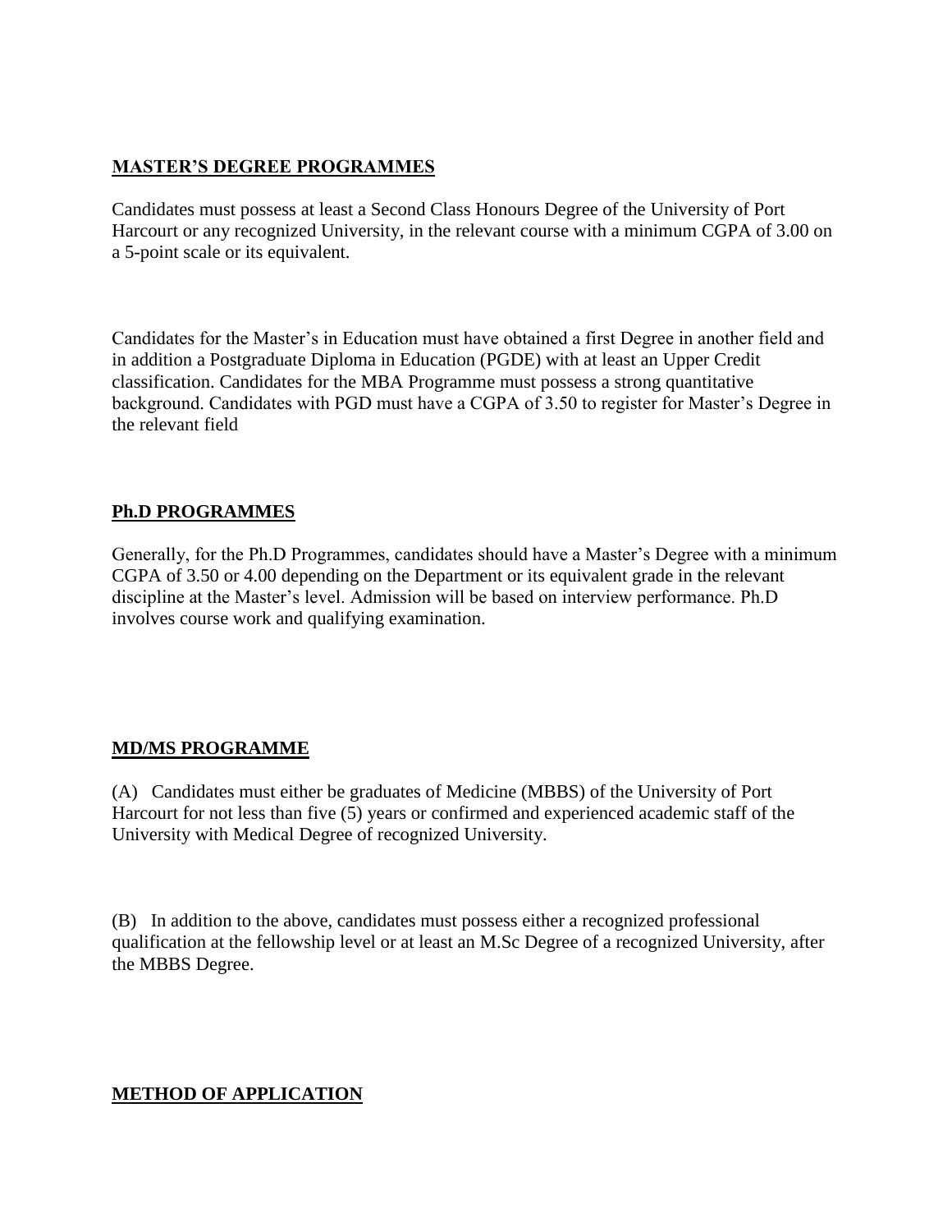## MASTER'S DEGREE PROGRAMMES

Candidates must possess at least a Second Class Honours Degree of the University of Port Harcourt or any recognized University, in the relevant course with a minimum CGPA of 3.00 on a 5-point scale or its equivalent.

Candidates for the Master's in Education must have obtained a first Degree in another field and in addition a Postgraduate Diploma in Education (PGDE) with at least an Upper Credit classification. Candidates for the MBA Programme must possess a strong quantitative background. Candidates with PGD must have a CGPA of 3.50 to register for Master's Degree in the relevant field

## Ph.D PROGRAMMES

Generally, for the Ph.D Programmes, candidates should have a Master's Degree with a minimum CGPA of 3.50 or 4.00 depending on the Department or its equivalent grade in the relevant discipline at the Master's level. Admission will be based on interview performance. Ph.D involves course work and qualifying examination.

## MD/MS PROGRAMME

(A) Candidates must either be graduates of Medicine (MBBS) of the University of Port Harcourt for not less than five (5) years or confirmed and experienced academic staff of the University with Medical Degree of recognized University.

(B) In addition to the above, candidates must possess either a recognized professional qualification at the fellowship level or at least an M.Sc Degree of a recognized University, after the MBBS Degree.

## METHOD OF APPLICATION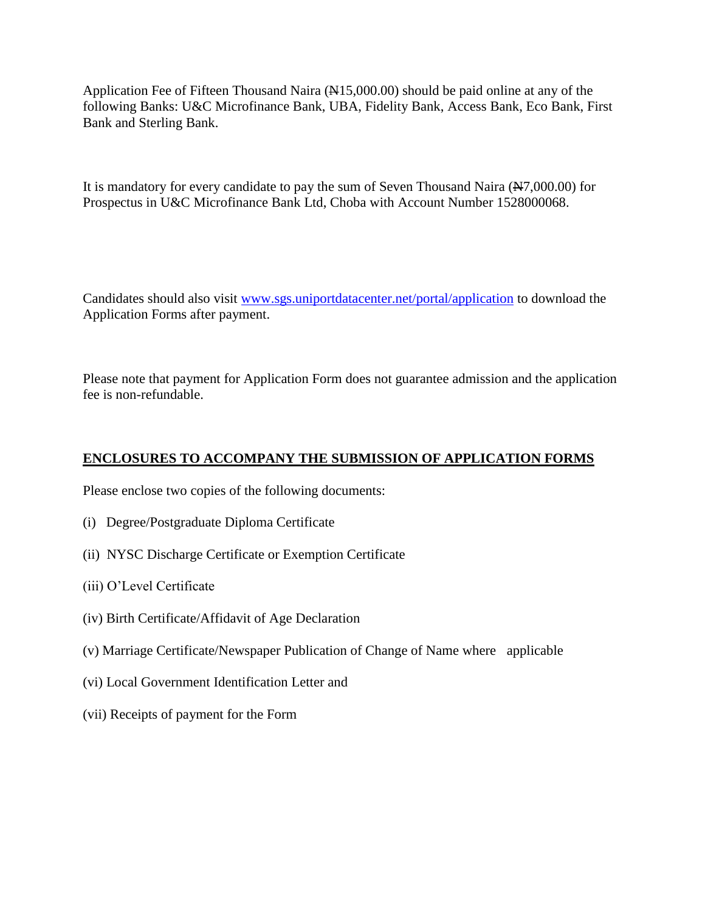Application Fee of Fifteen Thousand Naira (₦15,000.00) should be paid online at any of the following Banks: U&C Microfinance Bank, UBA, Fidelity Bank, Access Bank, Eco Bank, First Bank and Sterling Bank.

It is mandatory for every candidate to pay the sum of Seven Thousand Naira (₦7,000.00) for Prospectus in U&C Microfinance Bank Ltd, Choba with Account Number 1528000068.

Candidates should also visit www.sgs.uniportdatacenter.net/portal/application to download the Application Forms after payment.

Please note that payment for Application Form does not guarantee admission and the application fee is non-refundable.

## ENCLOSURES TO ACCOMPANY THE SUBMISSION OF APPLICATION FORMS

Please enclose two copies of the following documents:

(i) Degree/Postgraduate Diploma Certificate

(ii) NYSC Discharge Certificate or Exemption Certificate

(iii) O'Level Certificate

(iv) Birth Certificate/Affidavit of Age Declaration

(v) Marriage Certificate/Newspaper Publication of Change of Name where applicable

(vi) Local Government Identification Letter and

(vii) Receipts of payment for the Form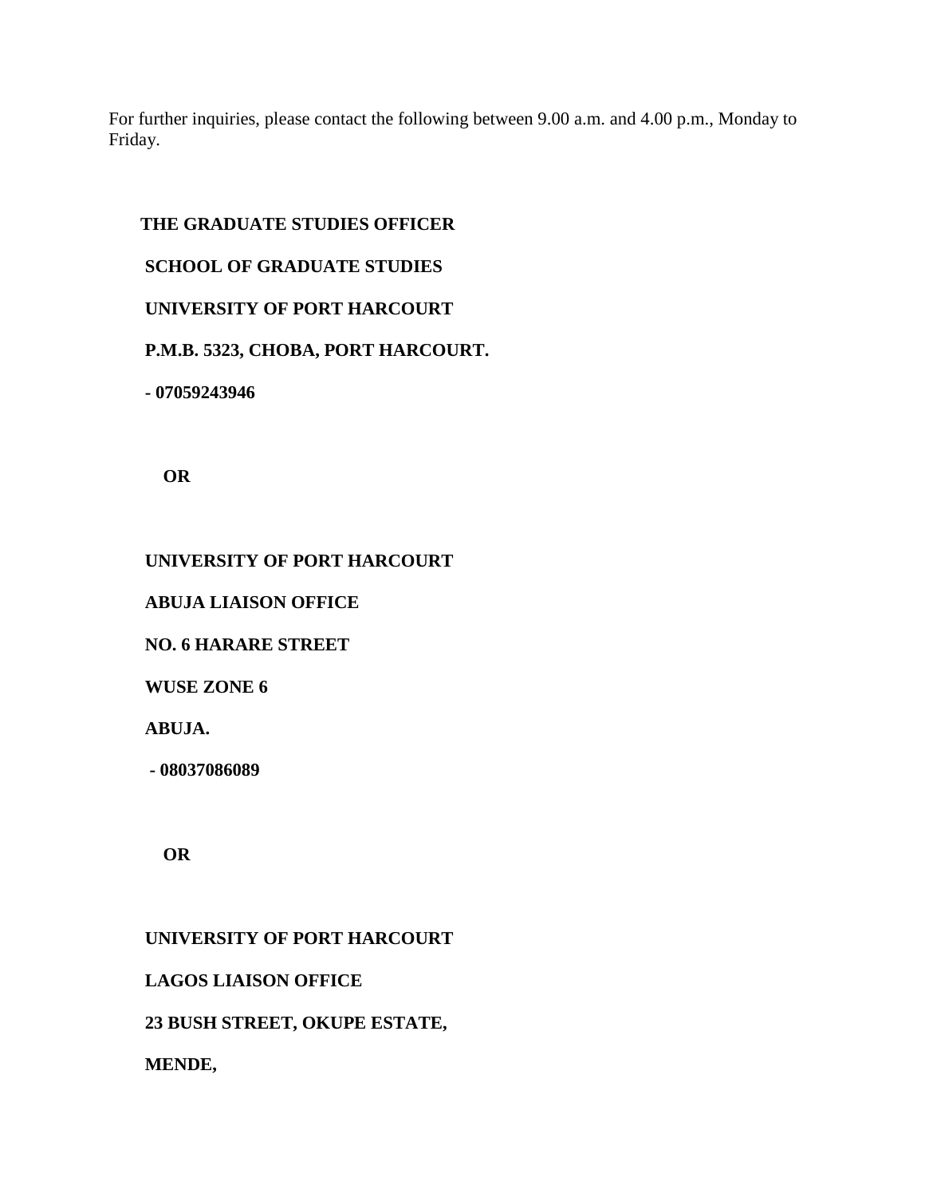For further inquiries, please contact the following between 9.00 a.m. and 4.00 p.m., Monday to Friday.

**THE GRADUATE STUDIES OFFICER**

**SCHOOL OF GRADUATE STUDIES**

**UNIVERSITY OF PORT HARCOURT**

**P.M.B. 5323, CHOBA, PORT HARCOURT.**

**- 07059243946**

**OR**

**UNIVERSITY OF PORT HARCOURT**

**ABUJA LIAISON OFFICE**

**NO. 6 HARARE STREET**

**WUSE ZONE 6**

**ABUJA.**

**- 08037086089**

**OR**

**UNIVERSITY OF PORT HARCOURT**

**LAGOS LIAISON OFFICE**

**23 BUSH STREET, OKUPE ESTATE,**

**MENDE,**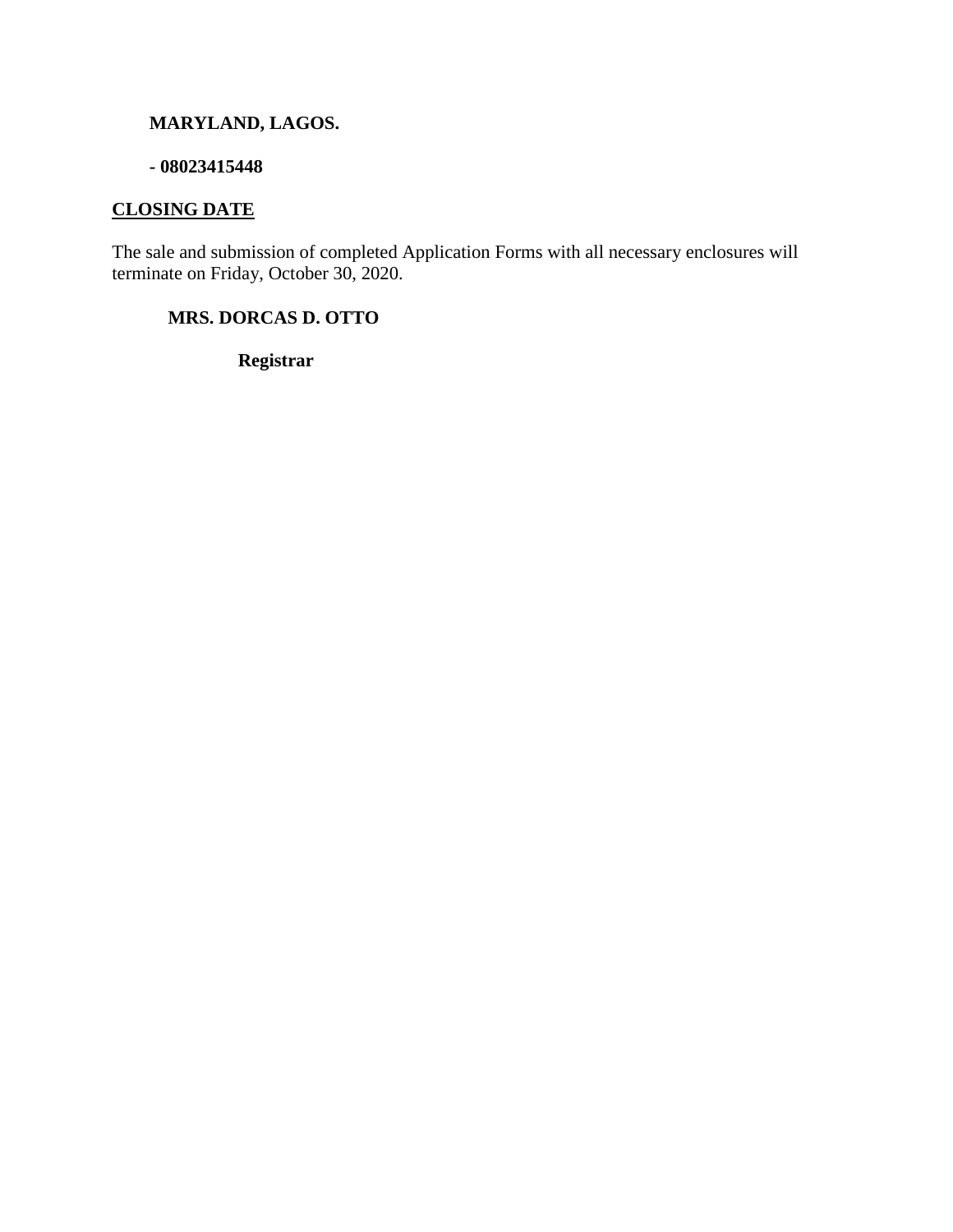**MARYLAND, LAGOS.**

**- 08023415448**

## CLOSING DATE

The sale and submission of completed Application Forms with all necessary enclosures will terminate on Friday, October 30, 2020.

**MRS. DORCAS D. OTTO**

**Registrar**